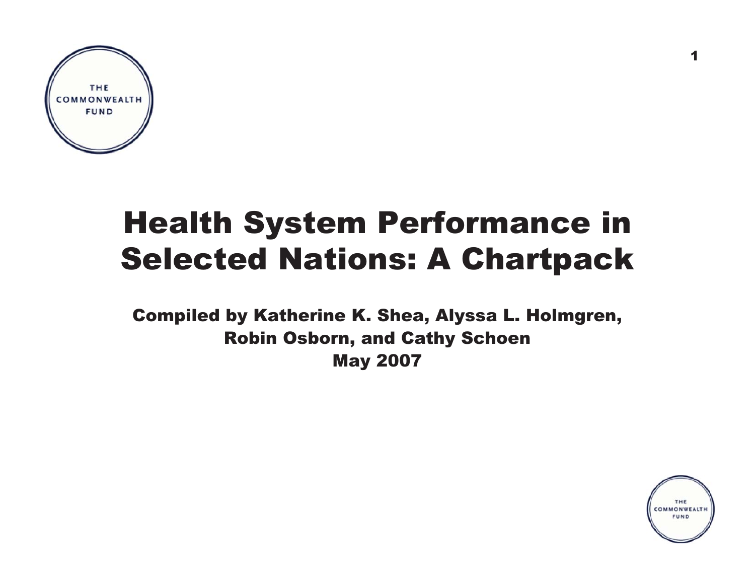# Health System Performance in Selected Nations: A Chartpack

**Compiled by Katherine K. Shea, Alyssa L. Holmgren, Robin Osborn, and Cathy Schoen**

**May 2007**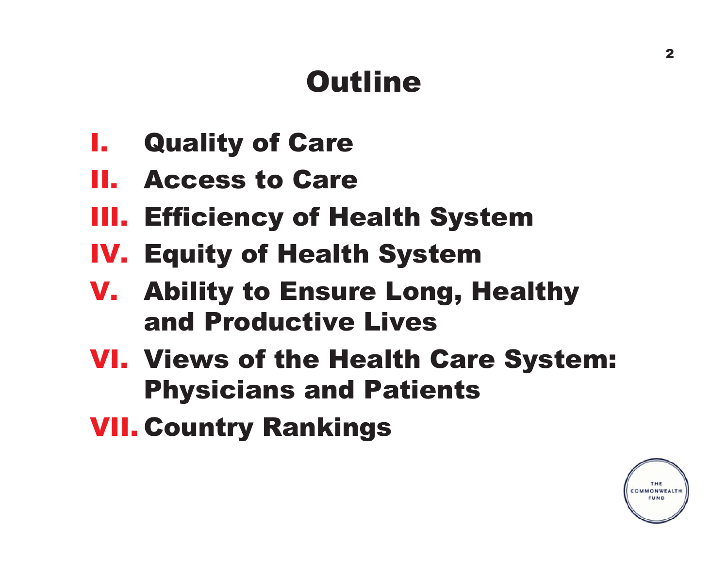# Outline

I. Quality of Care

II. Access to Care

III. Efficiency of Health System

IV. Equity of Health System

V. Ability to Ensure Long, Healthy and Productive Lives

VI. Views of the Health Care System: Physicians and Patients

VII. Country Rankings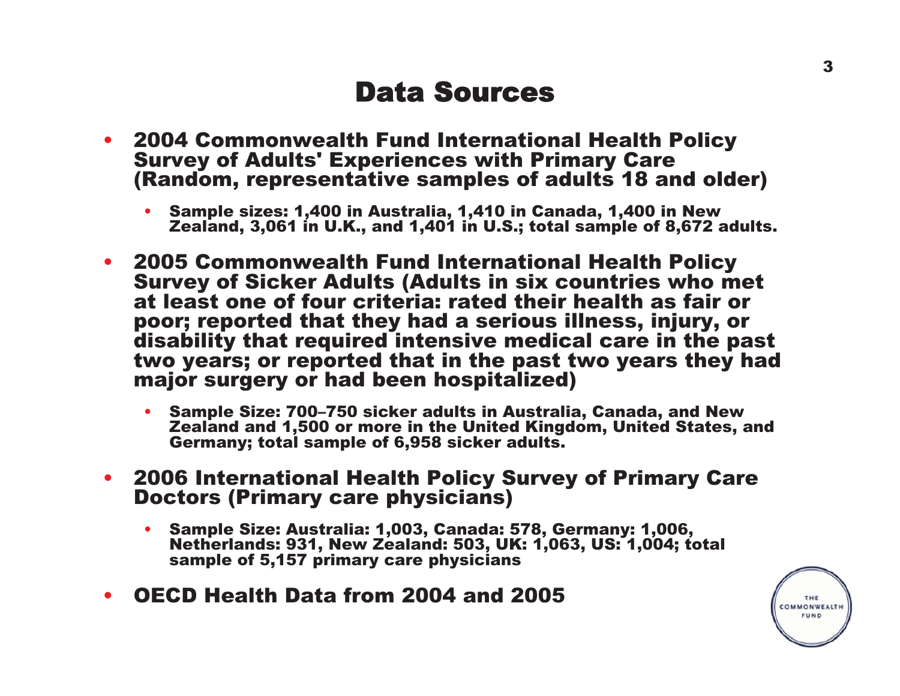# Data Sources

- **2004 Commonwealth Fund International Health Policy Survey of Adults' Experiences with Primary Care (Random, representative samples of adults 18 and older)**
  - **Sample sizes: 1,400 in Australia, 1,410 in Canada, 1,400 in New Zealand, 3,061 in U.K., and 1,401 in U.S.; total sample of 8,672 adults.**
- **2005 Commonwealth Fund International Health Policy Survey of Sicker Adults (Adults in six countries who met at least one of four criteria: rated their health as fair or poor; reported that they had a serious illness, injury, or disability that required intensive medical care in the past two years; or reported that in the past two years they had major surgery or had been hospitalized)**
  - **Sample Size: 700–750 sicker adults in Australia, Canada, and New Zealand and 1,500 or more in the United Kingdom, United States, and Germany; total sample of 6,958 sicker adults.**
- **2006 International Health Policy Survey of Primary Care Doctors (Primary care physicians)**
  - **Sample Size: Australia: 1,003, Canada: 578, Germany: 1,006, Netherlands: 931, New Zealand: 503, UK: 1,063, US: 1,004; total sample of 5,157 primary care physicians**
- **OECD Health Data from 2004 and 2005**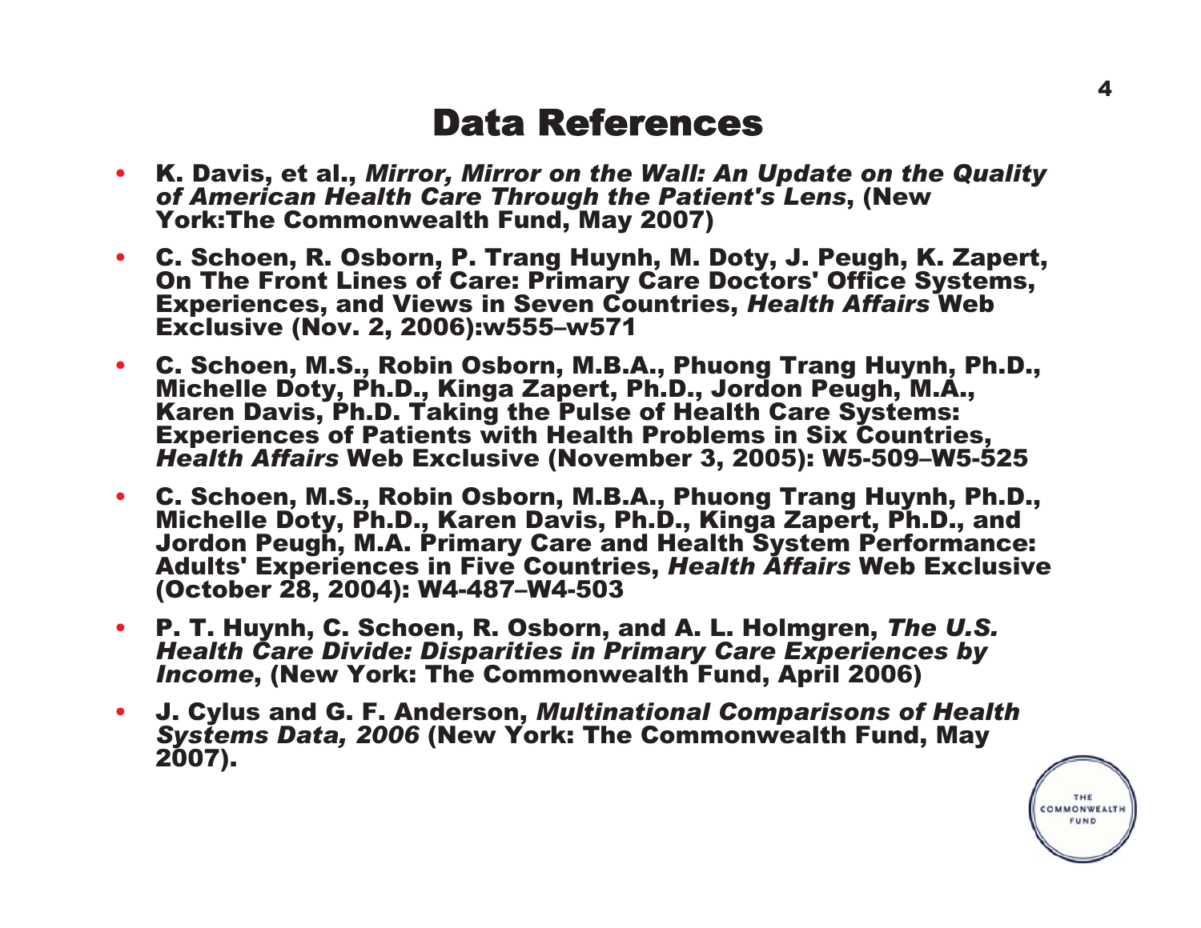# Data References

- K. Davis, et al., *Mirror, Mirror on the Wall: An Update on the Quality of American Health Care Through the Patient's Lens*, (New York:The Commonwealth Fund, May 2007)
- C. Schoen, R. Osborn, P. Trang Huynh, M. Doty, J. Peugh, K. Zapert, On The Front Lines of Care: Primary Care Doctors' Office Systems, Experiences, and Views in Seven Countries, *Health Affairs* Web Exclusive (Nov. 2, 2006):w555–w571
- C. Schoen, M.S., Robin Osborn, M.B.A., Phuong Trang Huynh, Ph.D., Michelle Doty, Ph.D., Kinga Zapert, Ph.D., Jordon Peugh, M.A., Karen Davis, Ph.D. Taking the Pulse of Health Care Systems: Experiences of Patients with Health Problems in Six Countries, *Health Affairs* Web Exclusive (November 3, 2005): W5-509–W5-525
- C. Schoen, M.S., Robin Osborn, M.B.A., Phuong Trang Huynh, Ph.D., Michelle Doty, Ph.D., Karen Davis, Ph.D., Kinga Zapert, Ph.D., and Jordon Peugh, M.A. Primary Care and Health System Performance: Adults' Experiences in Five Countries, *Health Affairs* Web Exclusive (October 28, 2004): W4-487–W4-503
- P. T. Huynh, C. Schoen, R. Osborn, and A. L. Holmgren, *The U.S. Health Care Divide: Disparities in Primary Care Experiences by Income*, (New York: The Commonwealth Fund, April 2006)
- J. Cylus and G. F. Anderson, *Multinational Comparisons of Health Systems Data, 2006* (New York: The Commonwealth Fund, May 2007).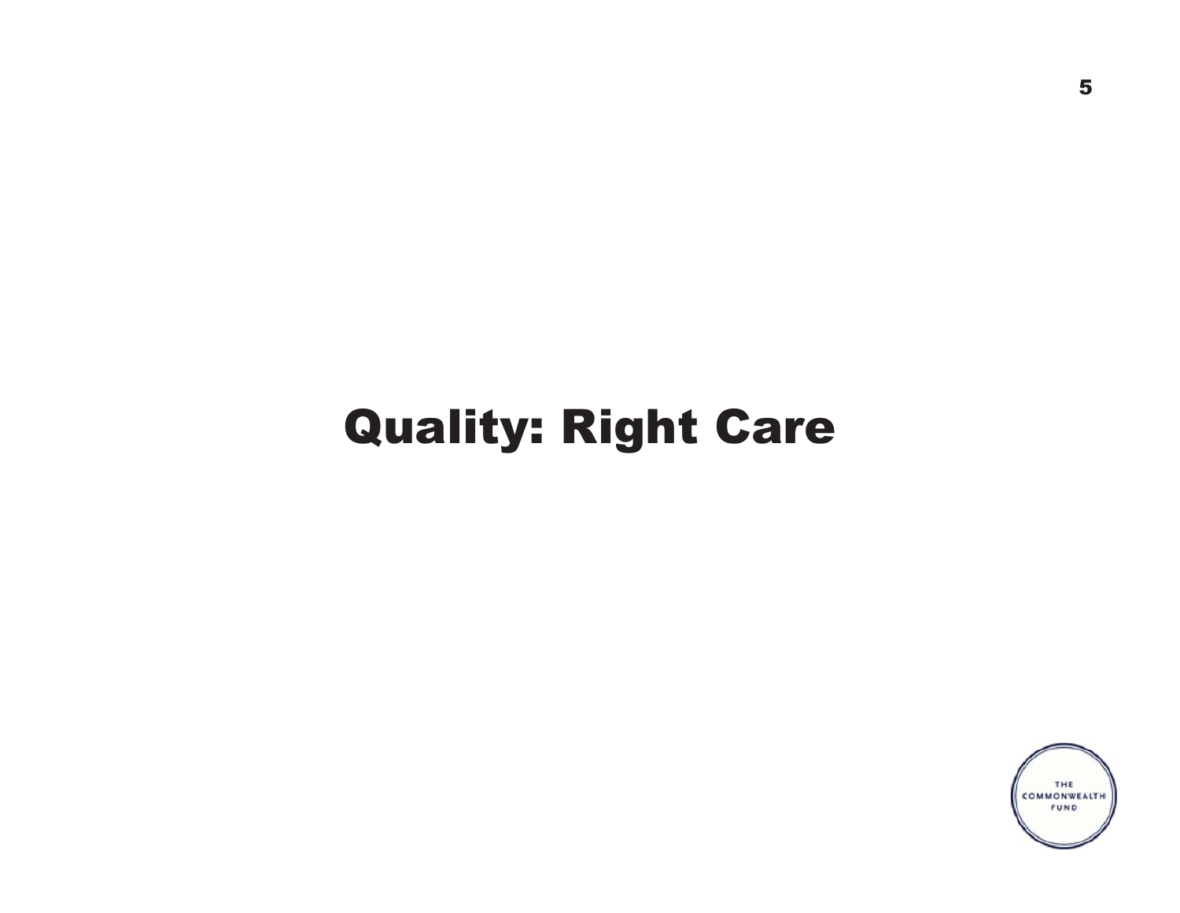# Quality: Right Care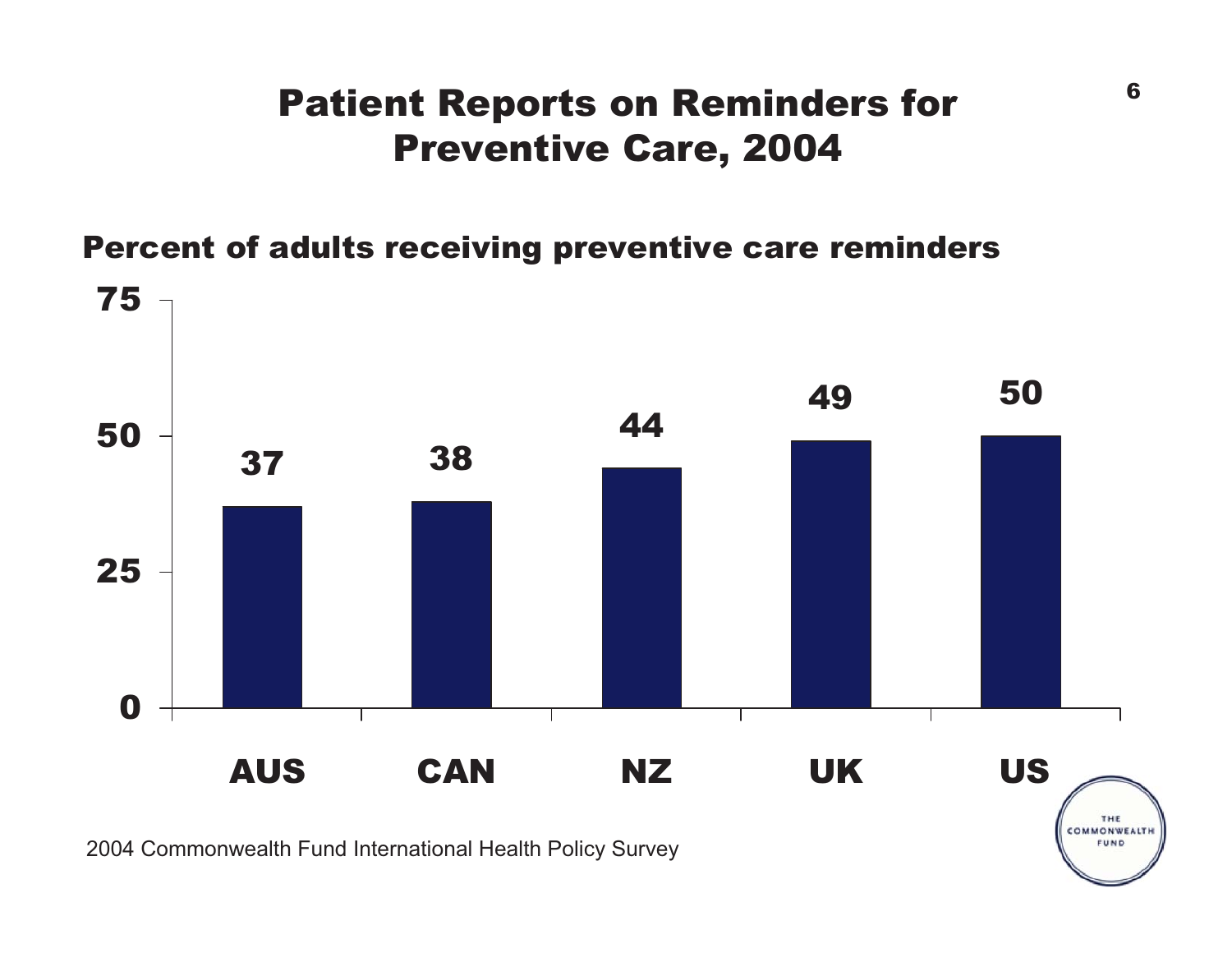# Patient Reports on Reminders for Preventive Care, 2004

**Percent of adults receiving preventive care reminders**

| Country | Percent |
|---|---|
| AUS | 37 |
| CAN | 38 |
| NZ | 44 |
| UK | 49 |
| US | 50 |

2004 Commonwealth Fund International Health Policy Survey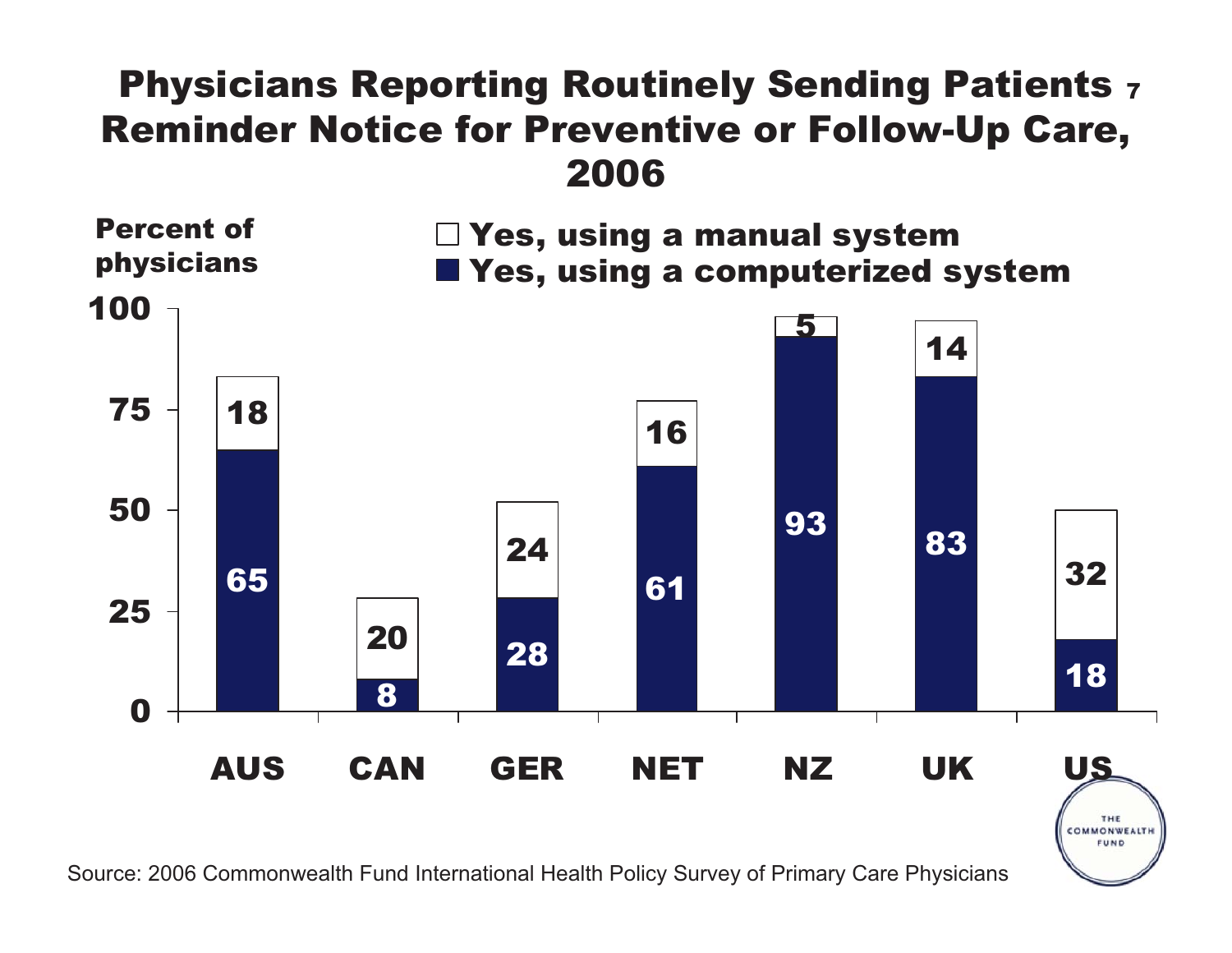# Physicians Reporting Routinely Sending Patients Reminder Notice for Preventive or Follow-Up Care, 2006

Percent of physicians

| | AUS | CAN | GER | NET | NZ | UK | US |
|---|---|---|---|---|---|---|---|
| Yes, using a manual system | 18 | 20 | 24 | 16 | 5 | 14 | 32 |
| Yes, using a computerized system | 65 | 8 | 28 | 61 | 93 | 83 | 18 |

Source: 2006 Commonwealth Fund International Health Policy Survey of Primary Care Physicians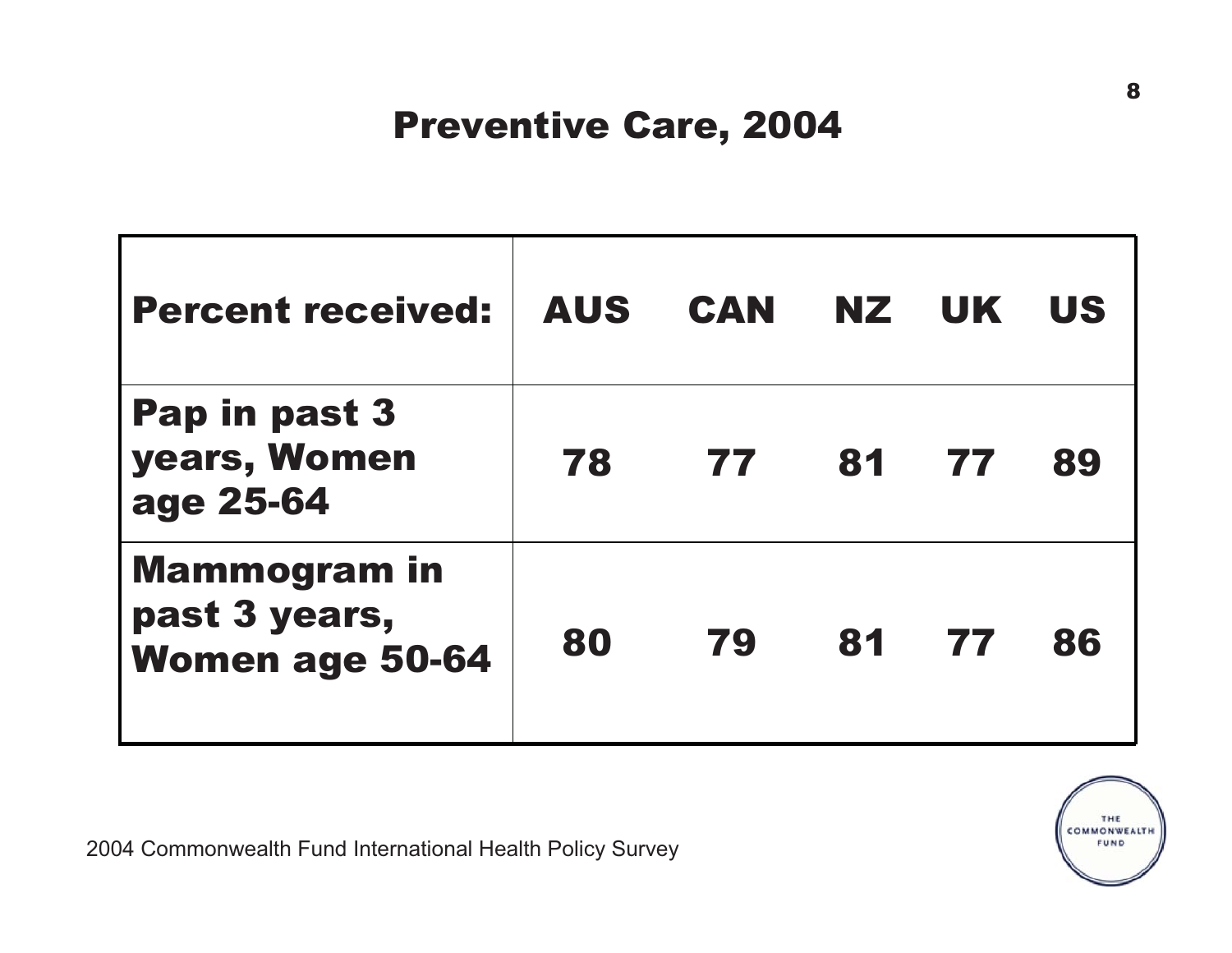# Preventive Care, 2004

| Percent received: | AUS | CAN | NZ | UK | US |
| --- | --- | --- | --- | --- | --- |
| Pap in past 3 years, Women age 25-64 | 78 | 77 | 81 | 77 | 89 |
| Mammogram in past 3 years, Women age 50-64 | 80 | 79 | 81 | 77 | 86 |

2004 Commonwealth Fund International Health Policy Survey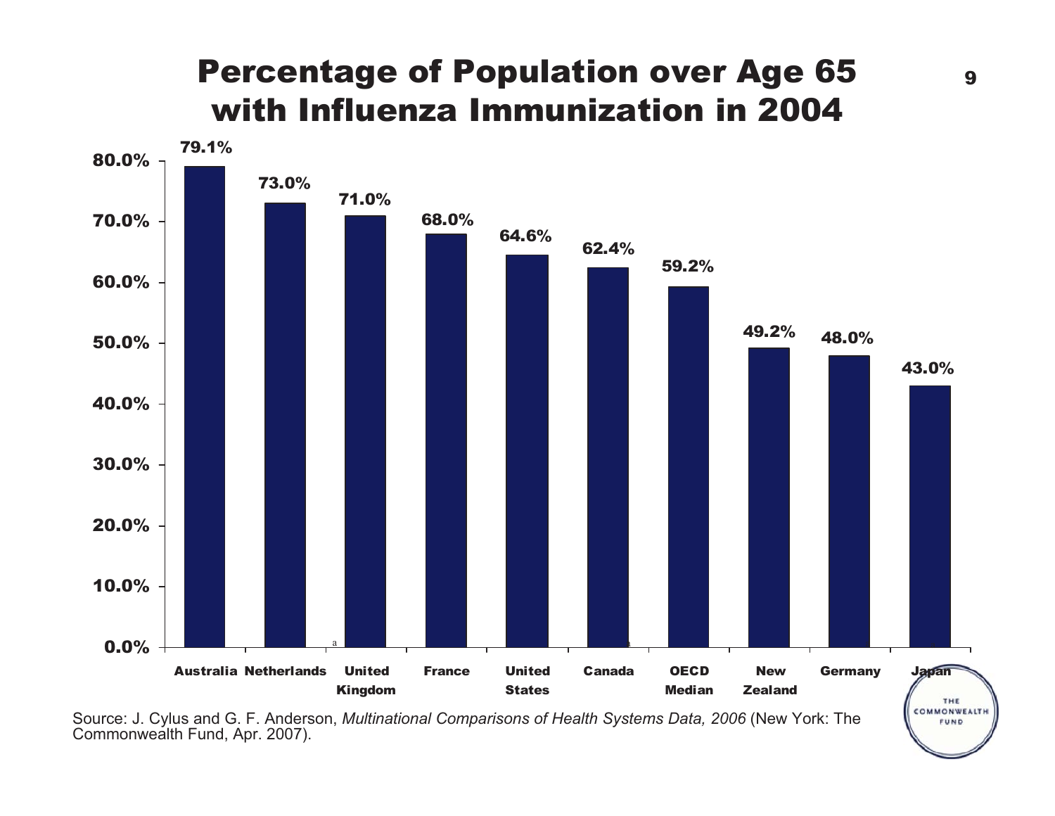# Percentage of Population over Age 65 with Influenza Immunization in 2004

| Country | Percentage |
|---|---|
| Australia | 79.1% |
| Netherlands | 73.0% |
| United Kingdom | 71.0% |
| France | 68.0% |
| United States | 64.6% |
| Canada | 62.4% |
| OECD Median | 59.2% |
| New Zealand | 49.2% |
| Germany | 48.0% |
| Japan | 43.0% |

Source: J. Cylus and G. F. Anderson, *Multinational Comparisons of Health Systems Data, 2006* (New York: The Commonwealth Fund, Apr. 2007).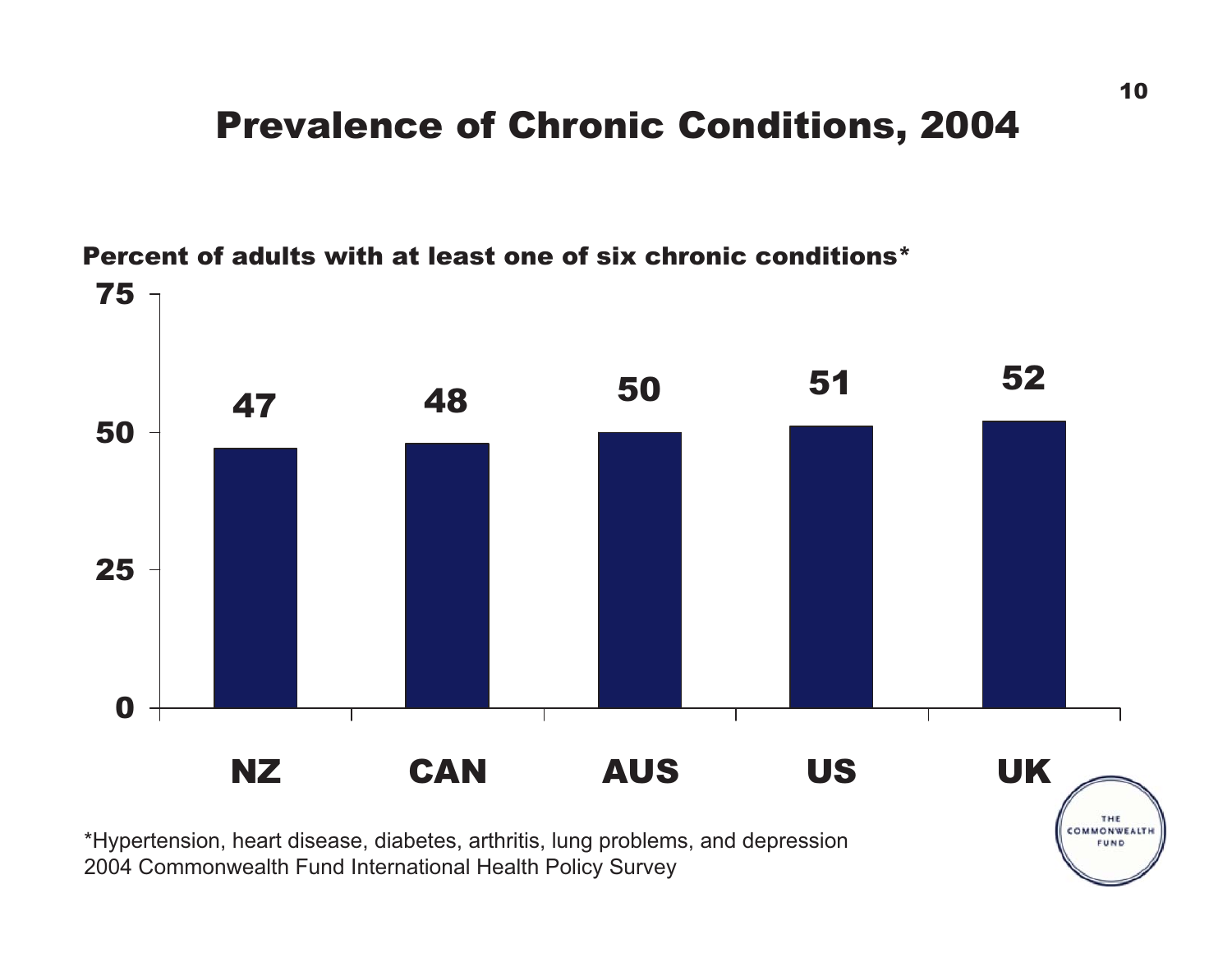# Prevalence of Chronic Conditions, 2004

Percent of adults with at least one of six chronic conditions*

| Country | Percent |
|---|---|
| NZ | 47 |
| CAN | 48 |
| AUS | 50 |
| US | 51 |
| UK | 52 |

*Hypertension, heart disease, diabetes, arthritis, lung problems, and depression
2004 Commonwealth Fund International Health Policy Survey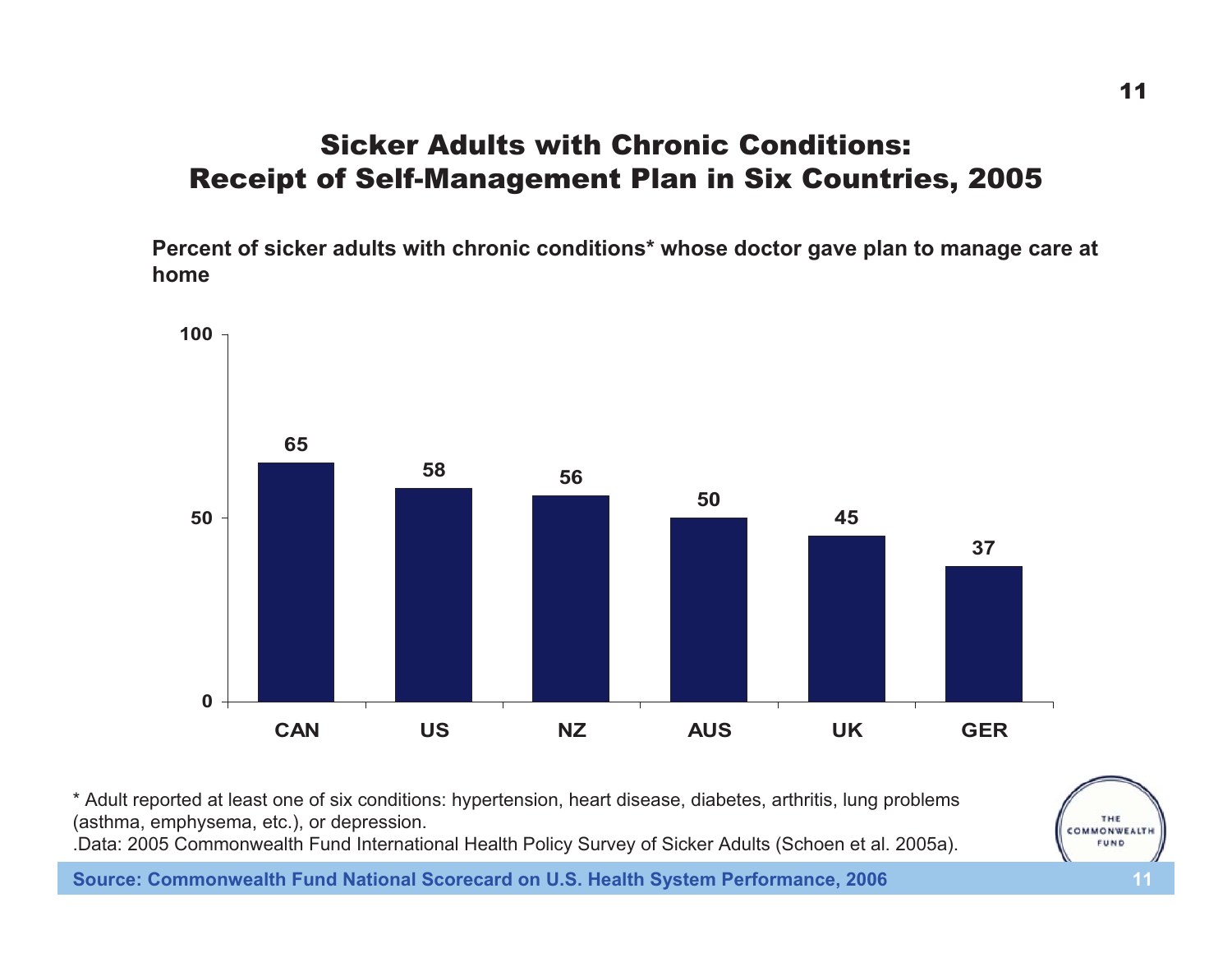# Sicker Adults with Chronic Conditions: Receipt of Self-Management Plan in Six Countries, 2005

**Percent of sicker adults with chronic conditions* whose doctor gave plan to manage care at home**

| Country | Percent |
|---|---|
| CAN | 65 |
| US | 58 |
| NZ | 56 |
| AUS | 50 |
| UK | 45 |
| GER | 37 |

* Adult reported at least one of six conditions: hypertension, heart disease, diabetes, arthritis, lung problems (asthma, emphysema, etc.), or depression.

.Data: 2005 Commonwealth Fund International Health Policy Survey of Sicker Adults (Schoen et al. 2005a).

**Source: Commonwealth Fund National Scorecard on U.S. Health System Performance, 2006**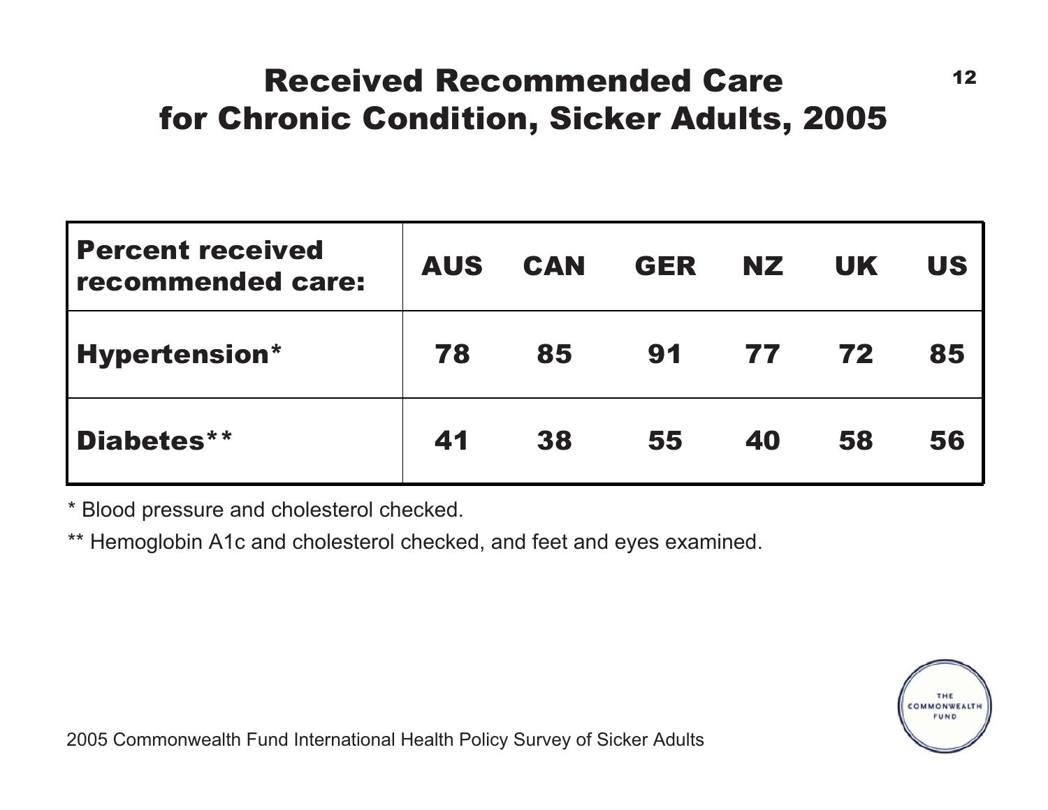# Received Recommended Care for Chronic Condition, Sicker Adults, 2005

| Percent received recommended care: | AUS | CAN | GER | NZ | UK | US |
|---|---|---|---|---|---|---|
| Hypertension* | 78 | 85 | 91 | 77 | 72 | 85 |
| Diabetes** | 41 | 38 | 55 | 40 | 58 | 56 |

* Blood pressure and cholesterol checked.

** Hemoglobin A1c and cholesterol checked, and feet and eyes examined.

2005 Commonwealth Fund International Health Policy Survey of Sicker Adults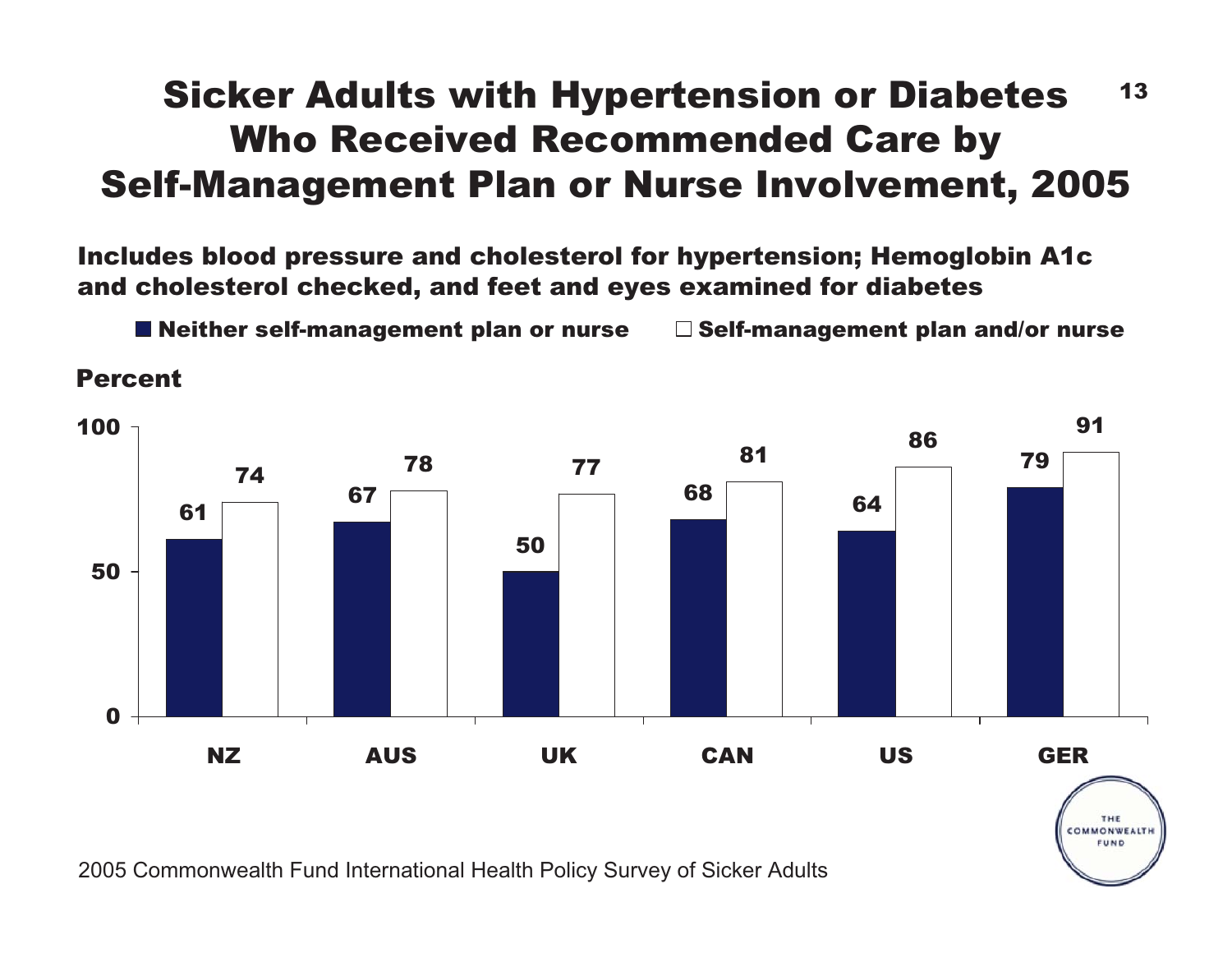# Sicker Adults with Hypertension or Diabetes Who Received Recommended Care by Self-Management Plan or Nurse Involvement, 2005

**Includes blood pressure and cholesterol for hypertension; Hemoglobin A1c and cholesterol checked, and feet and eyes examined for diabetes**

Percent

| Country | Neither self-management plan or nurse | Self-management plan and/or nurse |
|---|---|---|
| NZ | 61 | 74 |
| AUS | 67 | 78 |
| UK | 50 | 77 |
| CAN | 68 | 81 |
| US | 64 | 86 |
| GER | 79 | 91 |

2005 Commonwealth Fund International Health Policy Survey of Sicker Adults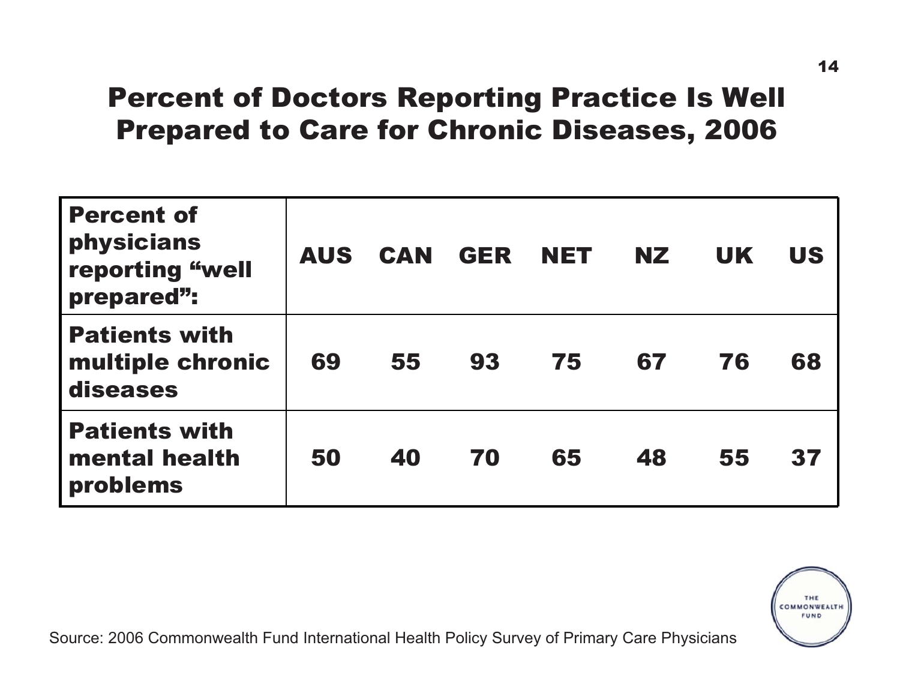# Percent of Doctors Reporting Practice Is Well Prepared to Care for Chronic Diseases, 2006

| Percent of physicians reporting "well prepared": | AUS | CAN | GER | NET | NZ | UK | US |
|---|---|---|---|---|---|---|---|
| Patients with multiple chronic diseases | 69 | 55 | 93 | 75 | 67 | 76 | 68 |
| Patients with mental health problems | 50 | 40 | 70 | 65 | 48 | 55 | 37 |

Source: 2006 Commonwealth Fund International Health Policy Survey of Primary Care Physicians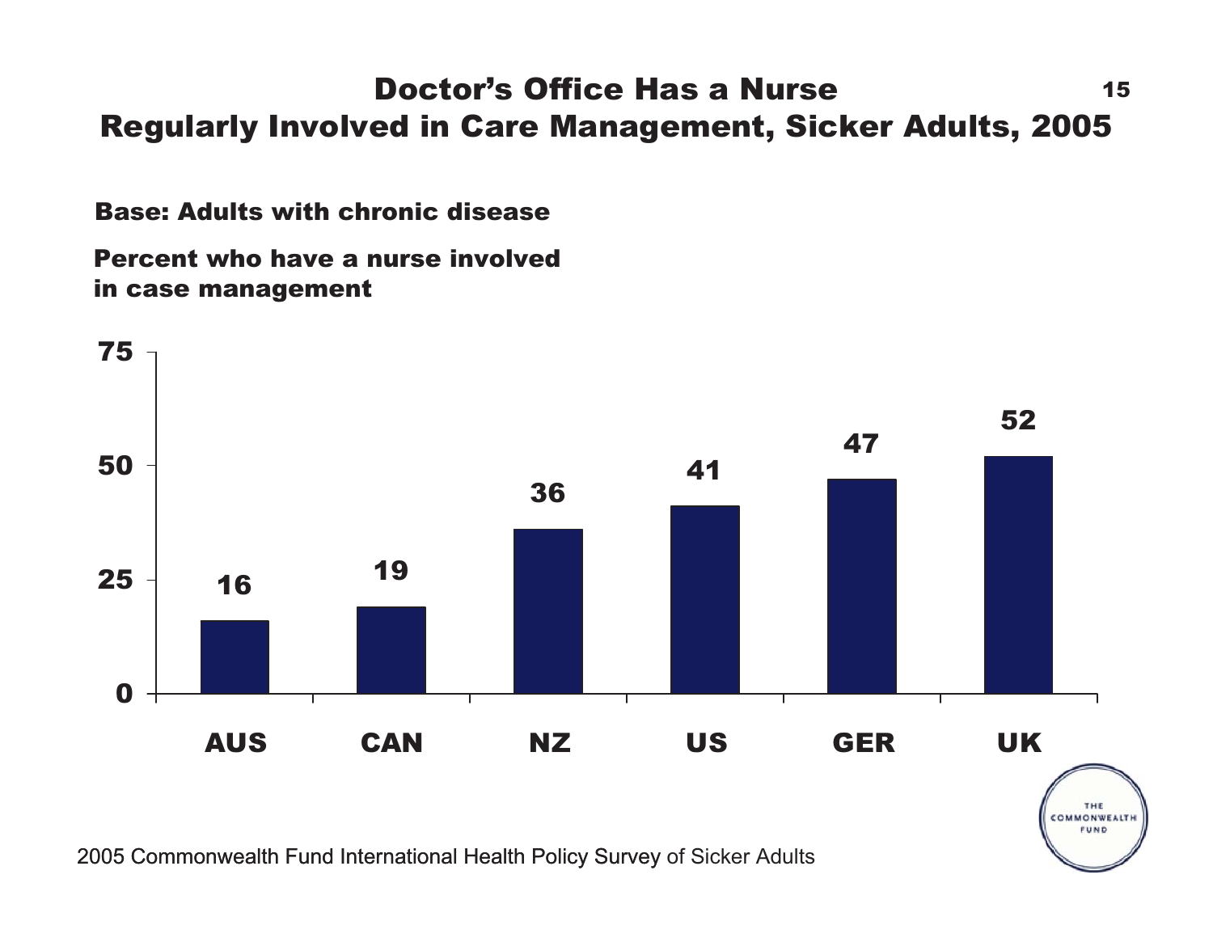# Doctor's Office Has a Nurse Regularly Involved in Care Management, Sicker Adults, 2005

**Base: Adults with chronic disease**

**Percent who have a nurse involved in case management**

| Country | Percent |
| --- | --- |
| AUS | 16 |
| CAN | 19 |
| NZ | 36 |
| US | 41 |
| GER | 47 |
| UK | 52 |

2005 Commonwealth Fund International Health Policy Survey of Sicker Adults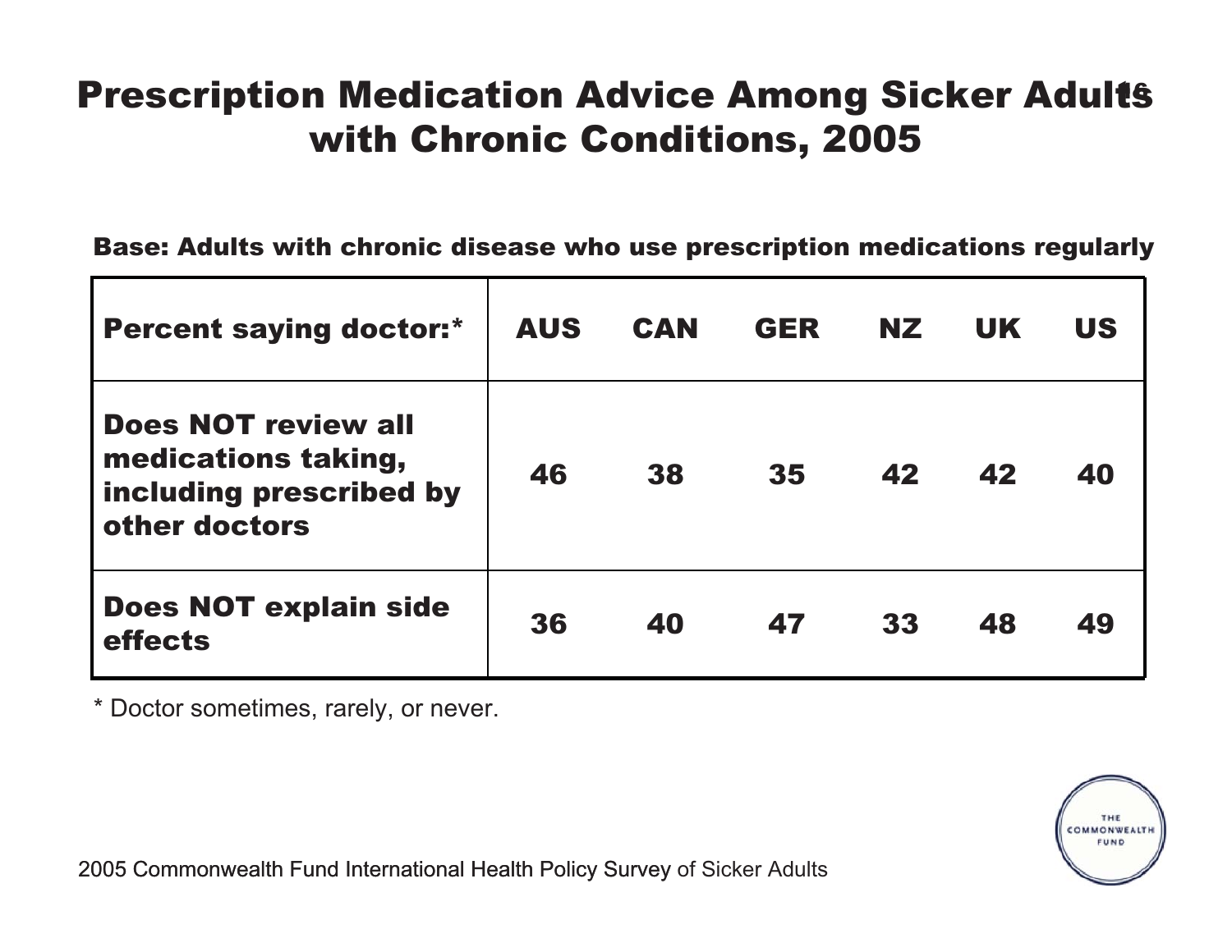# Prescription Medication Advice Among Sicker Adults with Chronic Conditions, 2005

**Base: Adults with chronic disease who use prescription medications regularly**

| Percent saying doctor:* | AUS | CAN | GER | NZ | UK | US |
|---|---|---|---|---|---|---|
| Does NOT review all medications taking, including prescribed by other doctors | 46 | 38 | 35 | 42 | 42 | 40 |
| Does NOT explain side effects | 36 | 40 | 47 | 33 | 48 | 49 |

* Doctor sometimes, rarely, or never.

2005 Commonwealth Fund International Health Policy Survey of Sicker Adults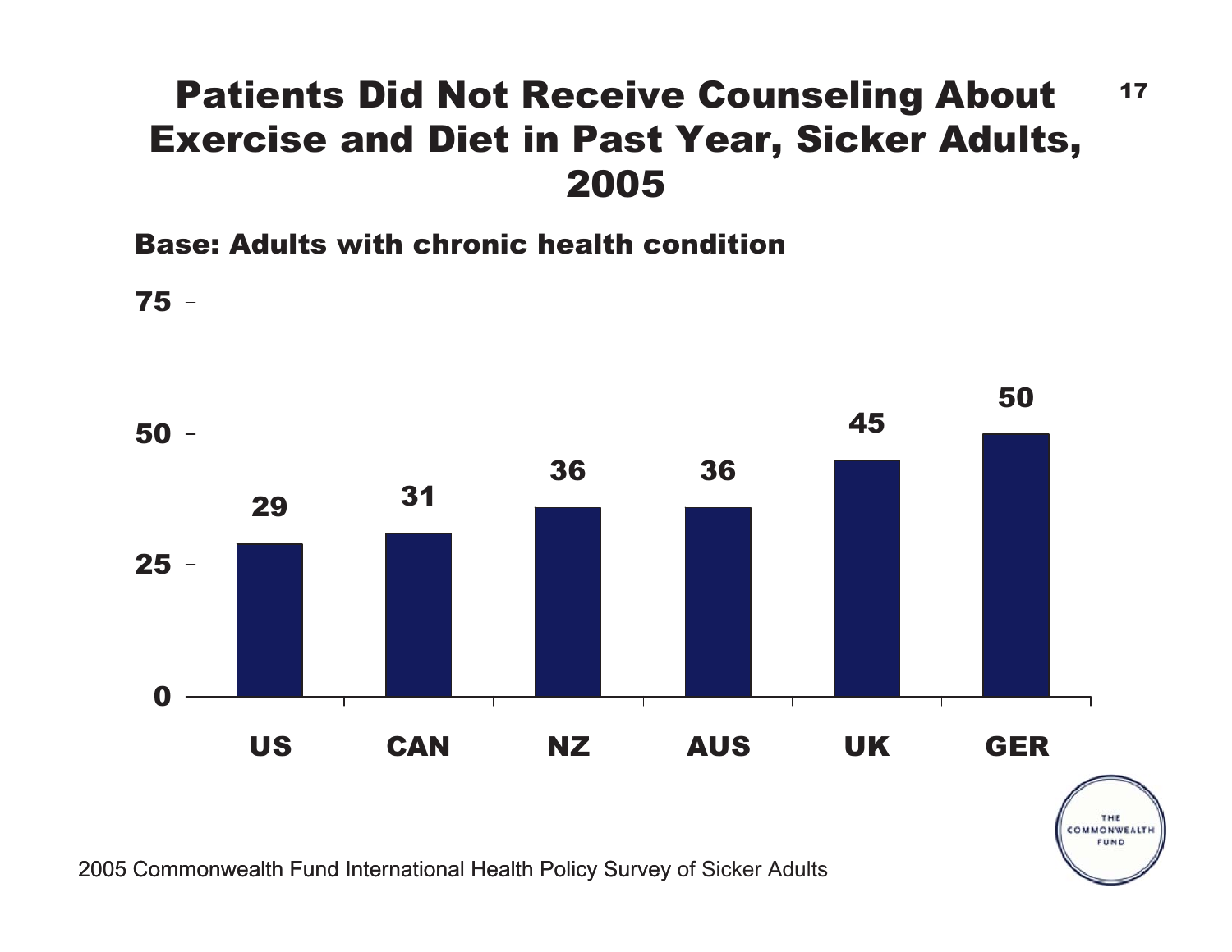# Patients Did Not Receive Counseling About Exercise and Diet in Past Year, Sicker Adults, 2005

**Base: Adults with chronic health condition**

| Country | Percent |
|---|---|
| US | 29 |
| CAN | 31 |
| NZ | 36 |
| AUS | 36 |
| UK | 45 |
| GER | 50 |

2005 Commonwealth Fund International Health Policy Survey of Sicker Adults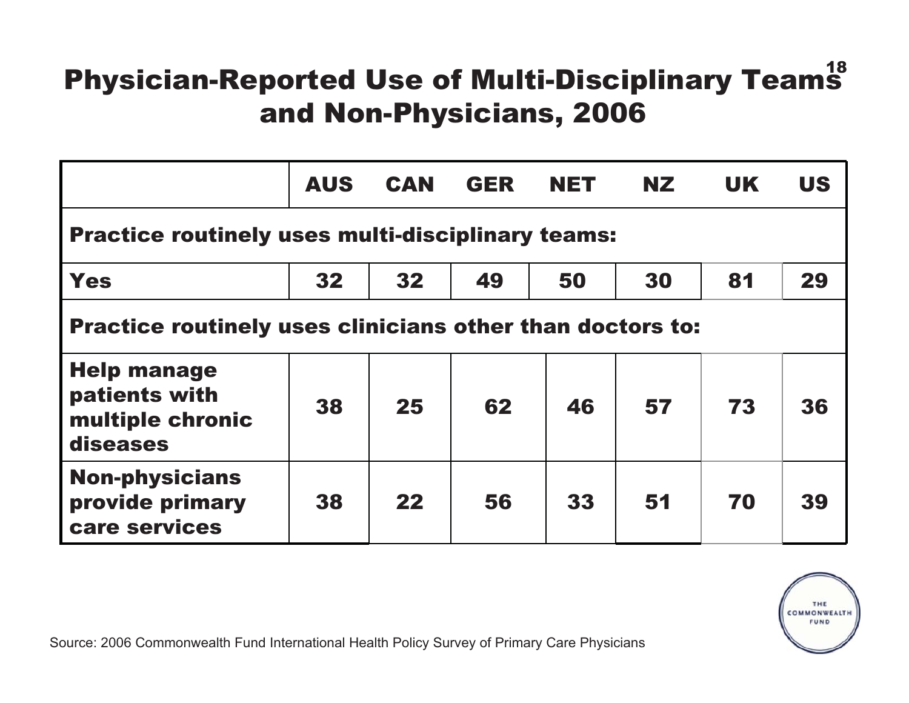# Physician-Reported Use of Multi-Disciplinary Teams and Non-Physicians, 2006

| | AUS | CAN | GER | NET | NZ | UK | US |
|---|---|---|---|---|---|---|---|
| **Practice routinely uses multi-disciplinary teams:** | | | | | | | |
| Yes | 32 | 32 | 49 | 50 | 30 | 81 | 29 |
| **Practice routinely uses clinicians other than doctors to:** | | | | | | | |
| Help manage patients with multiple chronic diseases | 38 | 25 | 62 | 46 | 57 | 73 | 36 |
| Non-physicians provide primary care services | 38 | 22 | 56 | 33 | 51 | 70 | 39 |

Source: 2006 Commonwealth Fund International Health Policy Survey of Primary Care Physicians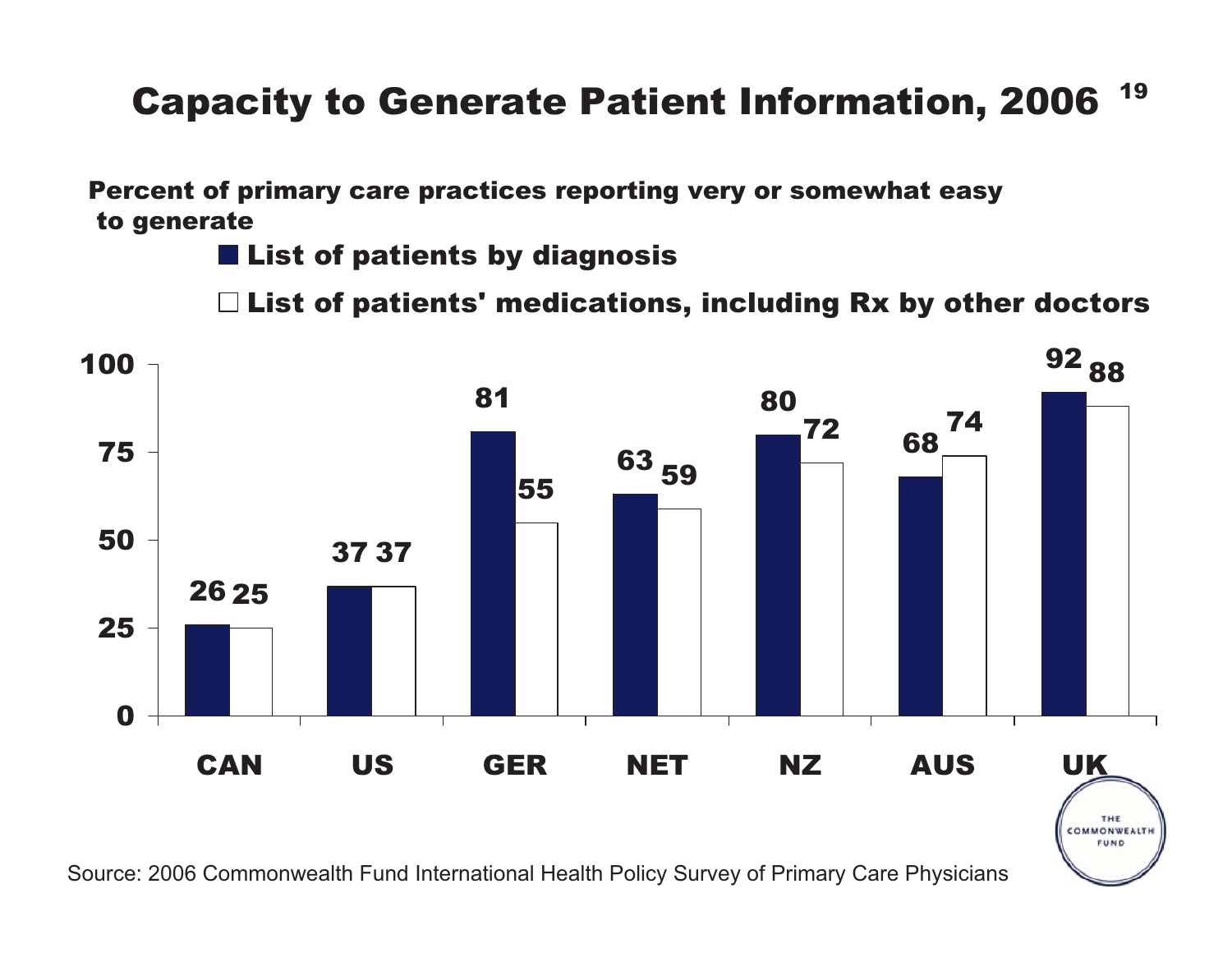# Capacity to Generate Patient Information, 2006

**Percent of primary care practices reporting very or somewhat easy to generate**

| Country | List of patients by diagnosis | List of patients' medications, including Rx by other doctors |
|---|---|---|
| CAN | 26 | 25 |
| US | 37 | 37 |
| GER | 81 | 55 |
| NET | 63 | 59 |
| NZ | 80 | 72 |
| AUS | 68 | 74 |
| UK | 92 | 88 |

Source: 2006 Commonwealth Fund International Health Policy Survey of Primary Care Physicians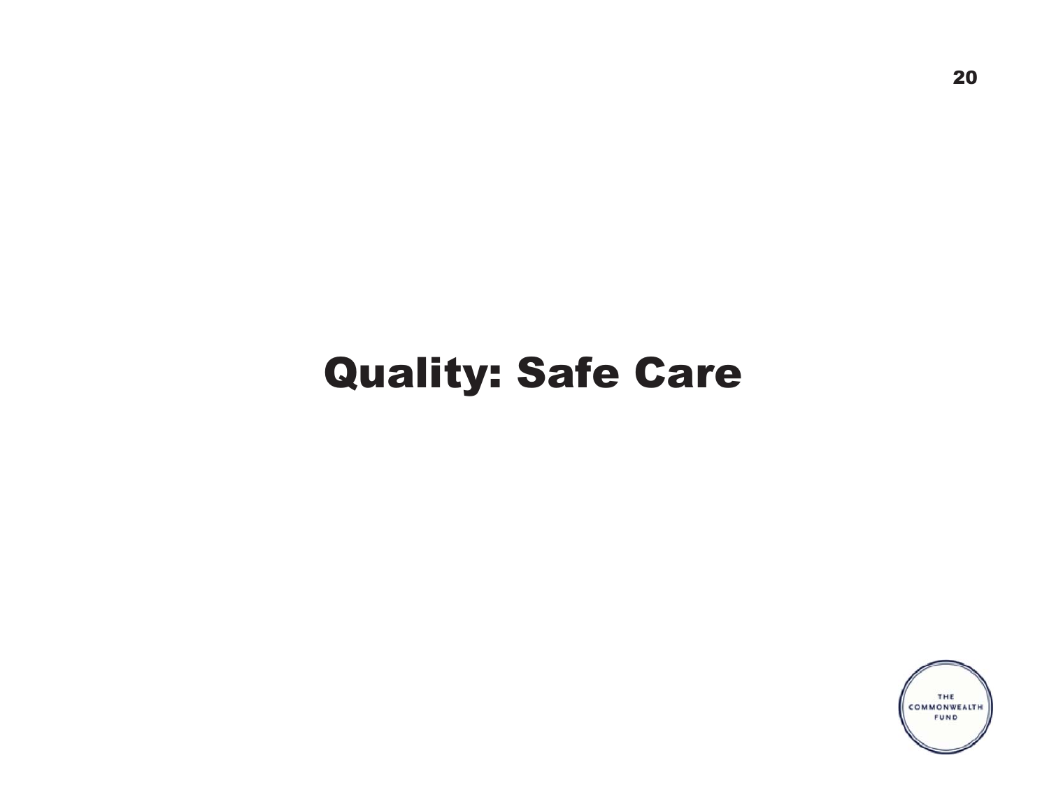# Quality: Safe Care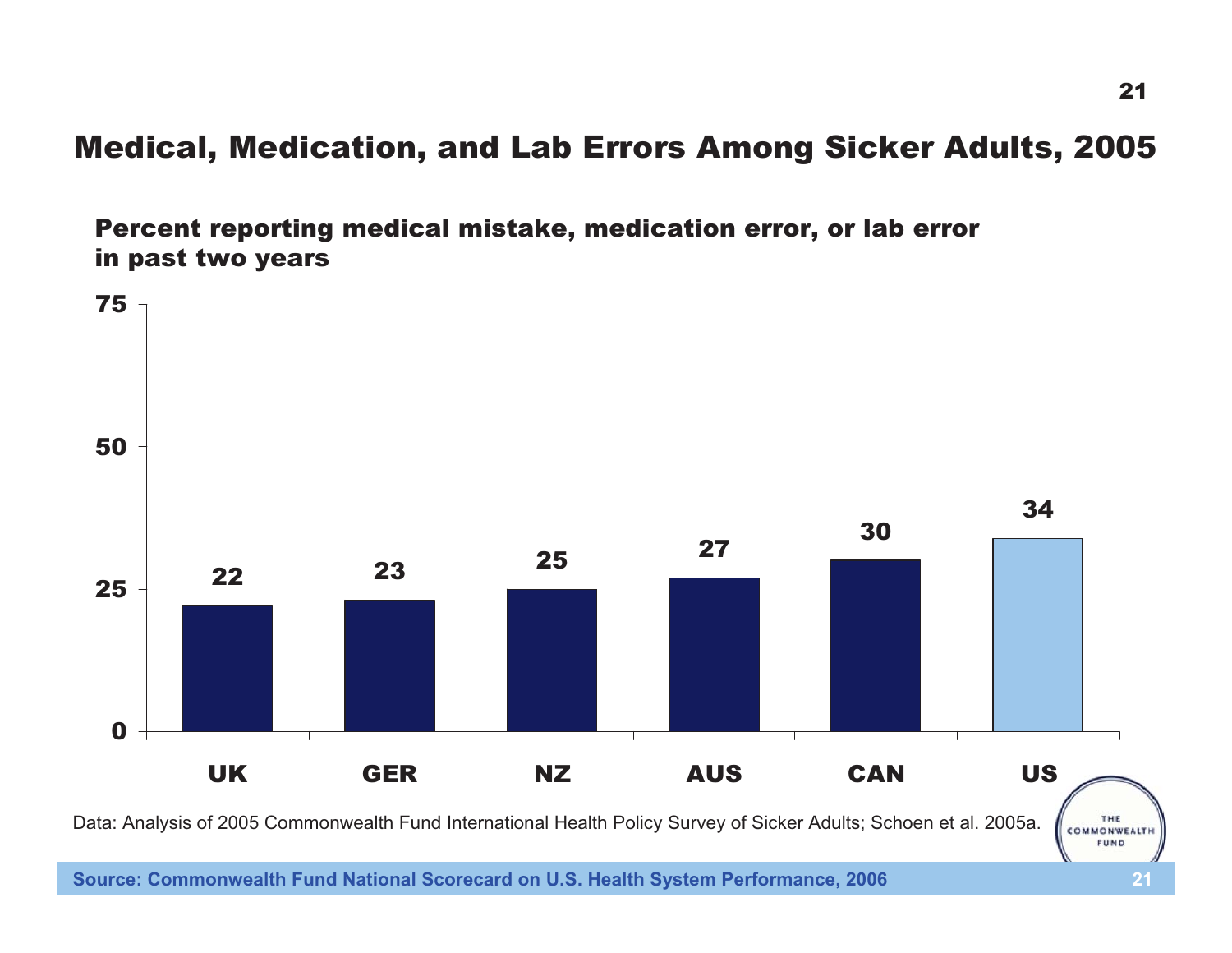# Medical, Medication, and Lab Errors Among Sicker Adults, 2005

**Percent reporting medical mistake, medication error, or lab error in past two years**

| Country | Percent |
|---|---|
| UK | 22 |
| GER | 23 |
| NZ | 25 |
| AUS | 27 |
| CAN | 30 |
| US | 34 |

Data: Analysis of 2005 Commonwealth Fund International Health Policy Survey of Sicker Adults; Schoen et al. 2005a.

**Source: Commonwealth Fund National Scorecard on U.S. Health System Performance, 2006**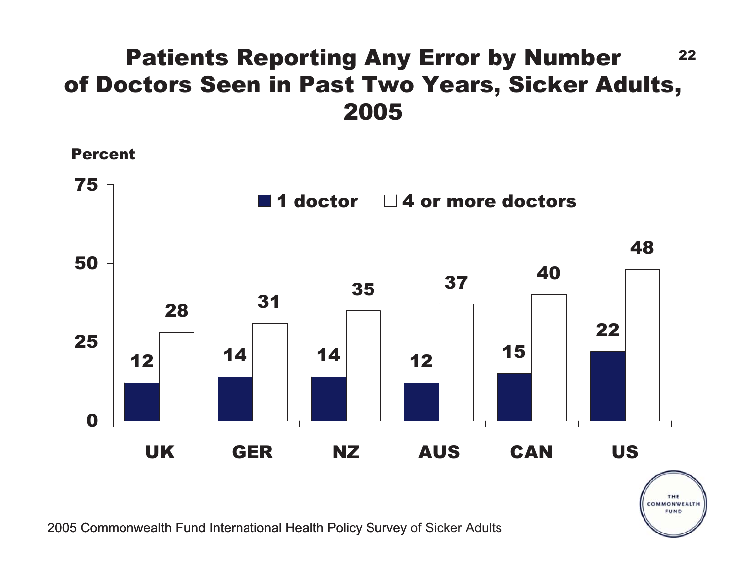# Patients Reporting Any Error by Number of Doctors Seen in Past Two Years, Sicker Adults, 2005

Percent

| | 1 doctor | 4 or more doctors |
|---|---|---|
| UK | 12 | 28 |
| GER | 14 | 31 |
| NZ | 14 | 35 |
| AUS | 12 | 37 |
| CAN | 15 | 40 |
| US | 22 | 48 |

2005 Commonwealth Fund International Health Policy Survey of Sicker Adults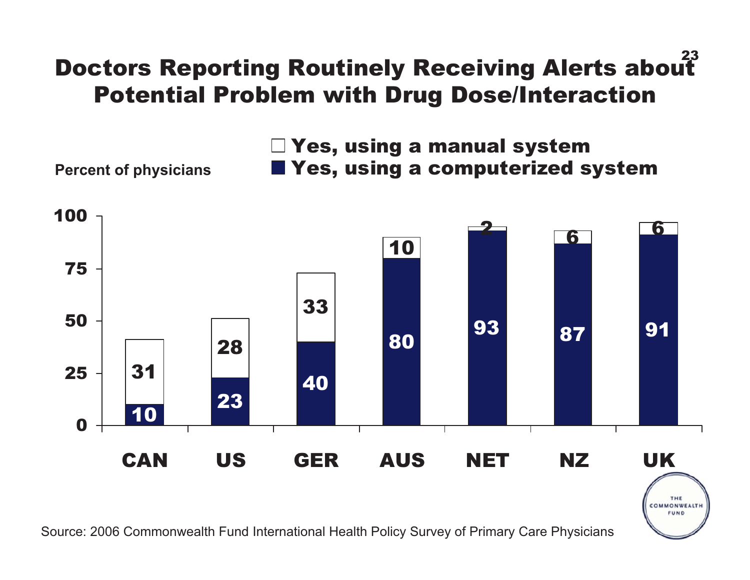# Doctors Reporting Routinely Receiving Alerts about Potential Problem with Drug Dose/Interaction

Percent of physicians

| Country | Yes, using a computerized system | Yes, using a manual system |
|---|---|---|
| CAN | 10 | 31 |
| US | 23 | 28 |
| GER | 40 | 33 |
| AUS | 80 | 10 |
| NET | 93 | 2 |
| NZ | 87 | 6 |
| UK | 91 | 6 |

Source: 2006 Commonwealth Fund International Health Policy Survey of Primary Care Physicians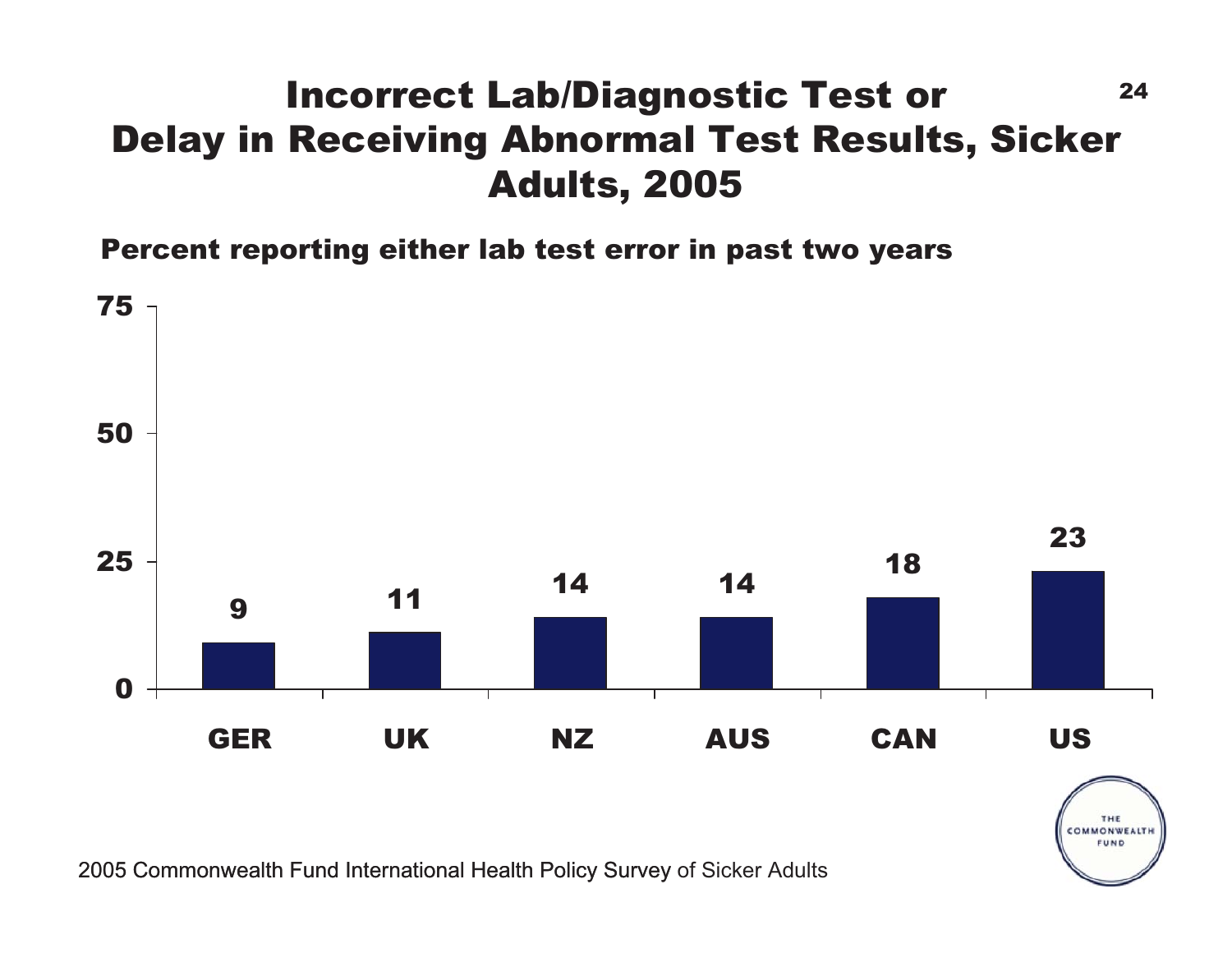# Incorrect Lab/Diagnostic Test or Delay in Receiving Abnormal Test Results, Sicker Adults, 2005

**Percent reporting either lab test error in past two years**

| Country | Percent |
|---|---|
| GER | 9 |
| UK | 11 |
| NZ | 14 |
| AUS | 14 |
| CAN | 18 |
| US | 23 |

2005 Commonwealth Fund International Health Policy Survey of Sicker Adults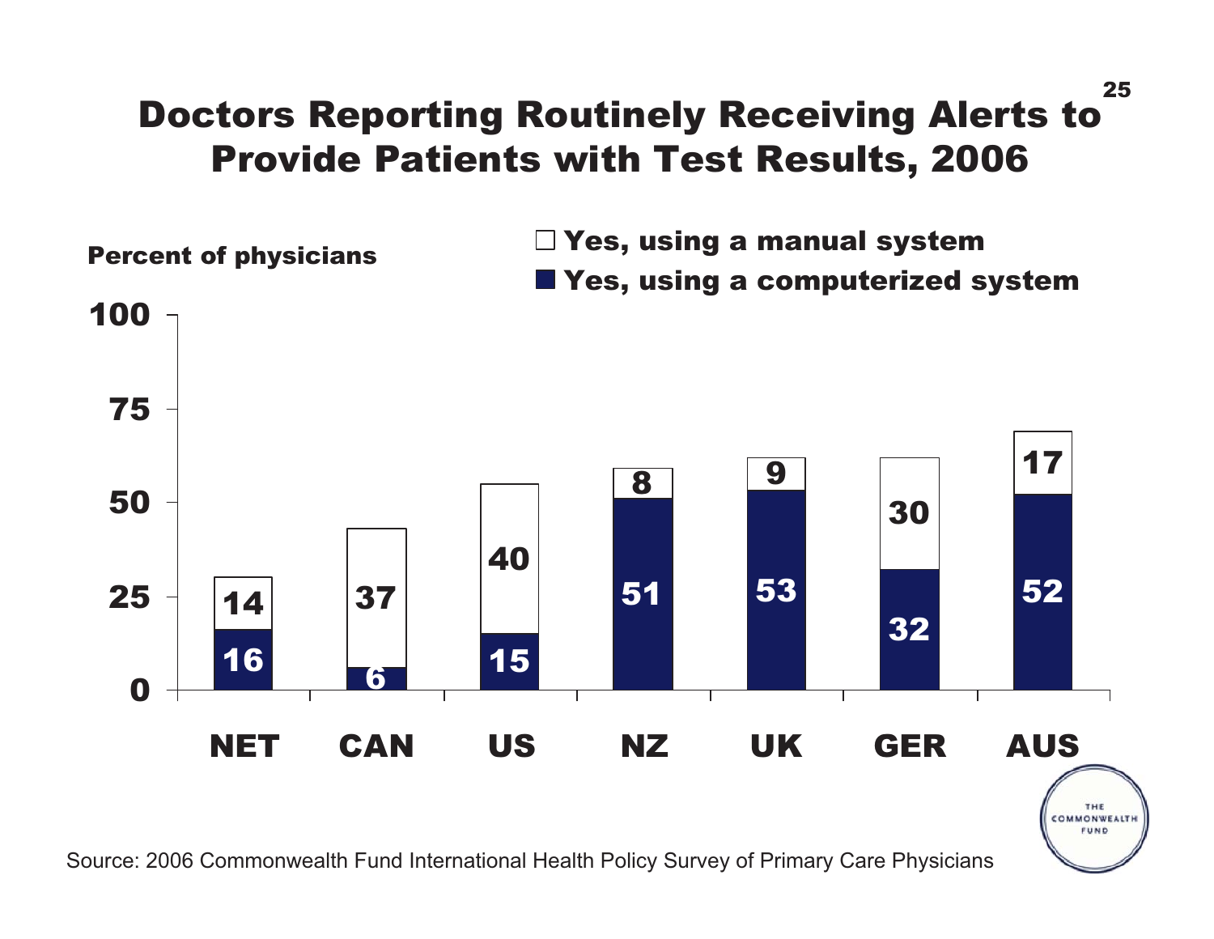# Doctors Reporting Routinely Receiving Alerts to Provide Patients with Test Results, 2006

Percent of physicians

| | NET | CAN | US | NZ | UK | GER | AUS |
|---|---|---|---|---|---|---|---|
| Yes, using a manual system | 14 | 37 | 40 | 8 | 9 | 30 | 17 |
| Yes, using a computerized system | 16 | 6 | 15 | 51 | 53 | 32 | 52 |

Source: 2006 Commonwealth Fund International Health Policy Survey of Primary Care Physicians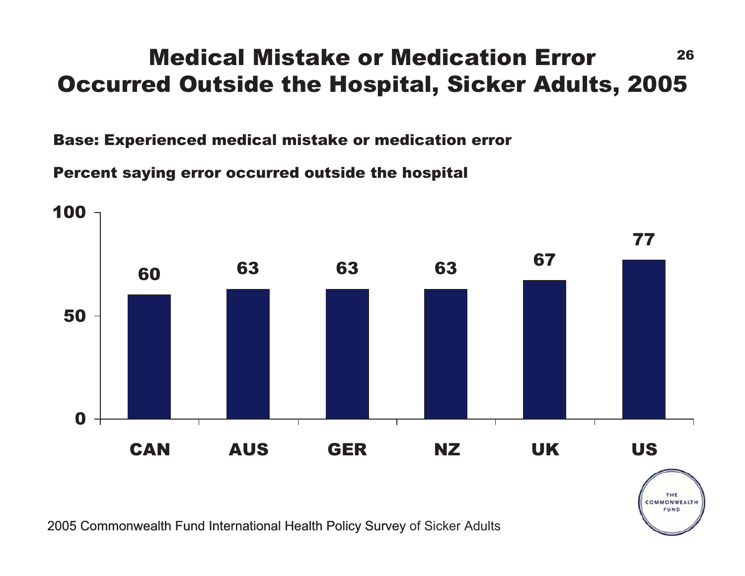# Medical Mistake or Medication Error Occurred Outside the Hospital, Sicker Adults, 2005

**Base: Experienced medical mistake or medication error**

**Percent saying error occurred outside the hospital**

| CAN | AUS | GER | NZ | UK | US |
|---|---|---|---|---|---|
| 60 | 63 | 63 | 63 | 67 | 77 |

2005 Commonwealth Fund International Health Policy Survey of Sicker Adults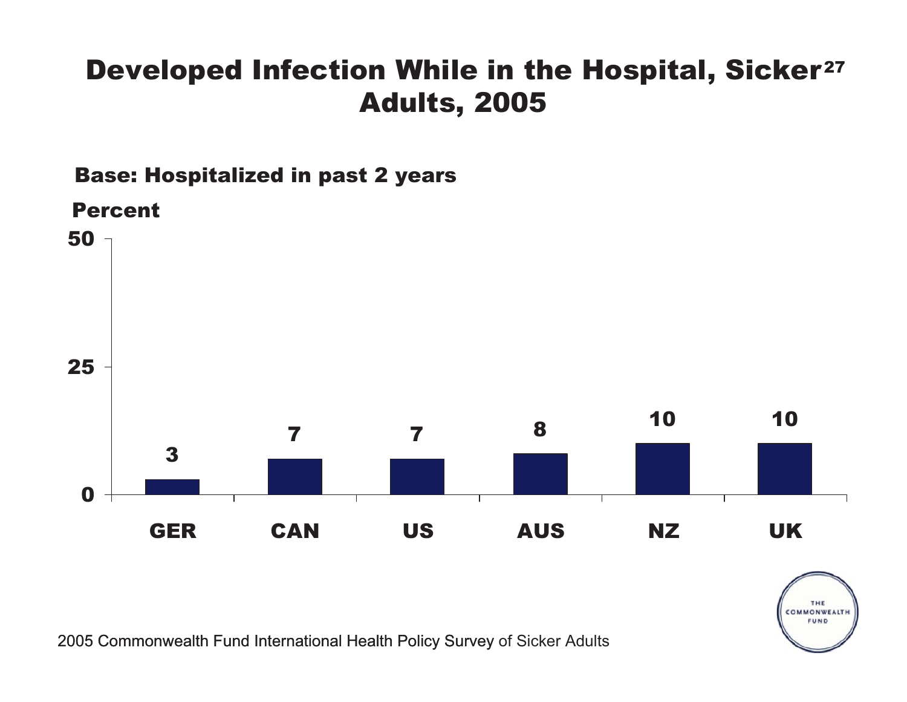# Developed Infection While in the Hospital, Sicker Adults, 2005

**Base: Hospitalized in past 2 years**

**Percent**

| Country | Percent |
|---|---|
| GER | 3 |
| CAN | 7 |
| US | 7 |
| AUS | 8 |
| NZ | 10 |
| UK | 10 |

2005 Commonwealth Fund International Health Policy Survey of Sicker Adults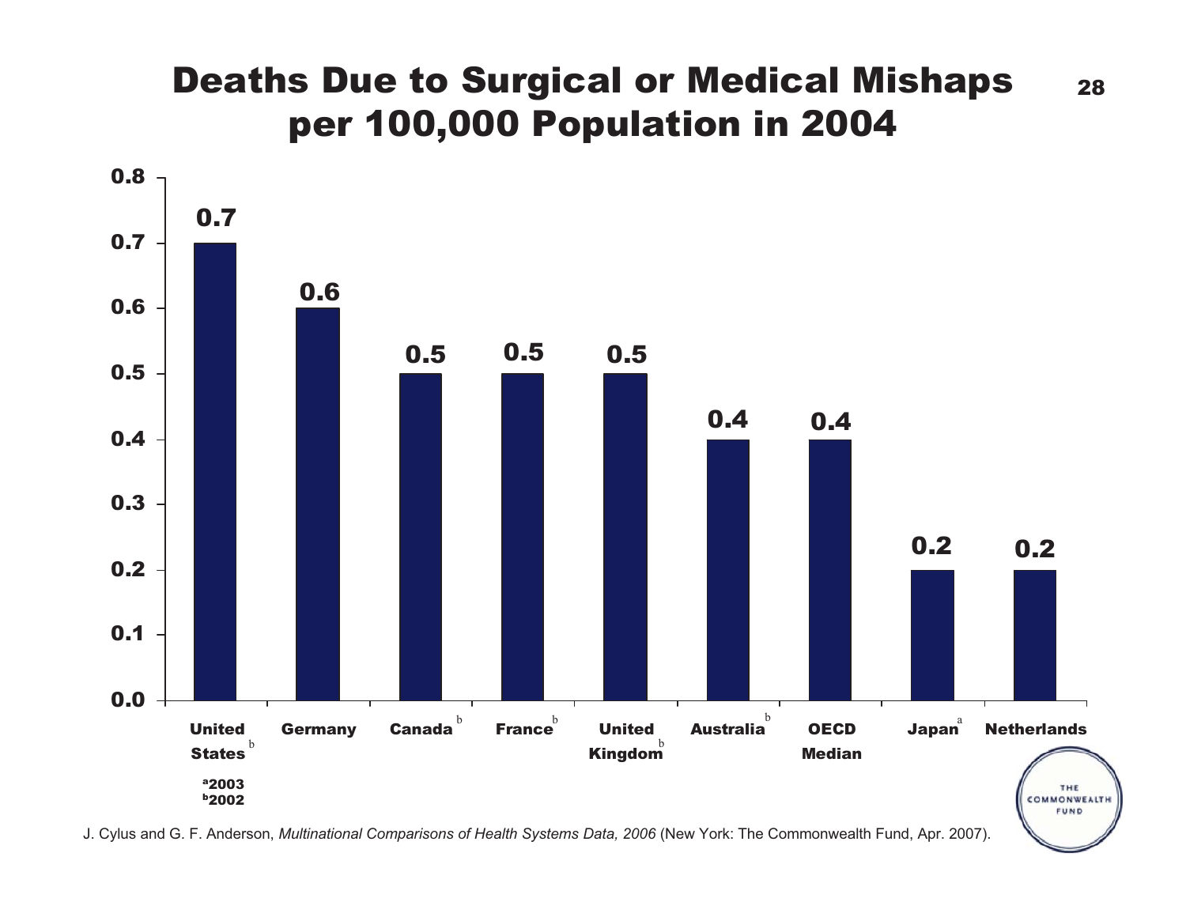# Deaths Due to Surgical or Medical Mishaps per 100,000 Population in 2004

| Country | Deaths per 100,000 Population |
|---|---|
| United States[b] | 0.7 |
| Germany | 0.6 |
| Canada[b] | 0.5 |
| France[b] | 0.5 |
| United Kingdom[b] | 0.5 |
| Australia[b] | 0.4 |
| OECD Median | 0.4 |
| Japan[a] | 0.2 |
| Netherlands | 0.2 |

[a] 2003
[b] 2002

J. Cylus and G. F. Anderson, *Multinational Comparisons of Health Systems Data, 2006* (New York: The Commonwealth Fund, Apr. 2007).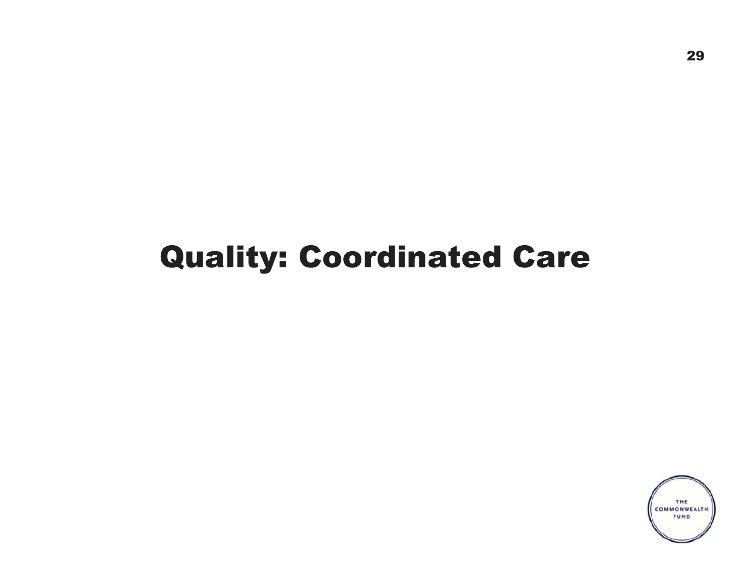# Quality: Coordinated Care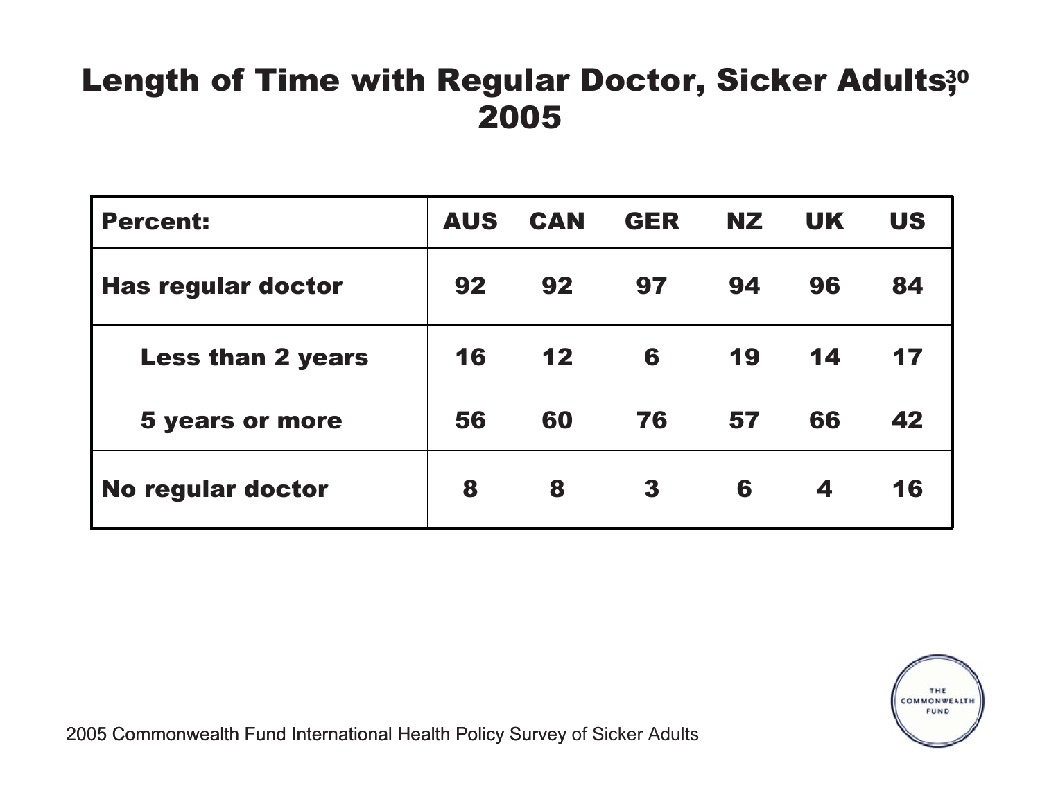# Length of Time with Regular Doctor, Sicker Adults, 2005

| Percent: | AUS | CAN | GER | NZ | UK | US |
|---|---|---|---|---|---|---|
| Has regular doctor | 92 | 92 | 97 | 94 | 96 | 84 |
| Less than 2 years | 16 | 12 | 6 | 19 | 14 | 17 |
| 5 years or more | 56 | 60 | 76 | 57 | 66 | 42 |
| No regular doctor | 8 | 8 | 3 | 6 | 4 | 16 |

2005 Commonwealth Fund International Health Policy Survey of Sicker Adults

THE COMMONWEALTH FUND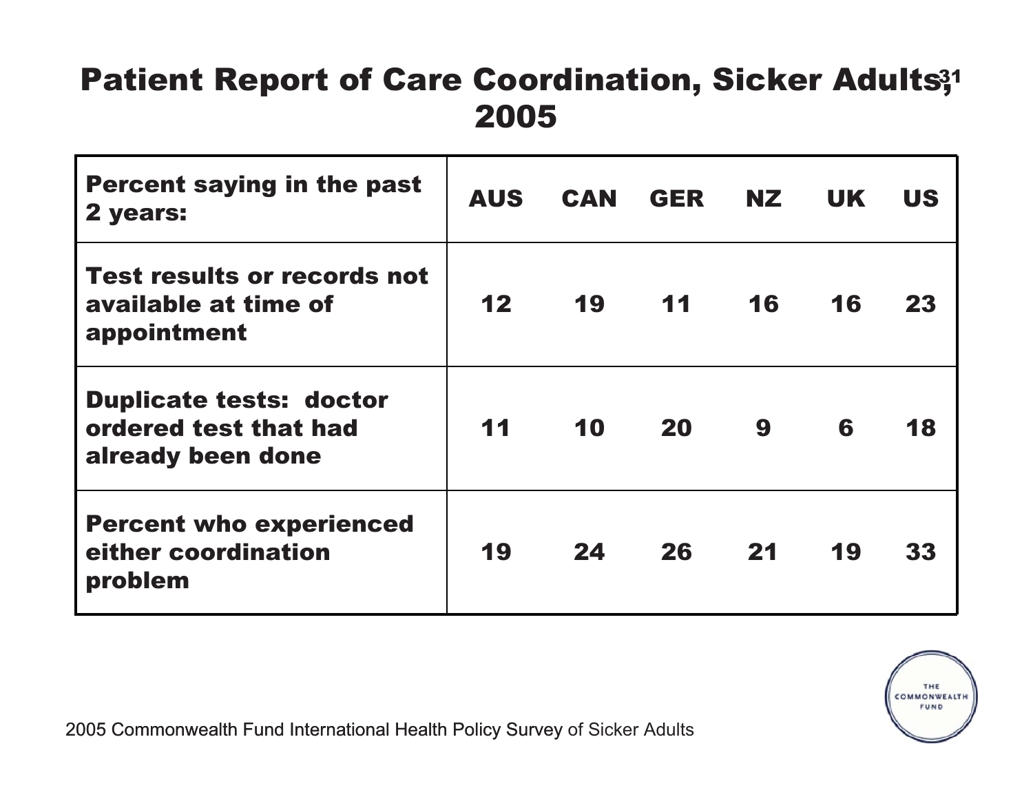# Patient Report of Care Coordination, Sicker Adults, 2005

| Percent saying in the past 2 years: | AUS | CAN | GER | NZ | UK | US |
|---|---|---|---|---|---|---|
| Test results or records not available at time of appointment | 12 | 19 | 11 | 16 | 16 | 23 |
| Duplicate tests: doctor ordered test that had already been done | 11 | 10 | 20 | 9 | 6 | 18 |
| Percent who experienced either coordination problem | 19 | 24 | 26 | 21 | 19 | 33 |

2005 Commonwealth Fund International Health Policy Survey of Sicker Adults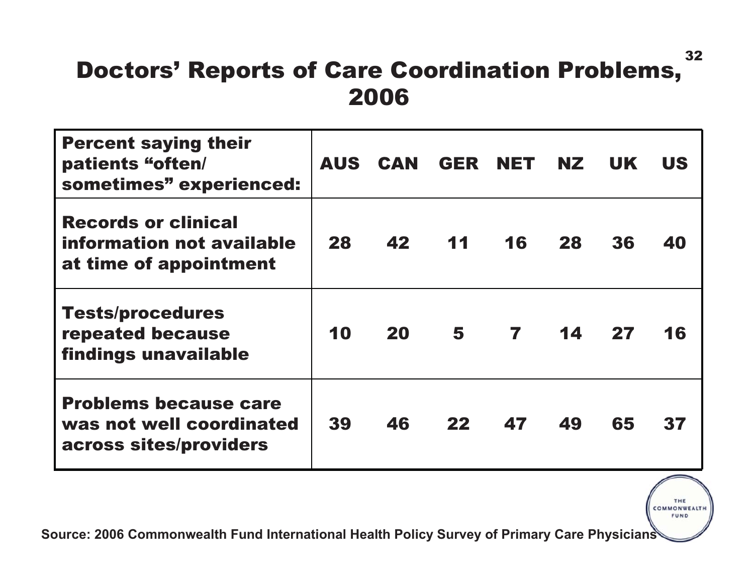# Doctors' Reports of Care Coordination Problems, 2006

| Percent saying their patients "often/ sometimes" experienced: | AUS | CAN | GER | NET | NZ | UK | US |
|---|---|---|---|---|---|---|---|
| Records or clinical information not available at time of appointment | 28 | 42 | 11 | 16 | 28 | 36 | 40 |
| Tests/procedures repeated because findings unavailable | 10 | 20 | 5 | 7 | 14 | 27 | 16 |
| Problems because care was not well coordinated across sites/providers | 39 | 46 | 22 | 47 | 49 | 65 | 37 |

Source: 2006 Commonwealth Fund International Health Policy Survey of Primary Care Physicians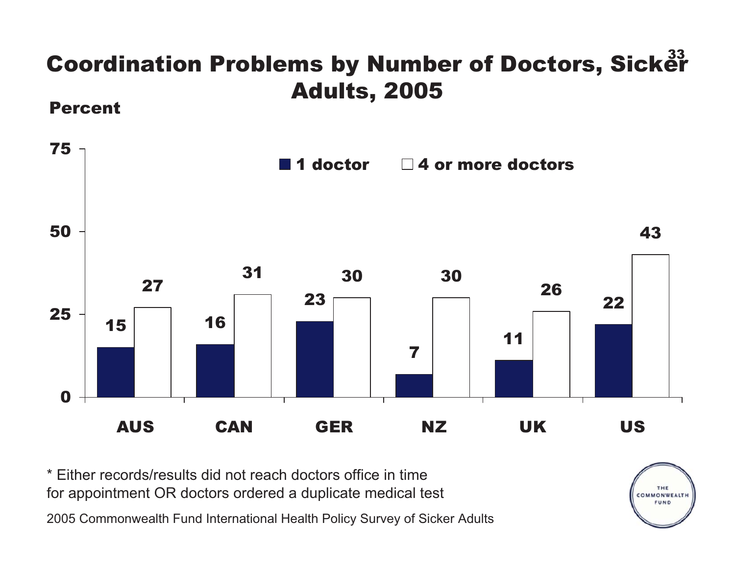# Coordination Problems by Number of Doctors, Sicker Adults, 2005

Percent

| Country | 1 doctor | 4 or more doctors |
|---|---|---|
| AUS | 15 | 27 |
| CAN | 16 | 31 |
| GER | 23 | 30 |
| NZ | 7 | 30 |
| UK | 11 | 26 |
| US | 22 | 43 |

* Either records/results did not reach doctors office in time for appointment OR doctors ordered a duplicate medical test

2005 Commonwealth Fund International Health Policy Survey of Sicker Adults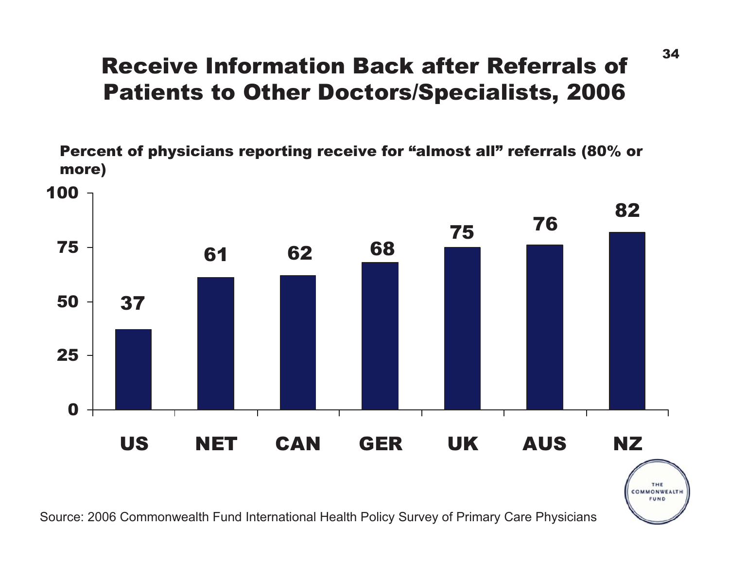# Receive Information Back after Referrals of Patients to Other Doctors/Specialists, 2006

**Percent of physicians reporting receive for "almost all" referrals (80% or more)**

| Country | Percent |
|---|---|
| US | 37 |
| NET | 61 |
| CAN | 62 |
| GER | 68 |
| UK | 75 |
| AUS | 76 |
| NZ | 82 |

Source: 2006 Commonwealth Fund International Health Policy Survey of Primary Care Physicians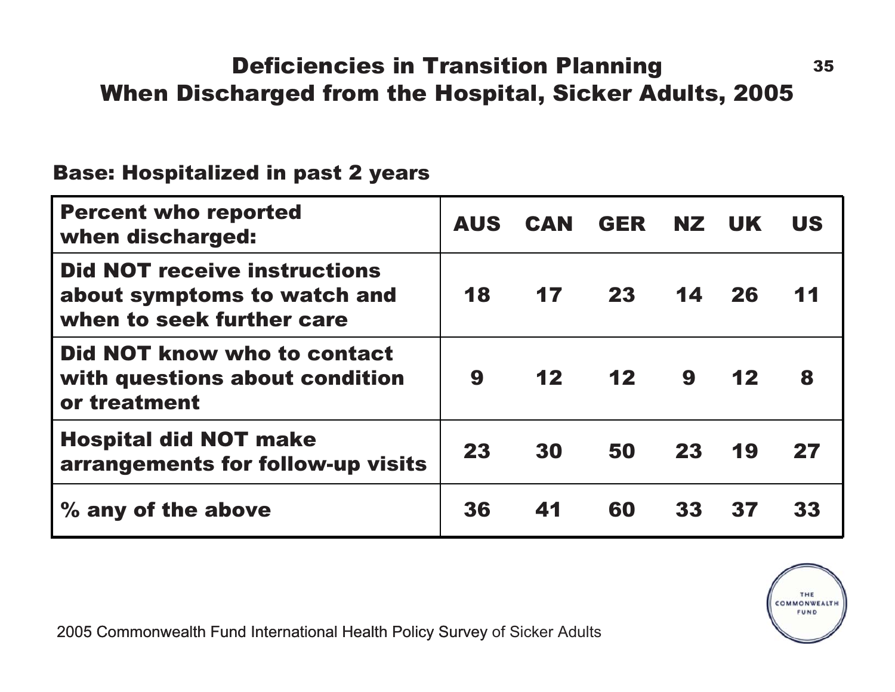# Deficiencies in Transition Planning When Discharged from the Hospital, Sicker Adults, 2005

**Base: Hospitalized in past 2 years**

| Percent who reported when discharged: | AUS | CAN | GER | NZ | UK | US |
|---|---|---|---|---|---|---|
| Did NOT receive instructions about symptoms to watch and when to seek further care | 18 | 17 | 23 | 14 | 26 | 11 |
| Did NOT know who to contact with questions about condition or treatment | 9 | 12 | 12 | 9 | 12 | 8 |
| Hospital did NOT make arrangements for follow-up visits | 23 | 30 | 50 | 23 | 19 | 27 |
| % any of the above | 36 | 41 | 60 | 33 | 37 | 33 |

2005 Commonwealth Fund International Health Policy Survey of Sicker Adults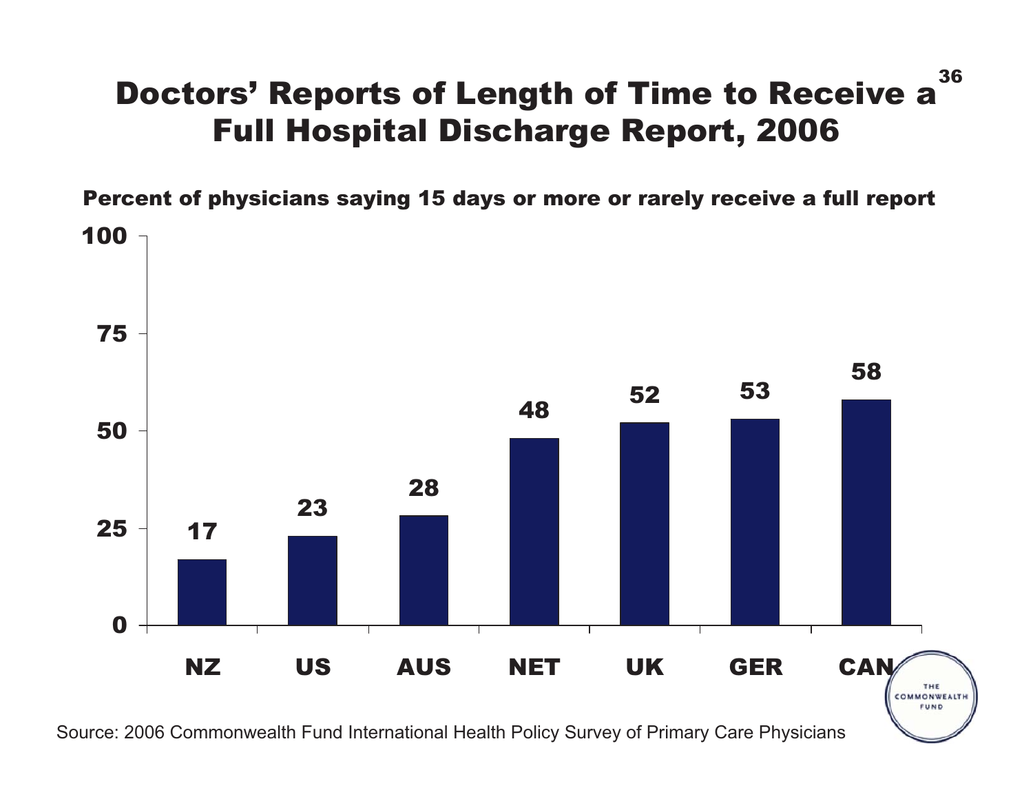# Doctors' Reports of Length of Time to Receive a Full Hospital Discharge Report, 2006

**Percent of physicians saying 15 days or more or rarely receive a full report**

| Country | Percent |
|---|---|
| NZ | 17 |
| US | 23 |
| AUS | 28 |
| NET | 48 |
| UK | 52 |
| GER | 53 |
| CAN | 58 |

Source: 2006 Commonwealth Fund International Health Policy Survey of Primary Care Physicians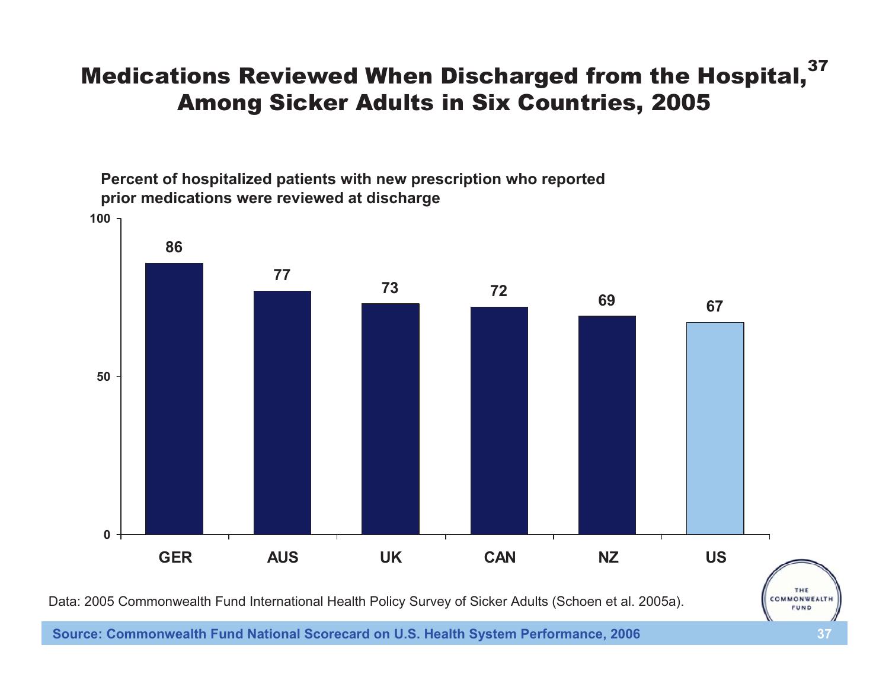# Medications Reviewed When Discharged from the Hospital,[37] Among Sicker Adults in Six Countries, 2005

**Percent of hospitalized patients with new prescription who reported prior medications were reviewed at discharge**

| Country | Percent |
|---|---|
| GER | 86 |
| AUS | 77 |
| UK | 73 |
| CAN | 72 |
| NZ | 69 |
| US | 67 |

Data: 2005 Commonwealth Fund International Health Policy Survey of Sicker Adults (Schoen et al. 2005a).

**Source: Commonwealth Fund National Scorecard on U.S. Health System Performance, 2006**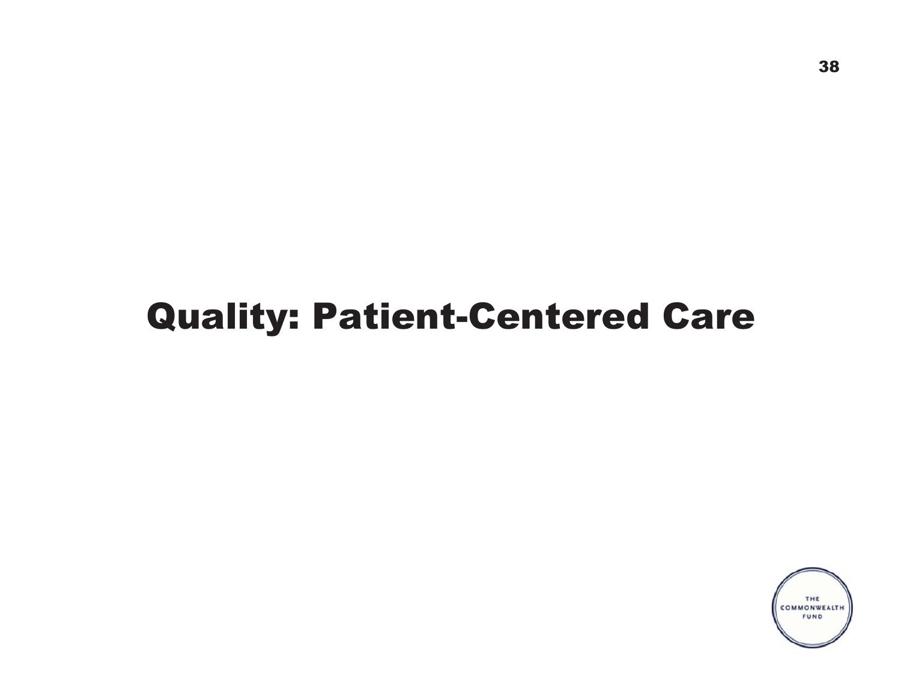# Quality: Patient-Centered Care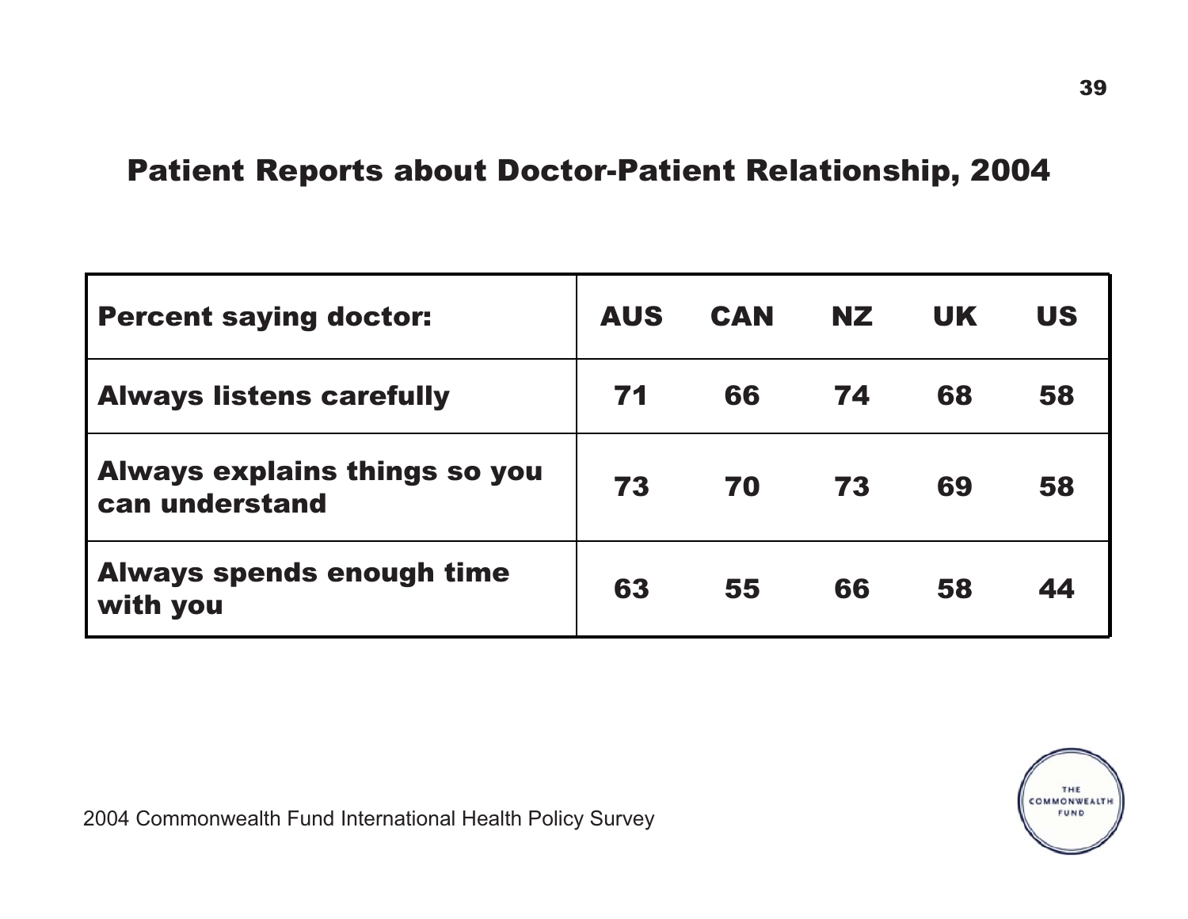## Patient Reports about Doctor-Patient Relationship, 2004

| Percent saying doctor: | AUS | CAN | NZ | UK | US |
| --- | --- | --- | --- | --- | --- |
| Always listens carefully | 71 | 66 | 74 | 68 | 58 |
| Always explains things so you can understand | 73 | 70 | 73 | 69 | 58 |
| Always spends enough time with you | 63 | 55 | 66 | 58 | 44 |

2004 Commonwealth Fund International Health Policy Survey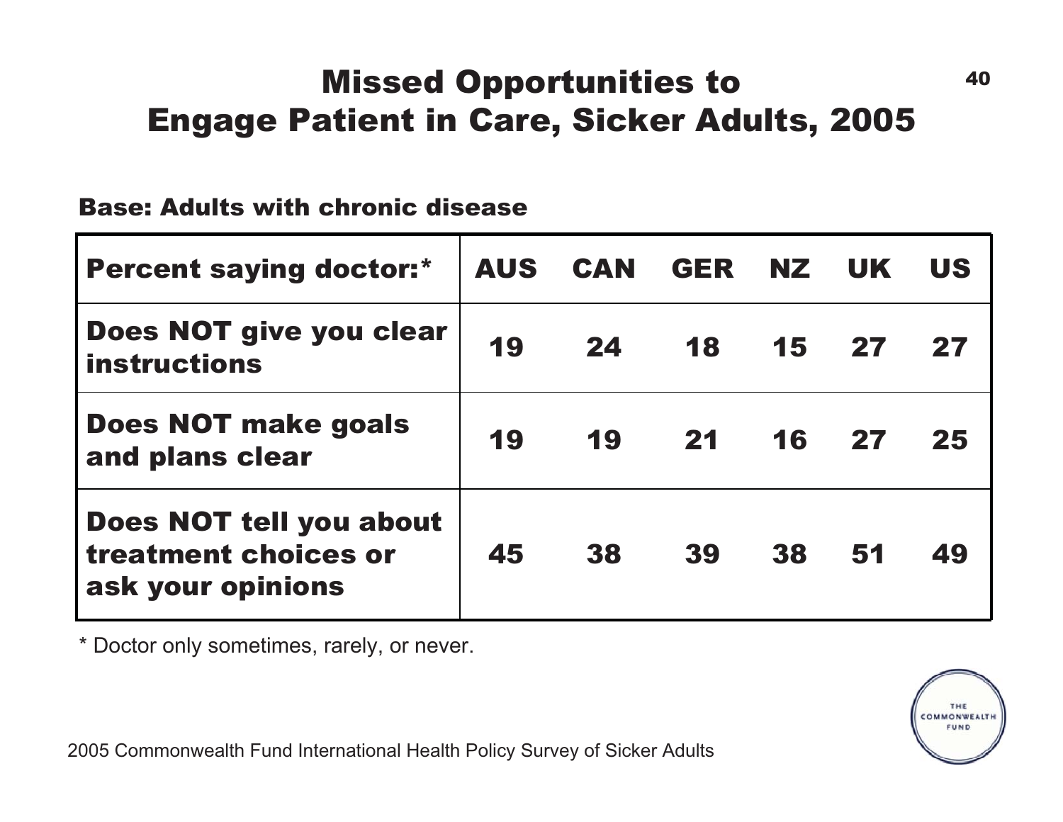# Missed Opportunities to Engage Patient in Care, Sicker Adults, 2005

**Base: Adults with chronic disease**

| Percent saying doctor:* | AUS | CAN | GER | NZ | UK | US |
|---|---|---|---|---|---|---|
| Does NOT give you clear instructions | 19 | 24 | 18 | 15 | 27 | 27 |
| Does NOT make goals and plans clear | 19 | 19 | 21 | 16 | 27 | 25 |
| Does NOT tell you about treatment choices or ask your opinions | 45 | 38 | 39 | 38 | 51 | 49 |

* Doctor only sometimes, rarely, or never.

2005 Commonwealth Fund International Health Policy Survey of Sicker Adults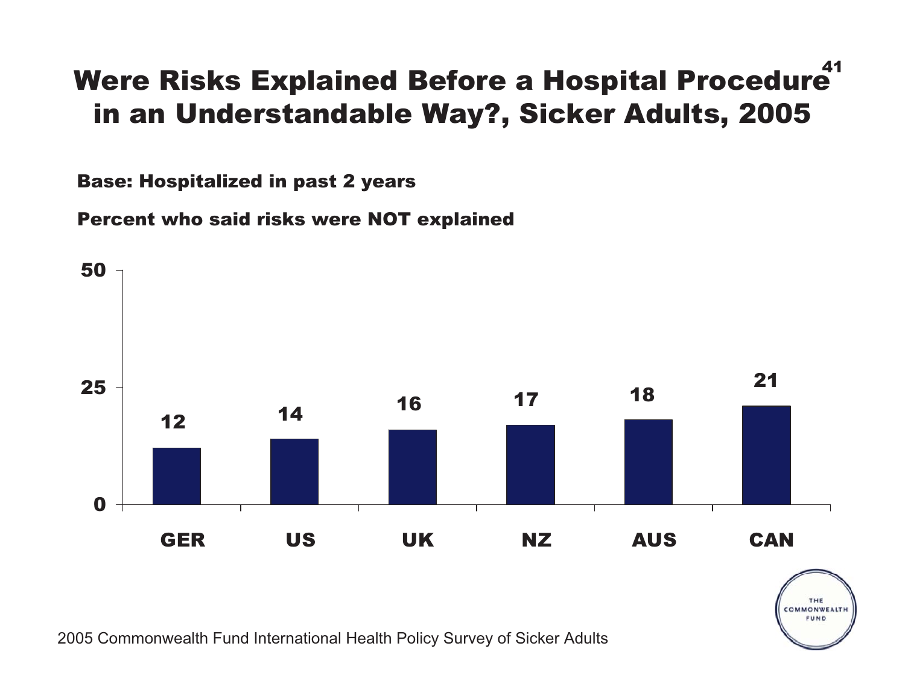# Were Risks Explained Before a Hospital Procedure in an Understandable Way?, Sicker Adults, 2005

**Base: Hospitalized in past 2 years**

**Percent who said risks were NOT explained**

| Country | Percent |
| --- | --- |
| GER | 12 |
| US | 14 |
| UK | 16 |
| NZ | 17 |
| AUS | 18 |
| CAN | 21 |

2005 Commonwealth Fund International Health Policy Survey of Sicker Adults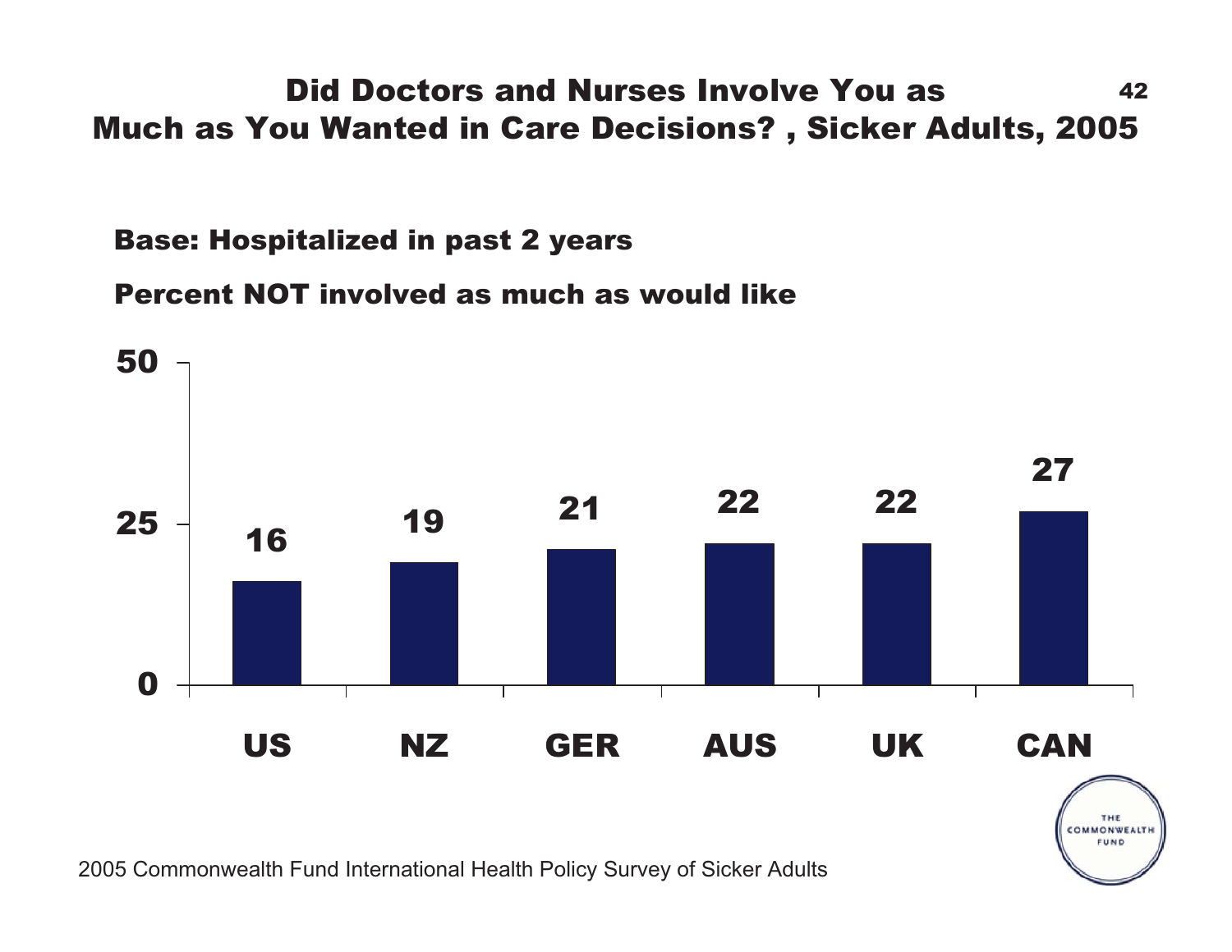# Did Doctors and Nurses Involve You as Much as You Wanted in Care Decisions? , Sicker Adults, 2005

**Base: Hospitalized in past 2 years**

**Percent NOT involved as much as would like**

| Country | Percent |
|---|---|
| US | 16 |
| NZ | 19 |
| GER | 21 |
| AUS | 22 |
| UK | 22 |
| CAN | 27 |

2005 Commonwealth Fund International Health Policy Survey of Sicker Adults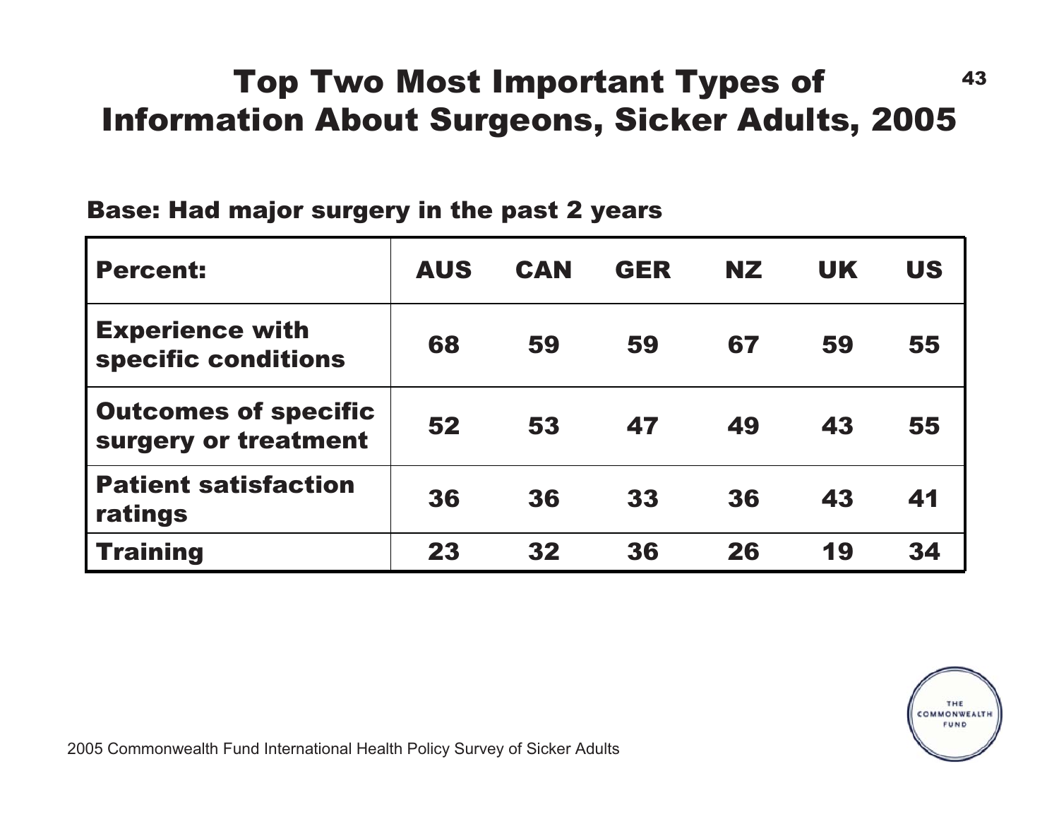# Top Two Most Important Types of Information About Surgeons, Sicker Adults, 2005

**Base: Had major surgery in the past 2 years**

| Percent: | AUS | CAN | GER | NZ | UK | US |
|---|---|---|---|---|---|---|
| Experience with specific conditions | 68 | 59 | 59 | 67 | 59 | 55 |
| Outcomes of specific surgery or treatment | 52 | 53 | 47 | 49 | 43 | 55 |
| Patient satisfaction ratings | 36 | 36 | 33 | 36 | 43 | 41 |
| Training | 23 | 32 | 36 | 26 | 19 | 34 |

2005 Commonwealth Fund International Health Policy Survey of Sicker Adults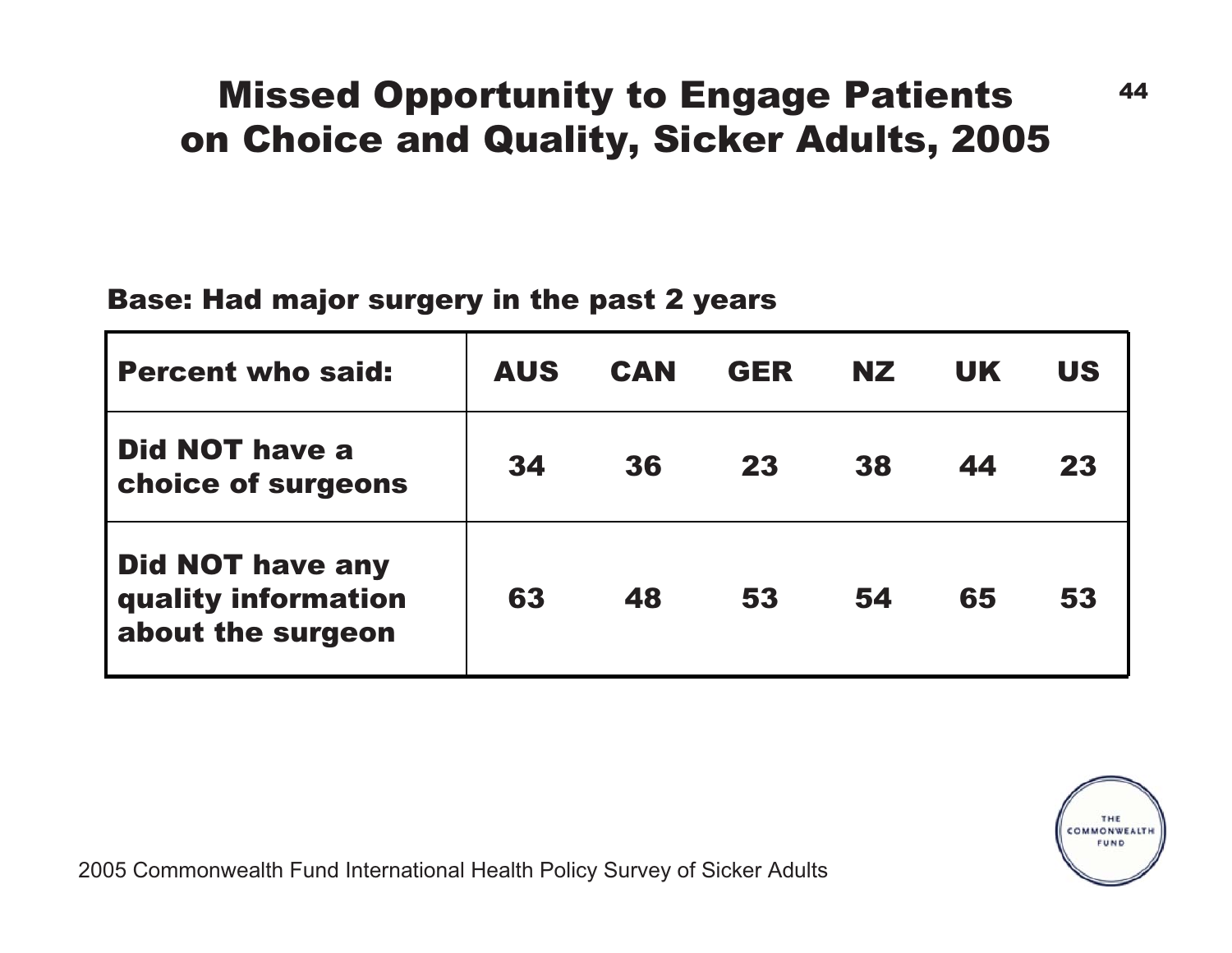# Missed Opportunity to Engage Patients on Choice and Quality, Sicker Adults, 2005

**Base: Had major surgery in the past 2 years**

| Percent who said: | AUS | CAN | GER | NZ | UK | US |
|---|---|---|---|---|---|---|
| Did NOT have a choice of surgeons | 34 | 36 | 23 | 38 | 44 | 23 |
| Did NOT have any quality information about the surgeon | 63 | 48 | 53 | 54 | 65 | 53 |

2005 Commonwealth Fund International Health Policy Survey of Sicker Adults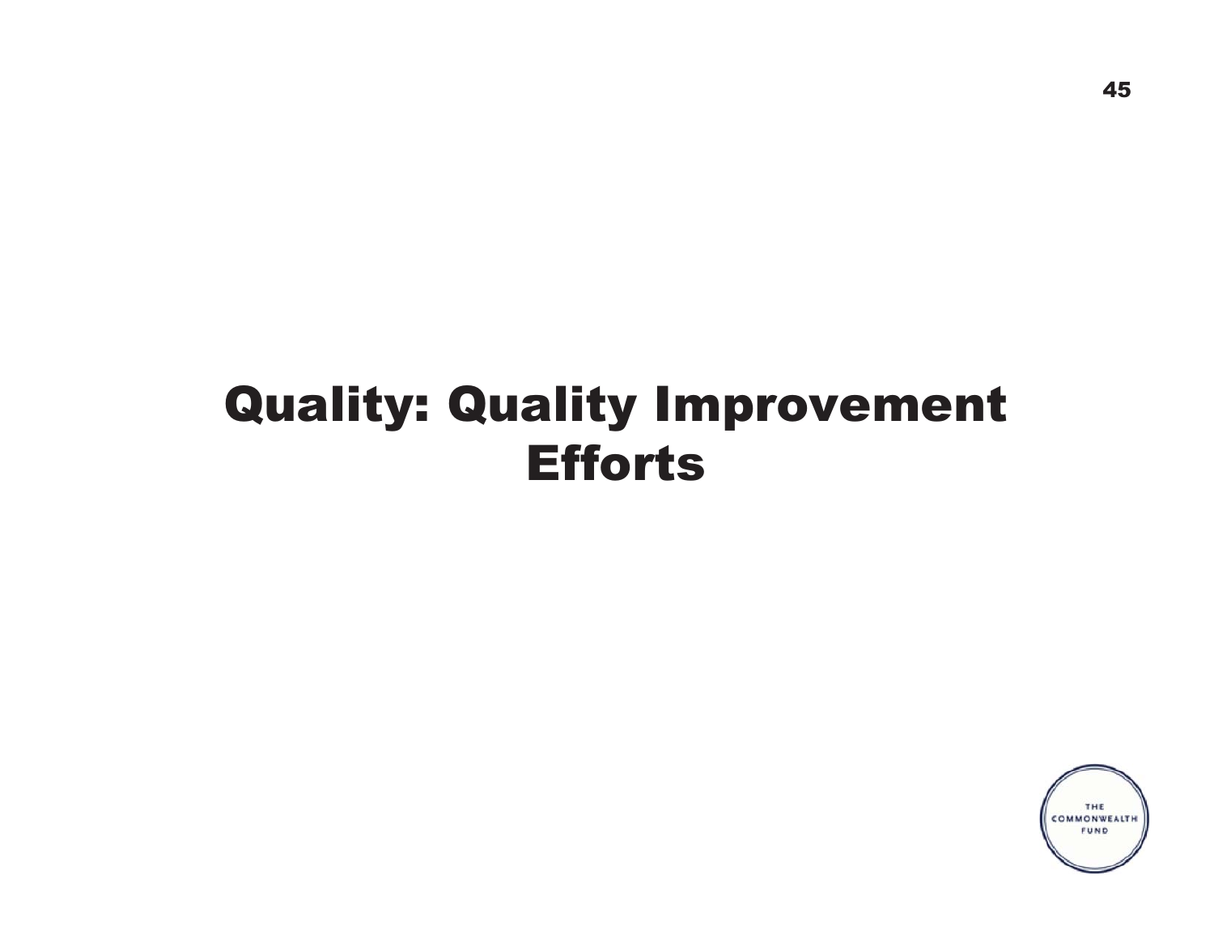# Quality: Quality Improvement Efforts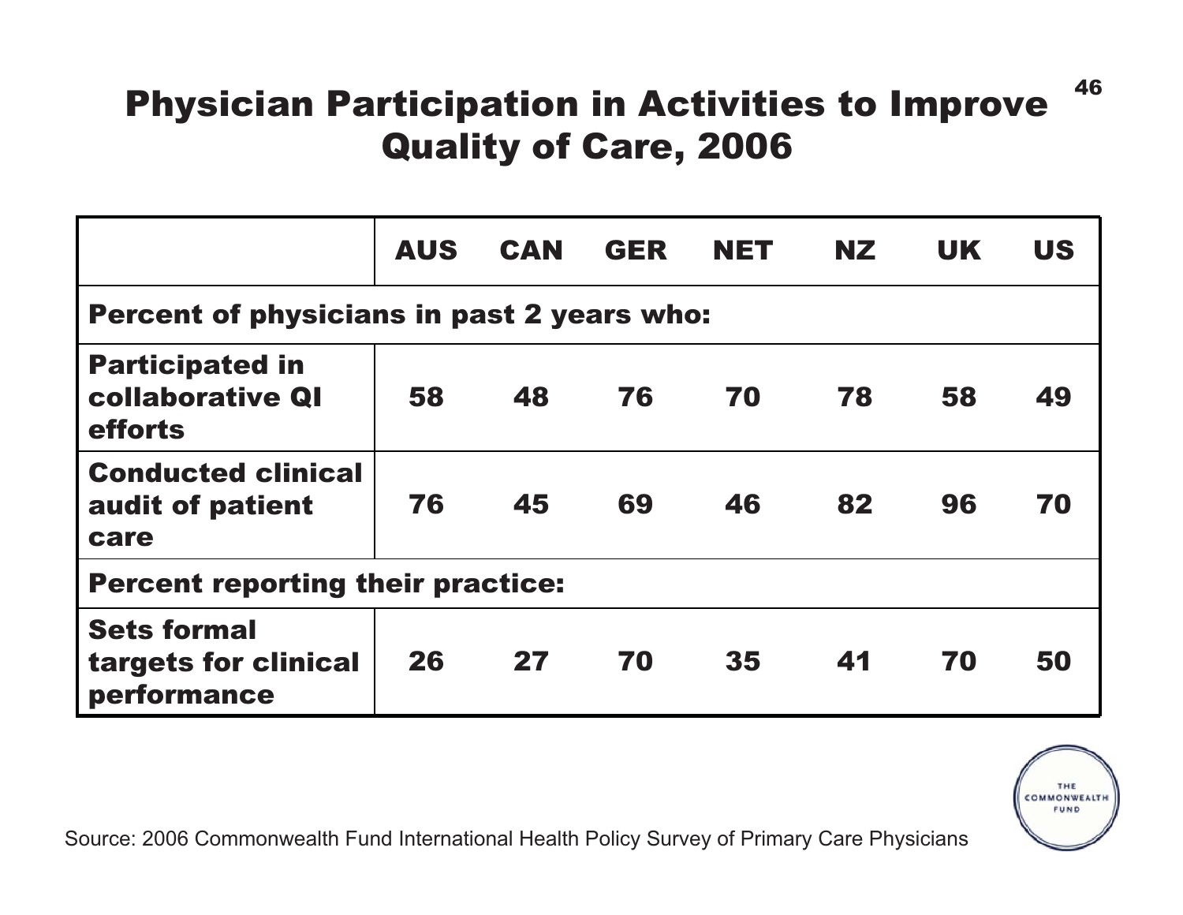# Physician Participation in Activities to Improve Quality of Care, 2006

| | AUS | CAN | GER | NET | NZ | UK | US |
|---|---|---|---|---|---|---|---|
| **Percent of physicians in past 2 years who:** | | | | | | | |
| Participated in collaborative QI efforts | 58 | 48 | 76 | 70 | 78 | 58 | 49 |
| Conducted clinical audit of patient care | 76 | 45 | 69 | 46 | 82 | 96 | 70 |
| **Percent reporting their practice:** | | | | | | | |
| Sets formal targets for clinical performance | 26 | 27 | 70 | 35 | 41 | 70 | 50 |

Source: 2006 Commonwealth Fund International Health Policy Survey of Primary Care Physicians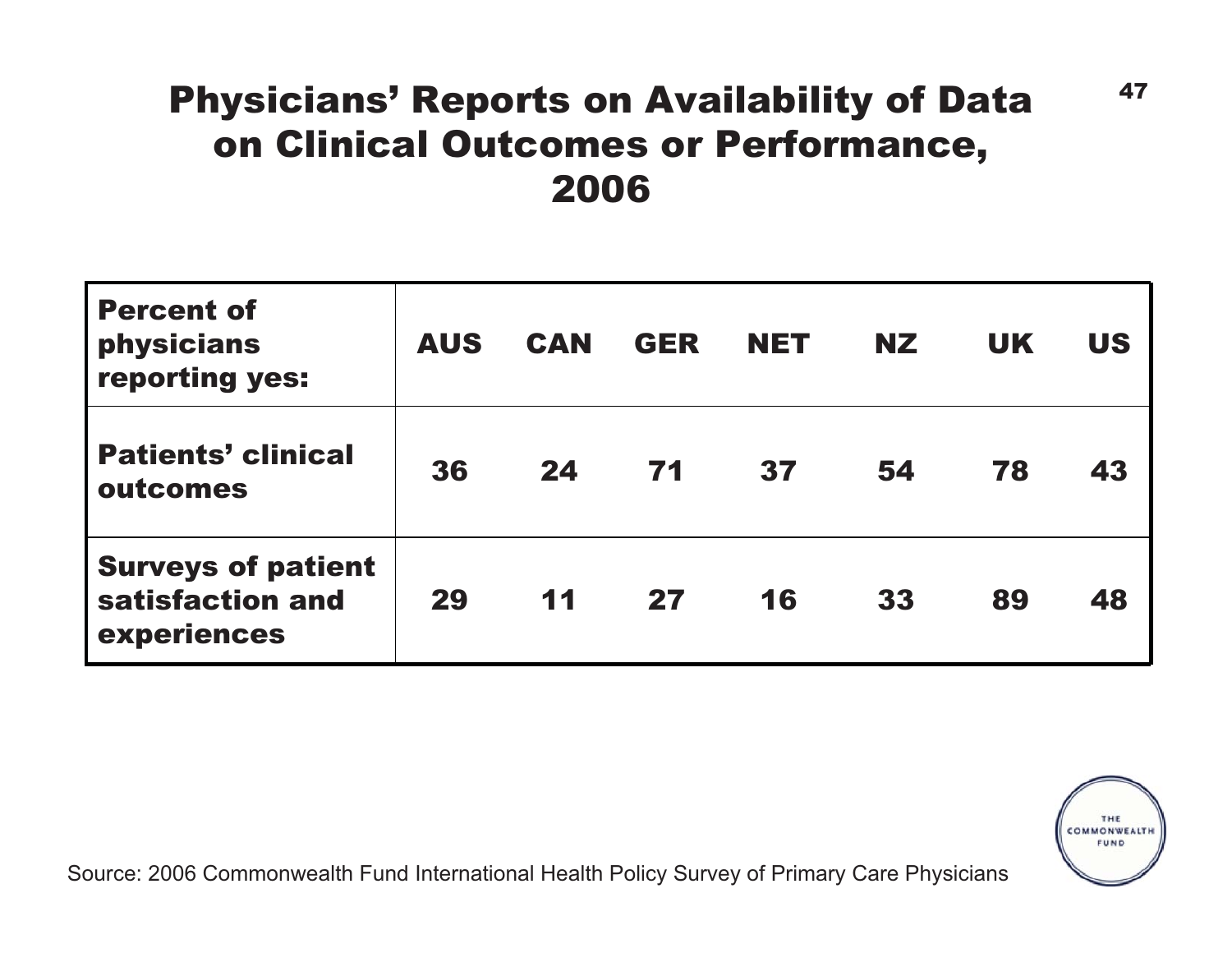# Physicians' Reports on Availability of Data on Clinical Outcomes or Performance, 2006

| Percent of physicians reporting yes: | AUS | CAN | GER | NET | NZ | UK | US |
|---|---|---|---|---|---|---|---|
| Patients' clinical outcomes | 36 | 24 | 71 | 37 | 54 | 78 | 43 |
| Surveys of patient satisfaction and experiences | 29 | 11 | 27 | 16 | 33 | 89 | 48 |

Source: 2006 Commonwealth Fund International Health Policy Survey of Primary Care Physicians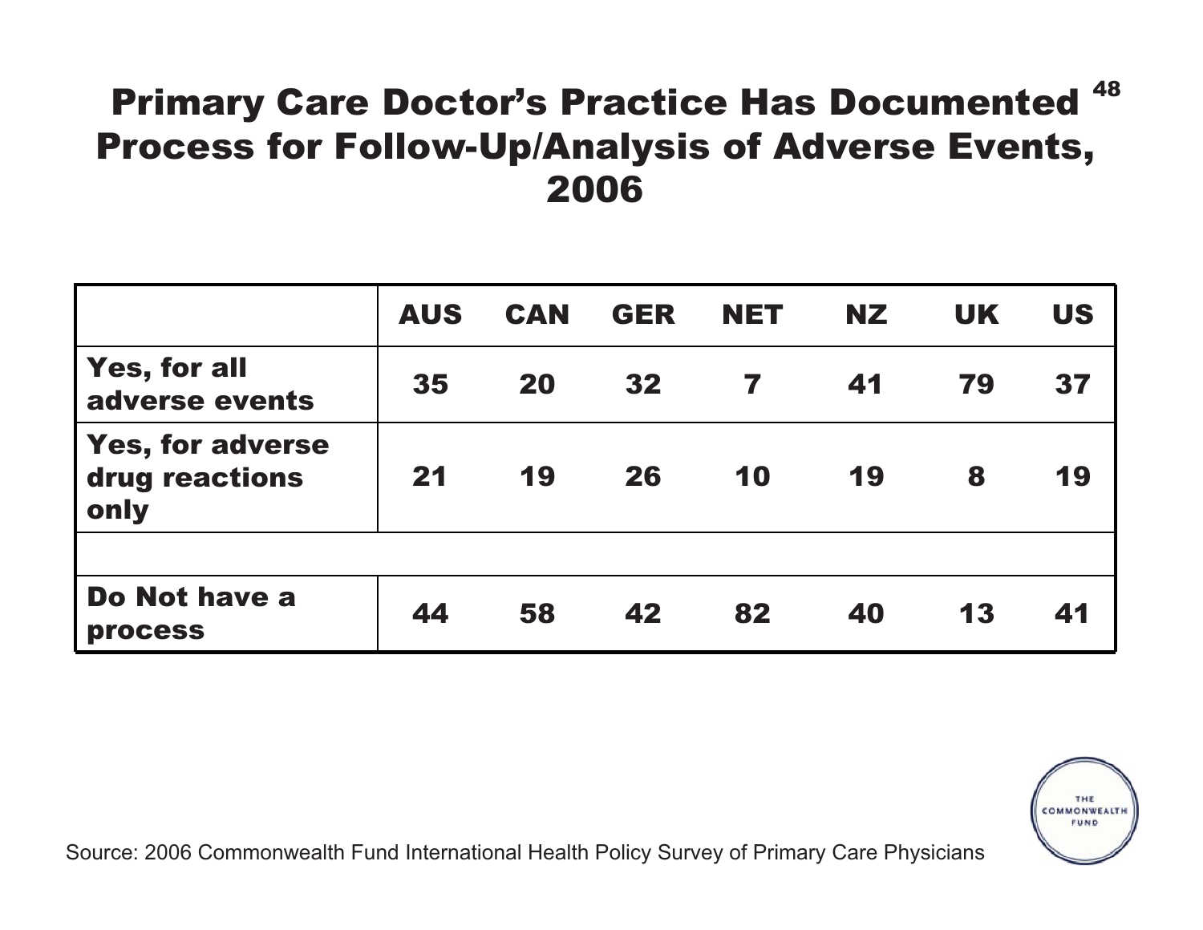# Primary Care Doctor's Practice Has Documented Process for Follow-Up/Analysis of Adverse Events, 2006

| | AUS | CAN | GER | NET | NZ | UK | US |
|---|---|---|---|---|---|---|---|
| Yes, for all adverse events | 35 | 20 | 32 | 7 | 41 | 79 | 37 |
| Yes, for adverse drug reactions only | 21 | 19 | 26 | 10 | 19 | 8 | 19 |
| | | | | | | | |
| Do Not have a process | 44 | 58 | 42 | 82 | 40 | 13 | 41 |

Source: 2006 Commonwealth Fund International Health Policy Survey of Primary Care Physicians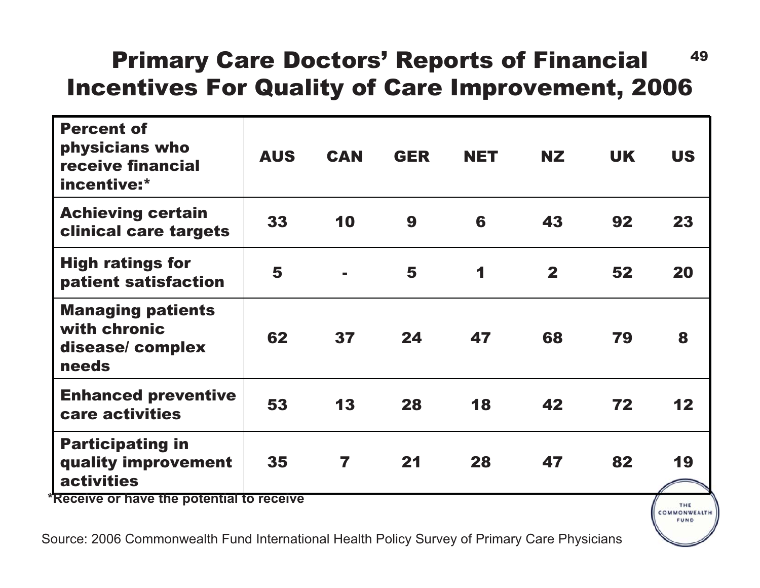# Primary Care Doctors' Reports of Financial Incentives For Quality of Care Improvement, 2006

| Percent of physicians who receive financial incentive:* | AUS | CAN | GER | NET | NZ | UK | US |
|---|---|---|---|---|---|---|---|
| Achieving certain clinical care targets | 33 | 10 | 9 | 6 | 43 | 92 | 23 |
| High ratings for patient satisfaction | 5 | - | 5 | 1 | 2 | 52 | 20 |
| Managing patients with chronic disease/ complex needs | 62 | 37 | 24 | 47 | 68 | 79 | 8 |
| Enhanced preventive care activities | 53 | 13 | 28 | 18 | 42 | 72 | 12 |
| Participating in quality improvement activities | 35 | 7 | 21 | 28 | 47 | 82 | 19 |

*Receive or have the potential to receive

Source: 2006 Commonwealth Fund International Health Policy Survey of Primary Care Physicians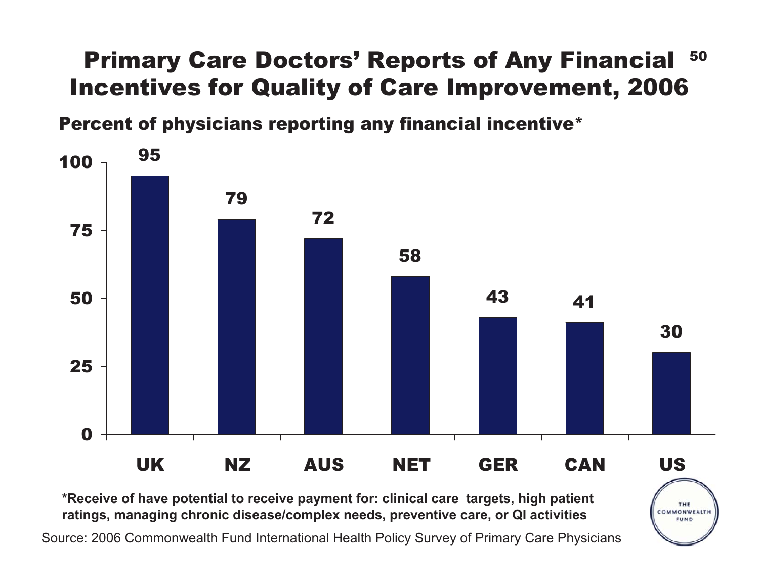# Primary Care Doctors' Reports of Any Financial Incentives for Quality of Care Improvement, 2006

**Percent of physicians reporting any financial incentive***

| Country | Percent |
|---|---|
| UK | 95 |
| NZ | 79 |
| AUS | 72 |
| NET | 58 |
| GER | 43 |
| CAN | 41 |
| US | 30 |

***Receive of have potential to receive payment for: clinical care targets, high patient ratings, managing chronic disease/complex needs, preventive care, or QI activities**

Source: 2006 Commonwealth Fund International Health Policy Survey of Primary Care Physicians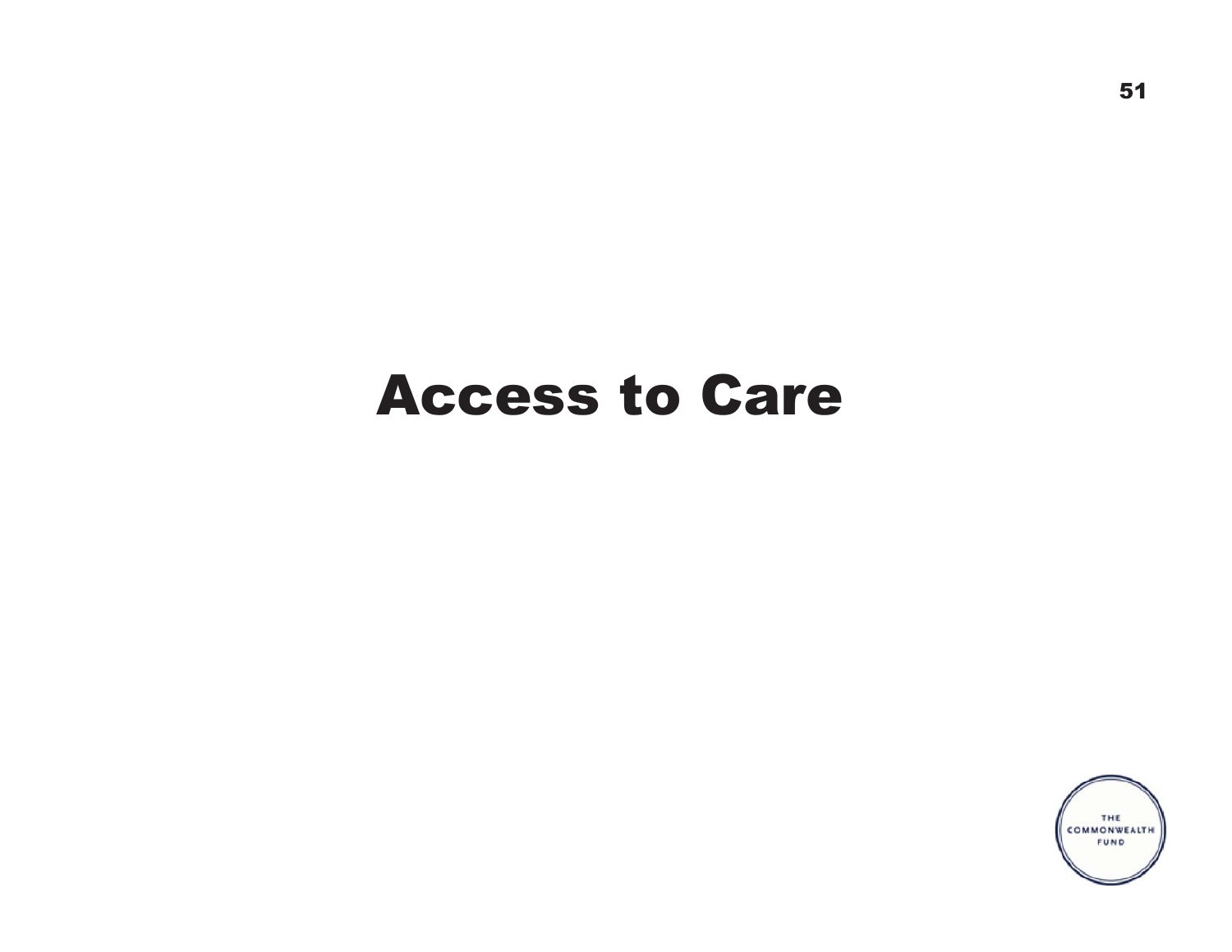# Access to Care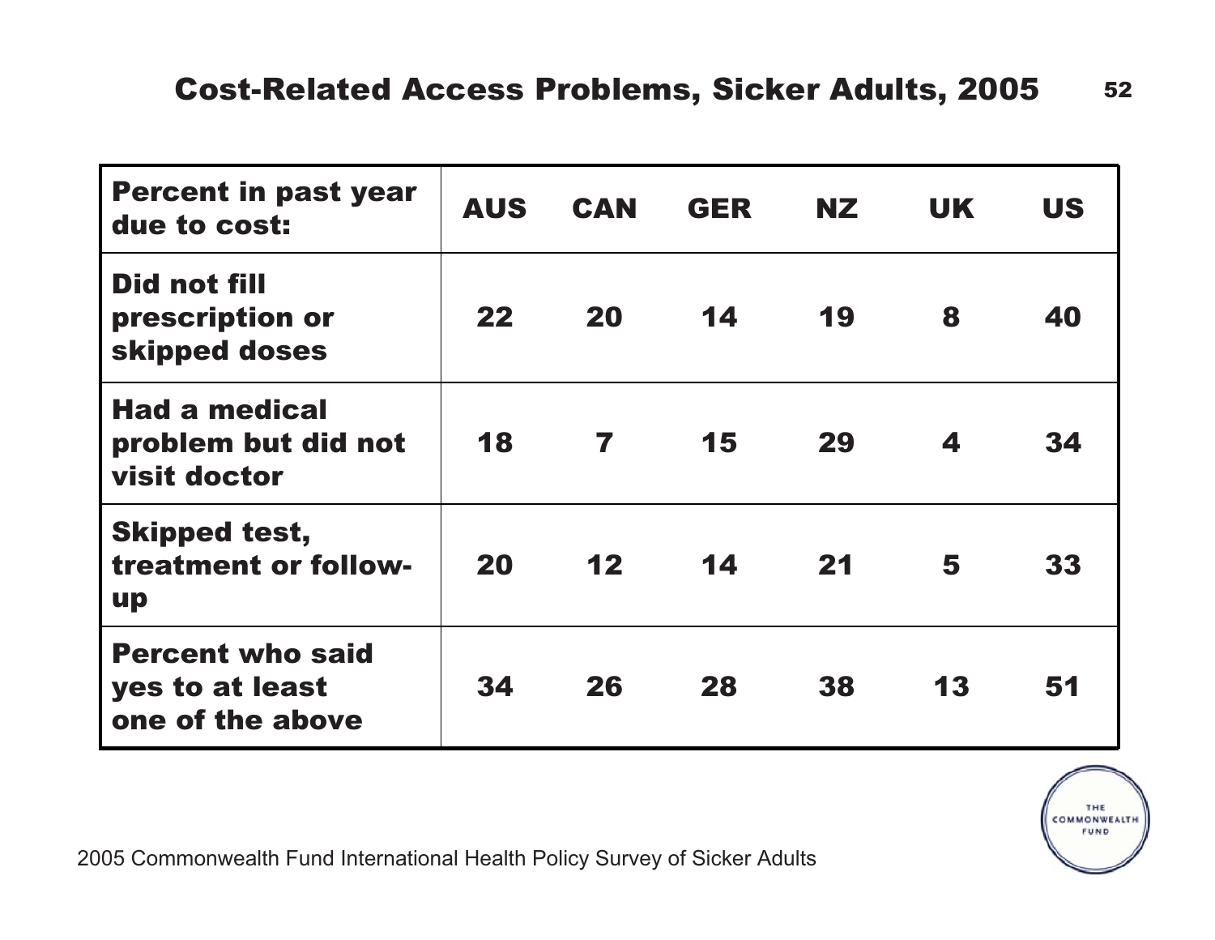# Cost-Related Access Problems, Sicker Adults, 2005

| Percent in past year due to cost: | AUS | CAN | GER | NZ | UK | US |
|---|---|---|---|---|---|---|
| Did not fill prescription or skipped doses | 22 | 20 | 14 | 19 | 8 | 40 |
| Had a medical problem but did not visit doctor | 18 | 7 | 15 | 29 | 4 | 34 |
| Skipped test, treatment or follow-up | 20 | 12 | 14 | 21 | 5 | 33 |
| Percent who said yes to at least one of the above | 34 | 26 | 28 | 38 | 13 | 51 |

2005 Commonwealth Fund International Health Policy Survey of Sicker Adults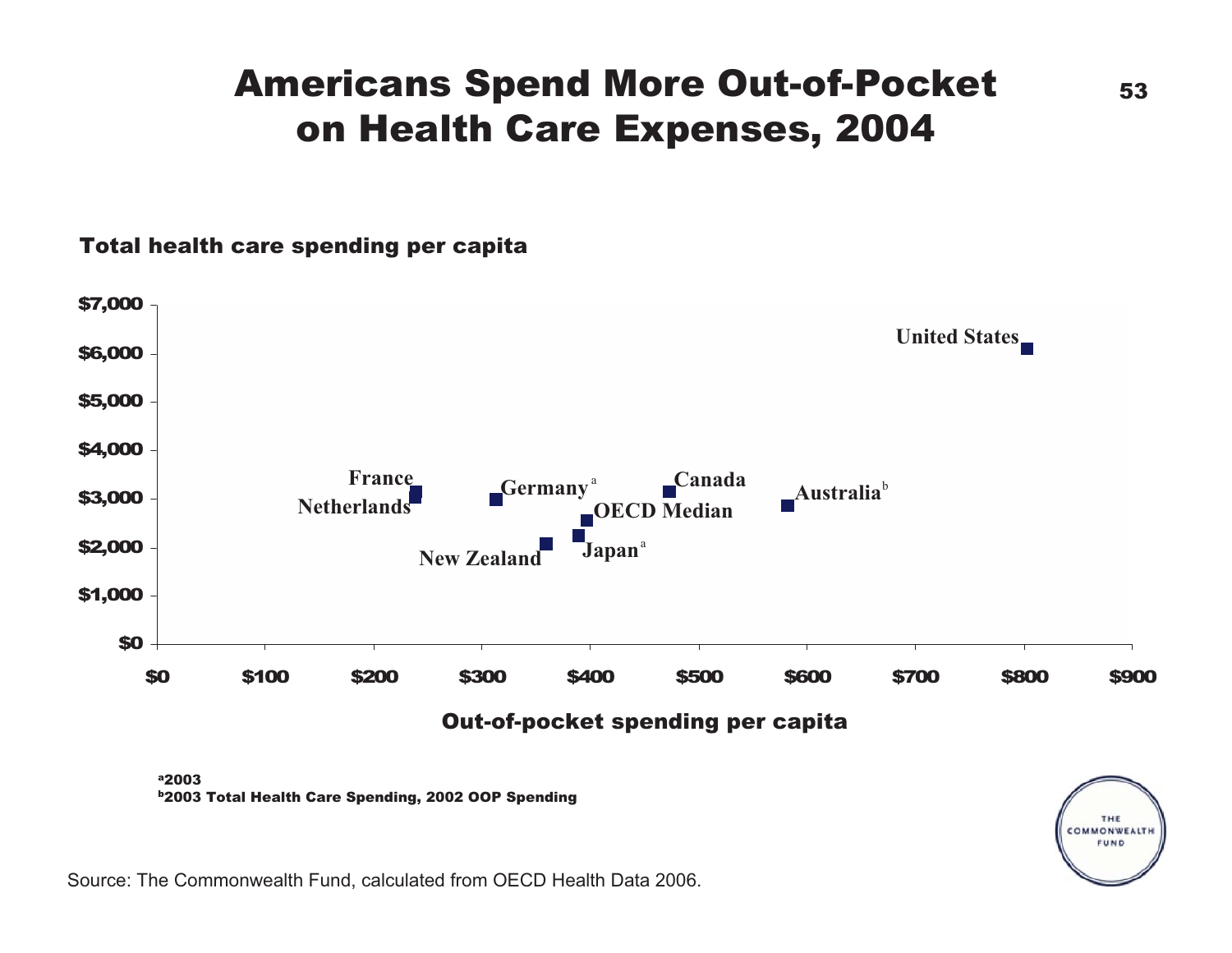# Americans Spend More Out-of-Pocket on Health Care Expenses, 2004

Total health care spending per capita

$7,000
$6,000
$5,000
$4,000
$3,000
$2,000
$1,000
$0

United States

France
Netherlands
Germany[a]
Canada
Australia[b]
OECD Median
New Zealand
Japan[a]

$0 $100 $200 $300 $400 $500 $600 $700 $800 $900

Out-of-pocket spending per capita

[a]2003
[b]2003 Total Health Care Spending, 2002 OOP Spending

Source: The Commonwealth Fund, calculated from OECD Health Data 2006.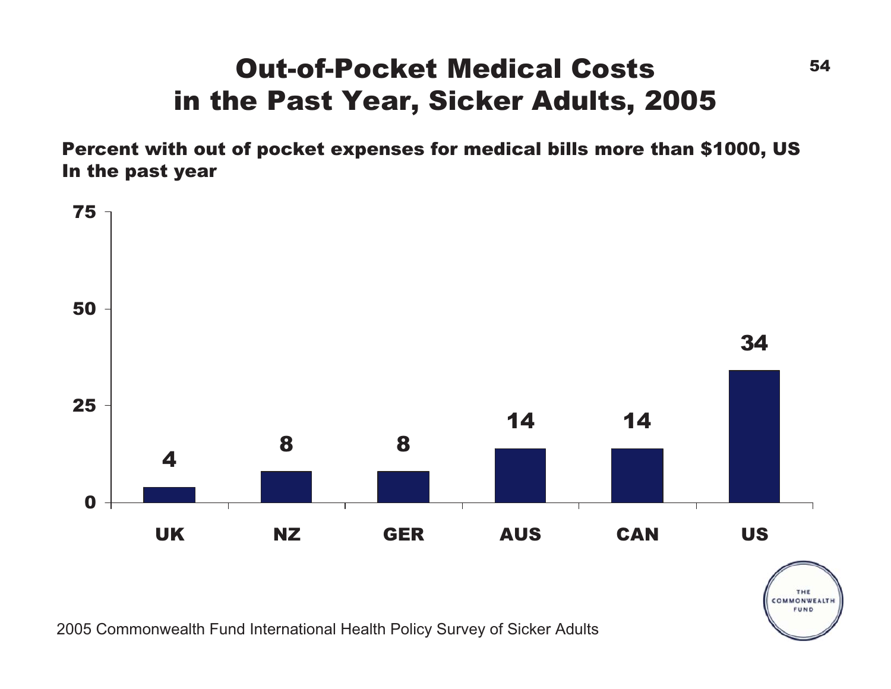# Out-of-Pocket Medical Costs in the Past Year, Sicker Adults, 2005

**Percent with out of pocket expenses for medical bills more than $1000, US In the past year**

| Country | Percent |
|---|---|
| UK | 4 |
| NZ | 8 |
| GER | 8 |
| AUS | 14 |
| CAN | 14 |
| US | 34 |

2005 Commonwealth Fund International Health Policy Survey of Sicker Adults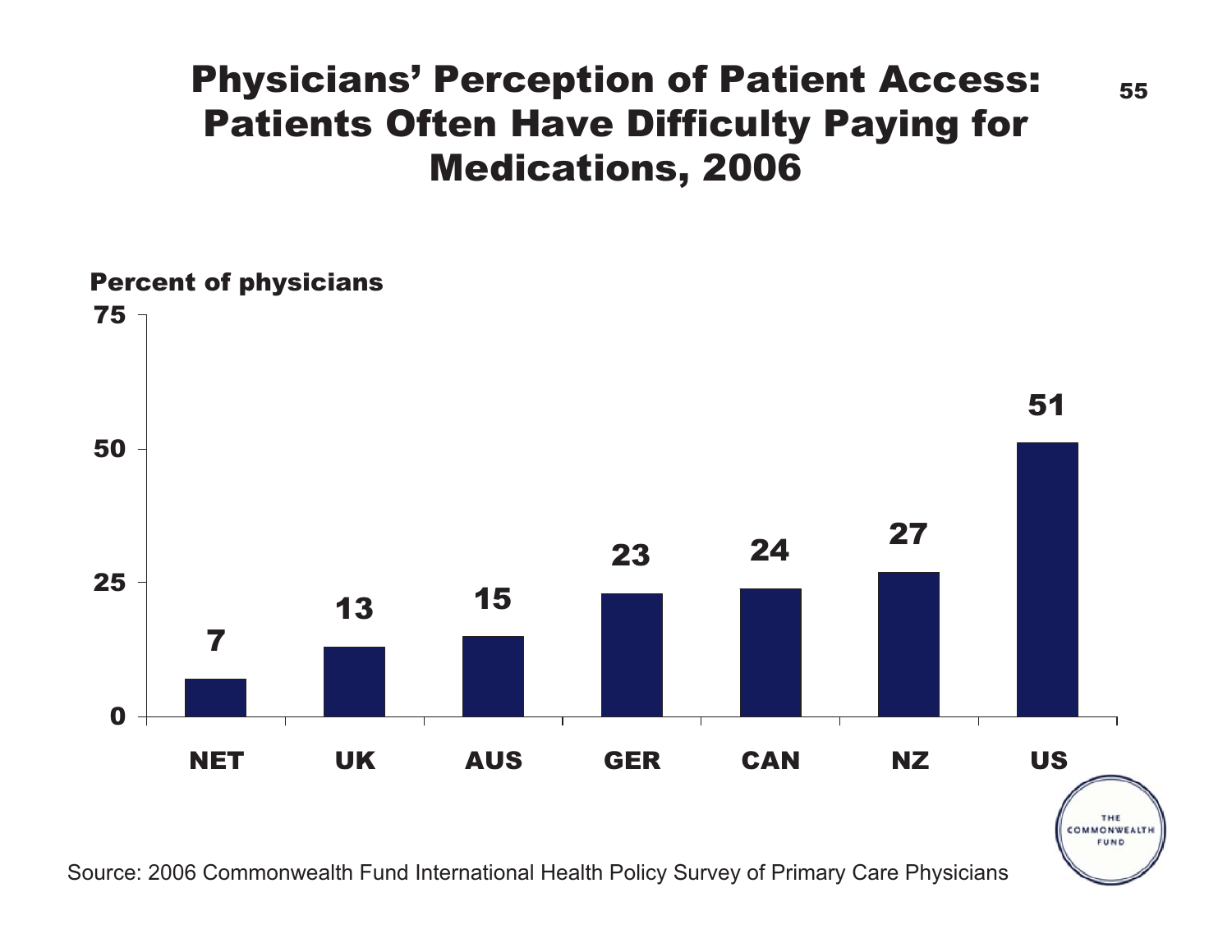# Physicians' Perception of Patient Access: Patients Often Have Difficulty Paying for Medications, 2006

Percent of physicians

| Country | Percent |
|---|---|
| NET | 7 |
| UK | 13 |
| AUS | 15 |
| GER | 23 |
| CAN | 24 |
| NZ | 27 |
| US | 51 |

Source: 2006 Commonwealth Fund International Health Policy Survey of Primary Care Physicians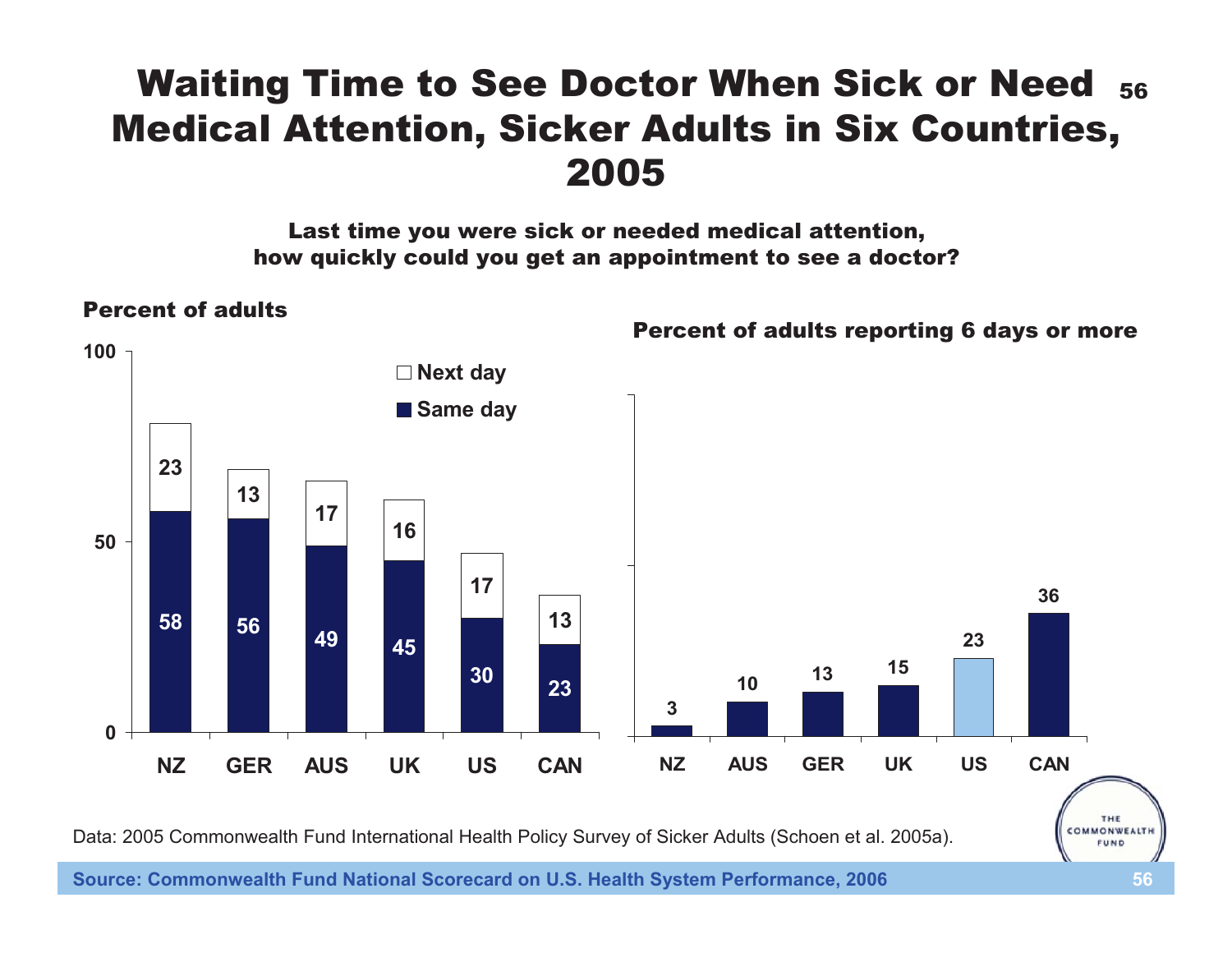# Waiting Time to See Doctor When Sick or Need Medical Attention, Sicker Adults in Six Countries, 2005

**Last time you were sick or needed medical attention, how quickly could you get an appointment to see a doctor?**

**Percent of adults**

| Country | Same day | Next day |
|---|---|---|
| NZ | 58 | 23 |
| GER | 56 | 13 |
| AUS | 49 | 17 |
| UK | 45 | 16 |
| US | 30 | 17 |
| CAN | 23 | 13 |

**Percent of adults reporting 6 days or more**

| Country | Percent |
|---|---|
| NZ | 3 |
| AUS | 10 |
| GER | 13 |
| UK | 15 |
| US | 23 |
| CAN | 36 |

Data: 2005 Commonwealth Fund International Health Policy Survey of Sicker Adults (Schoen et al. 2005a).

**Source: Commonwealth Fund National Scorecard on U.S. Health System Performance, 2006**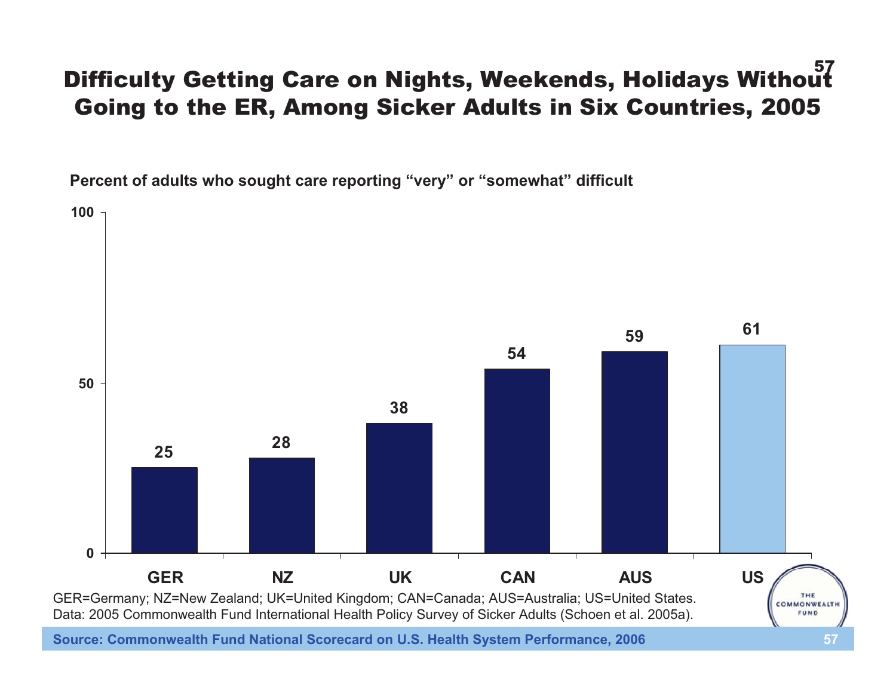# Difficulty Getting Care on Nights, Weekends, Holidays Without Going to the ER, Among Sicker Adults in Six Countries, 2005

Percent of adults who sought care reporting "very" or "somewhat" difficult

| Country | Percent |
|---|---|
| GER | 25 |
| NZ | 28 |
| UK | 38 |
| CAN | 54 |
| AUS | 59 |
| US | 61 |

GER=Germany; NZ=New Zealand; UK=United Kingdom; CAN=Canada; AUS=Australia; US=United States.
Data: 2005 Commonwealth Fund International Health Policy Survey of Sicker Adults (Schoen et al. 2005a).

Source: Commonwealth Fund National Scorecard on U.S. Health System Performance, 2006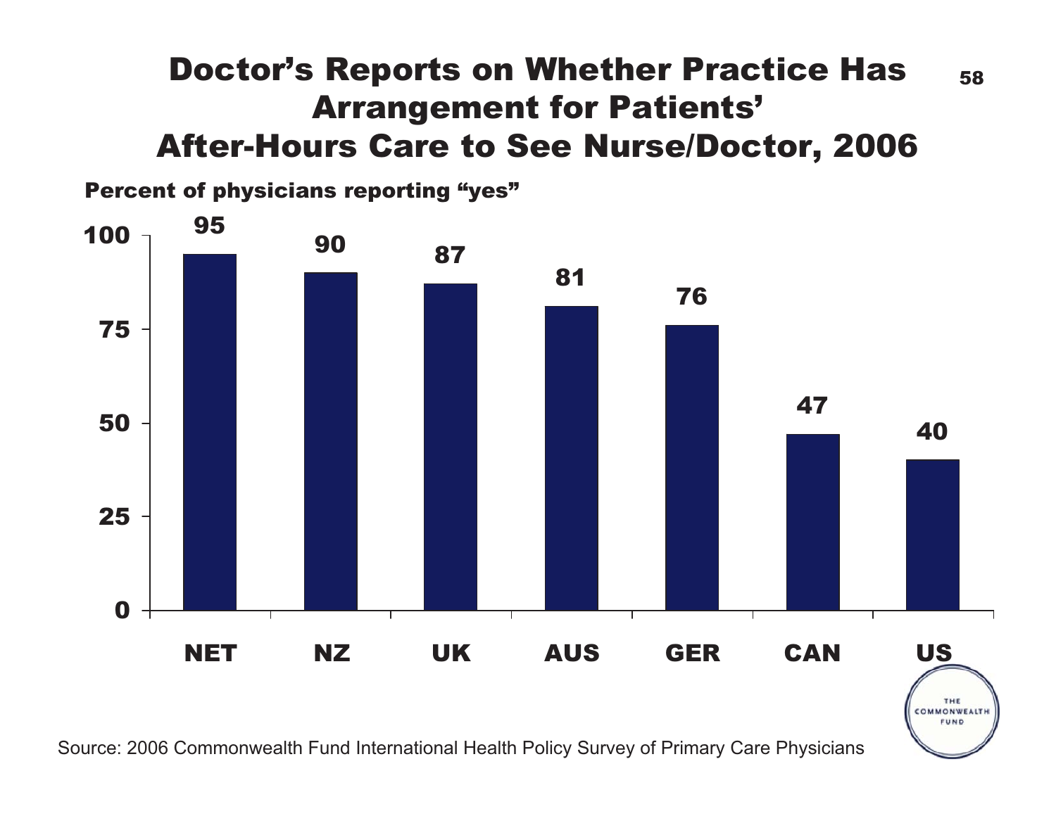# Doctor's Reports on Whether Practice Has Arrangement for Patients' After-Hours Care to See Nurse/Doctor, 2006

Percent of physicians reporting "yes"

| Country | Percent |
|---|---|
| NET | 95 |
| NZ | 90 |
| UK | 87 |
| AUS | 81 |
| GER | 76 |
| CAN | 47 |
| US | 40 |

Source: 2006 Commonwealth Fund International Health Policy Survey of Primary Care Physicians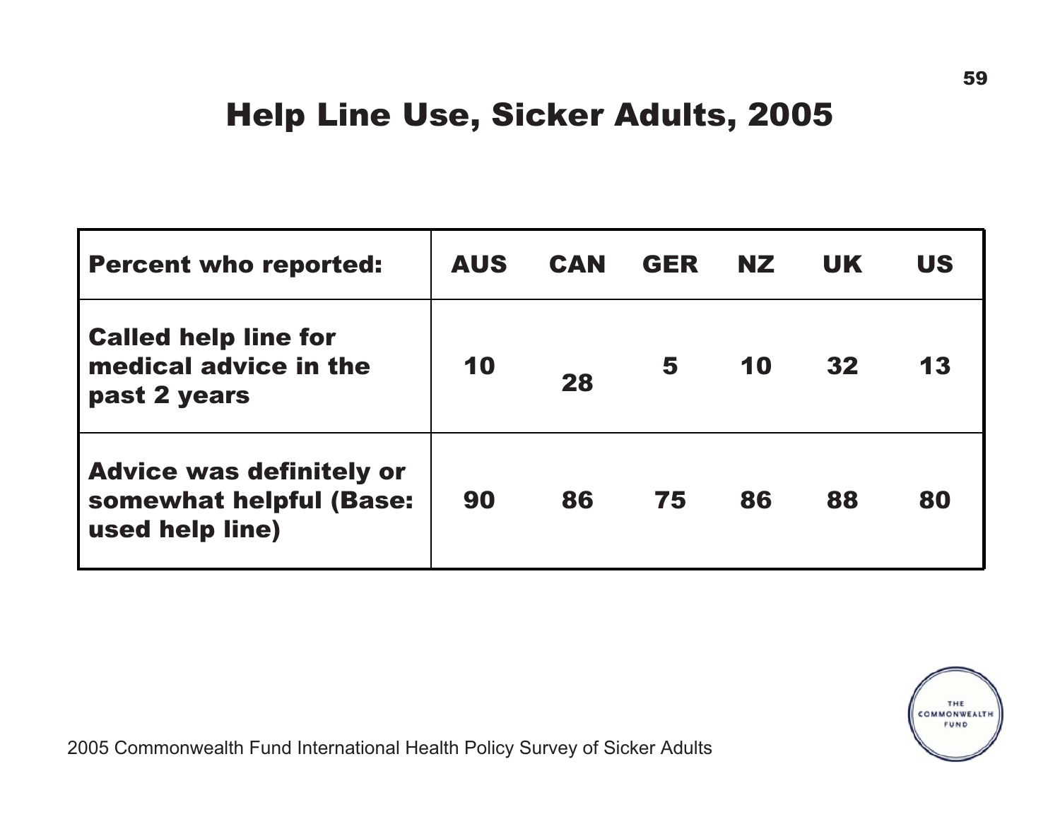# Help Line Use, Sicker Adults, 2005

| Percent who reported: | AUS | CAN | GER | NZ | UK | US |
|---|---|---|---|---|---|---|
| Called help line for medical advice in the past 2 years | 10 | 28 | 5 | 10 | 32 | 13 |
| Advice was definitely or somewhat helpful (Base: used help line) | 90 | 86 | 75 | 86 | 88 | 80 |

2005 Commonwealth Fund International Health Policy Survey of Sicker Adults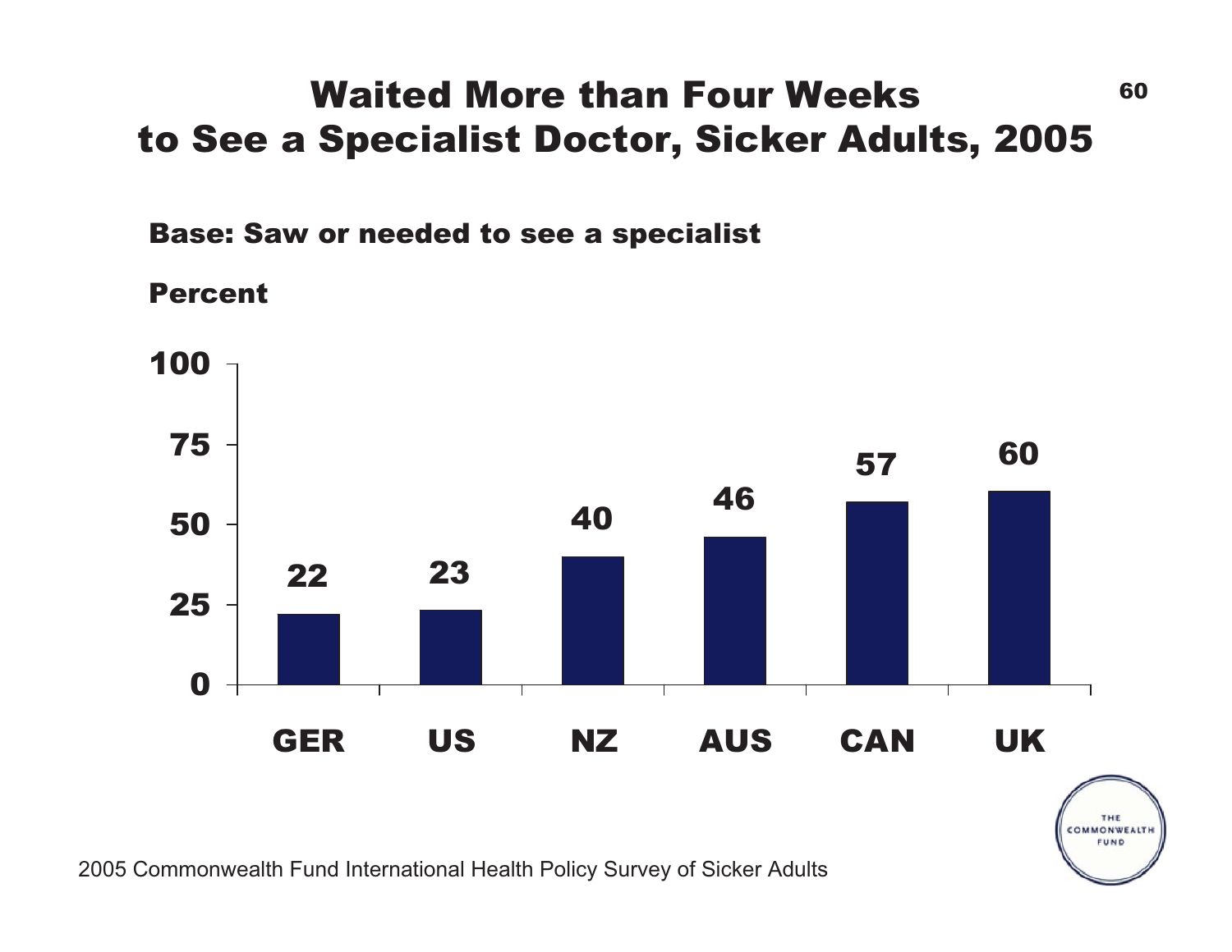# Waited More than Four Weeks to See a Specialist Doctor, Sicker Adults, 2005

**Base: Saw or needed to see a specialist**

**Percent**

| Country | Percent |
|---|---|
| GER | 22 |
| US | 23 |
| NZ | 40 |
| AUS | 46 |
| CAN | 57 |
| UK | 60 |

2005 Commonwealth Fund International Health Policy Survey of Sicker Adults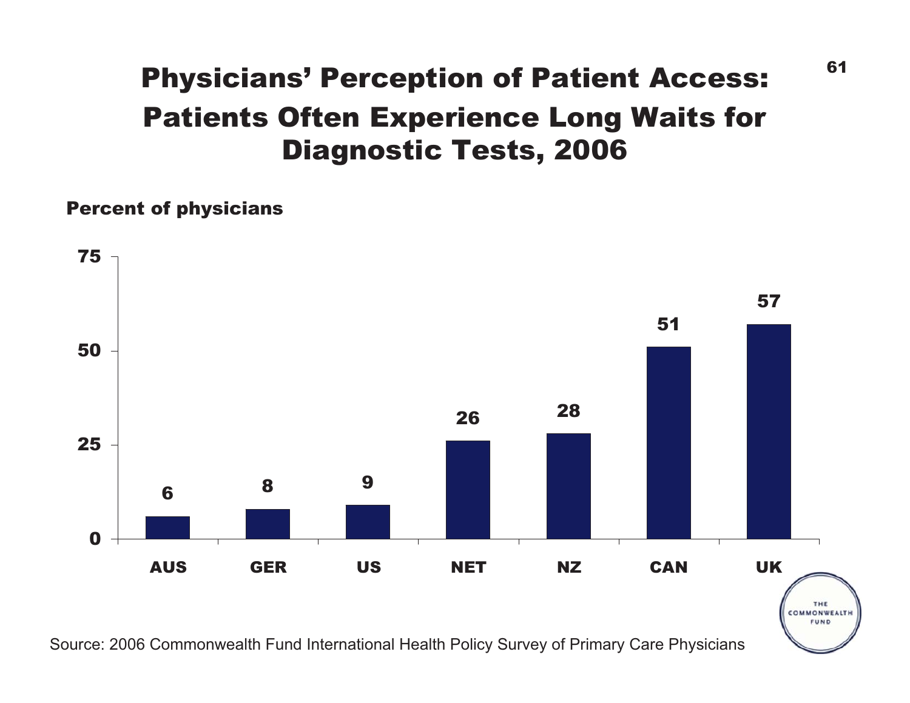# Physicians' Perception of Patient Access: Patients Often Experience Long Waits for Diagnostic Tests, 2006

**Percent of physicians**

| Country | Percent |
|---|---|
| AUS | 6 |
| GER | 8 |
| US | 9 |
| NET | 26 |
| NZ | 28 |
| CAN | 51 |
| UK | 57 |

Source: 2006 Commonwealth Fund International Health Policy Survey of Primary Care Physicians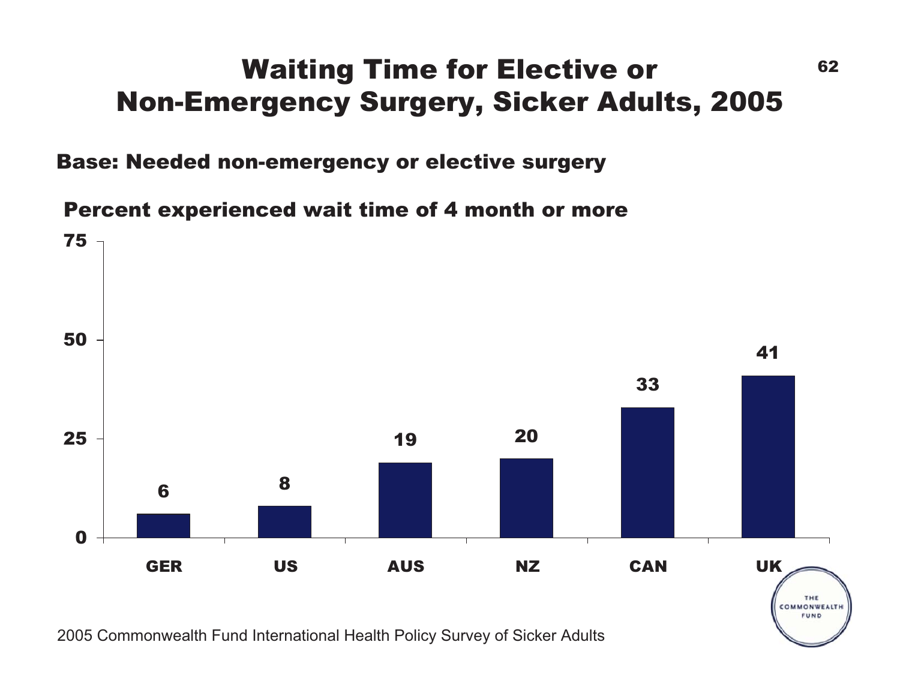# Waiting Time for Elective or Non-Emergency Surgery, Sicker Adults, 2005

**Base: Needed non-emergency or elective surgery**

**Percent experienced wait time of 4 month or more**

| Country | Percent |
|---|---|
| GER | 6 |
| US | 8 |
| AUS | 19 |
| NZ | 20 |
| CAN | 33 |
| UK | 41 |

2005 Commonwealth Fund International Health Policy Survey of Sicker Adults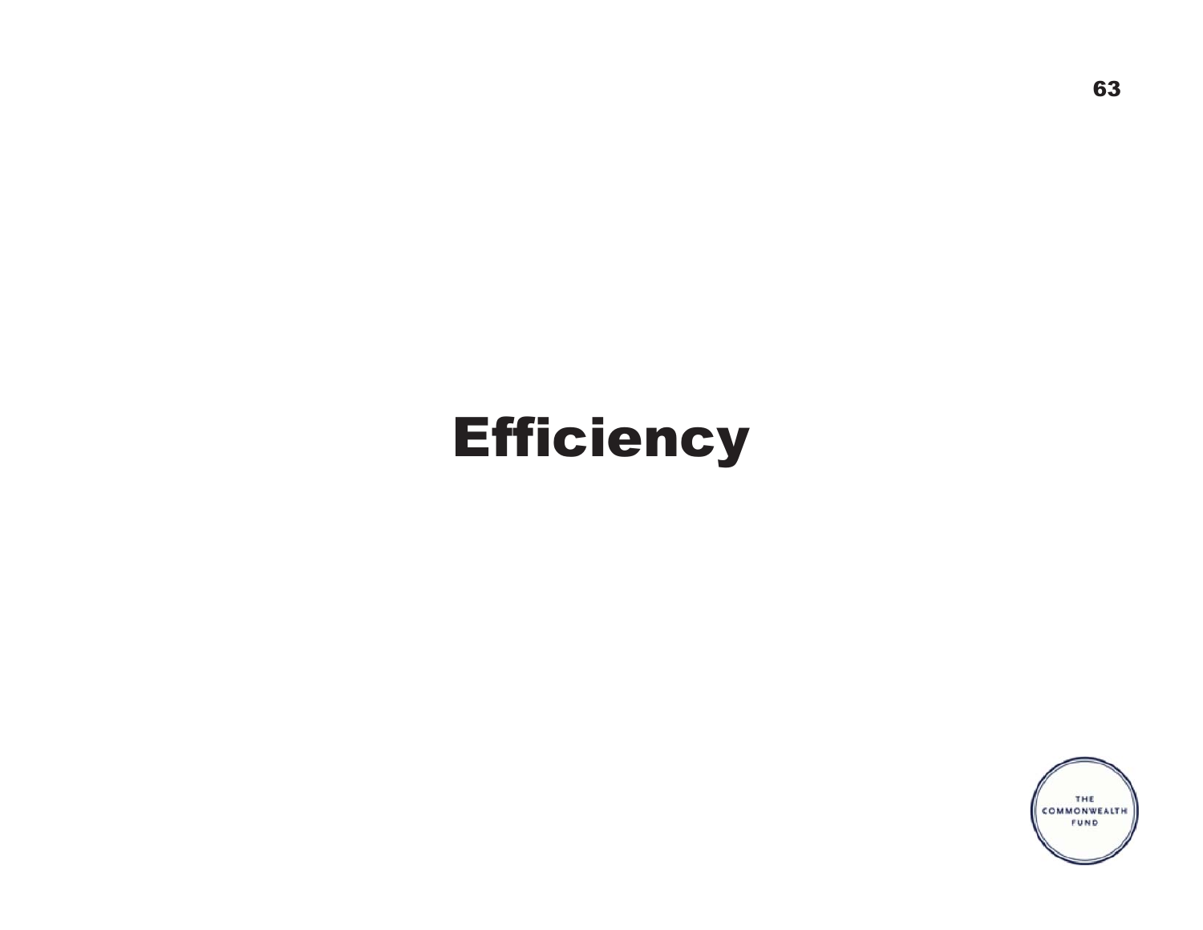# Efficiency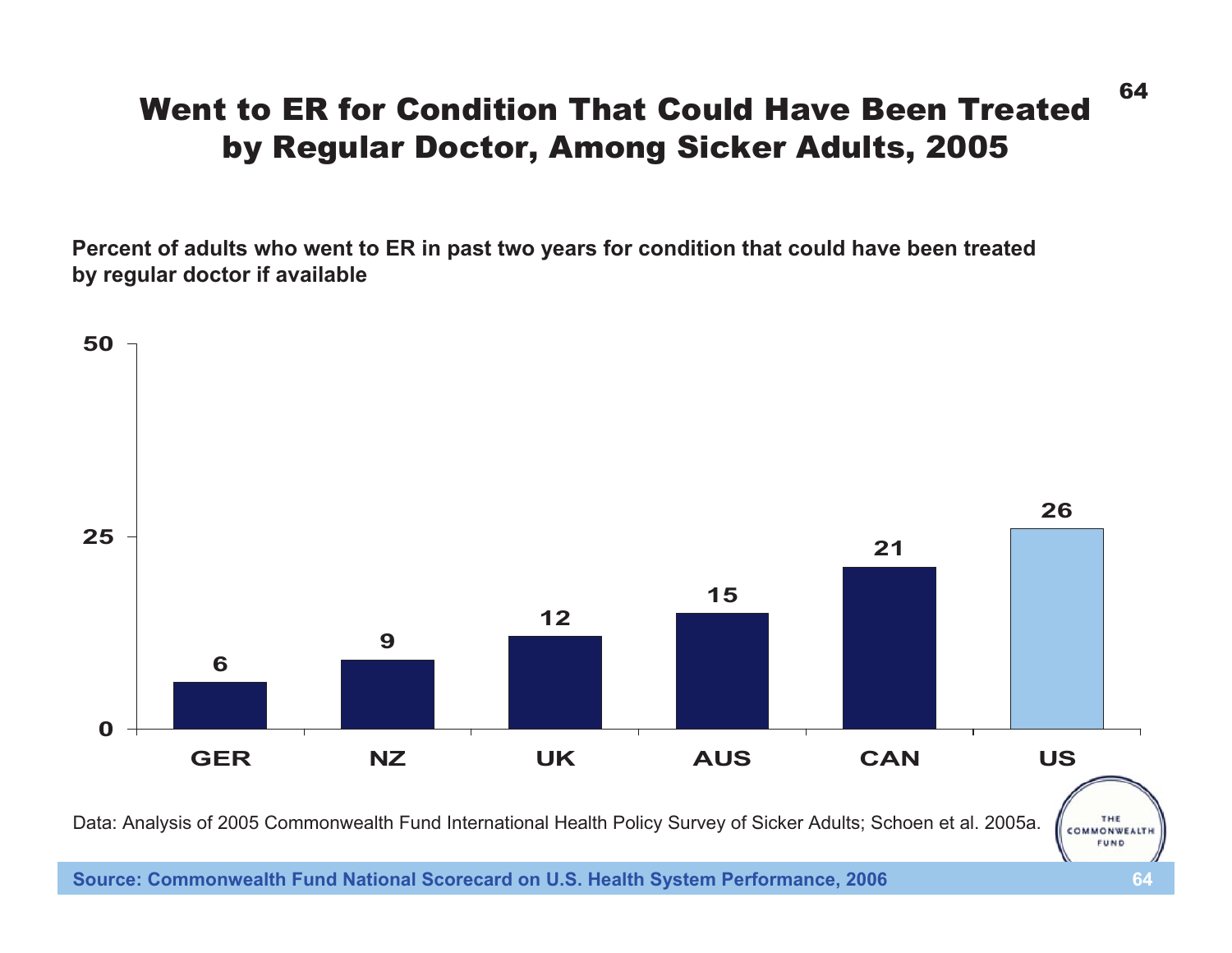# Went to ER for Condition That Could Have Been Treated by Regular Doctor, Among Sicker Adults, 2005

**Percent of adults who went to ER in past two years for condition that could have been treated by regular doctor if available**

| Country | Percent |
| --- | --- |
| GER | 6 |
| NZ | 9 |
| UK | 12 |
| AUS | 15 |
| CAN | 21 |
| US | 26 |

Data: Analysis of 2005 Commonwealth Fund International Health Policy Survey of Sicker Adults; Schoen et al. 2005a.

**Source: Commonwealth Fund National Scorecard on U.S. Health System Performance, 2006**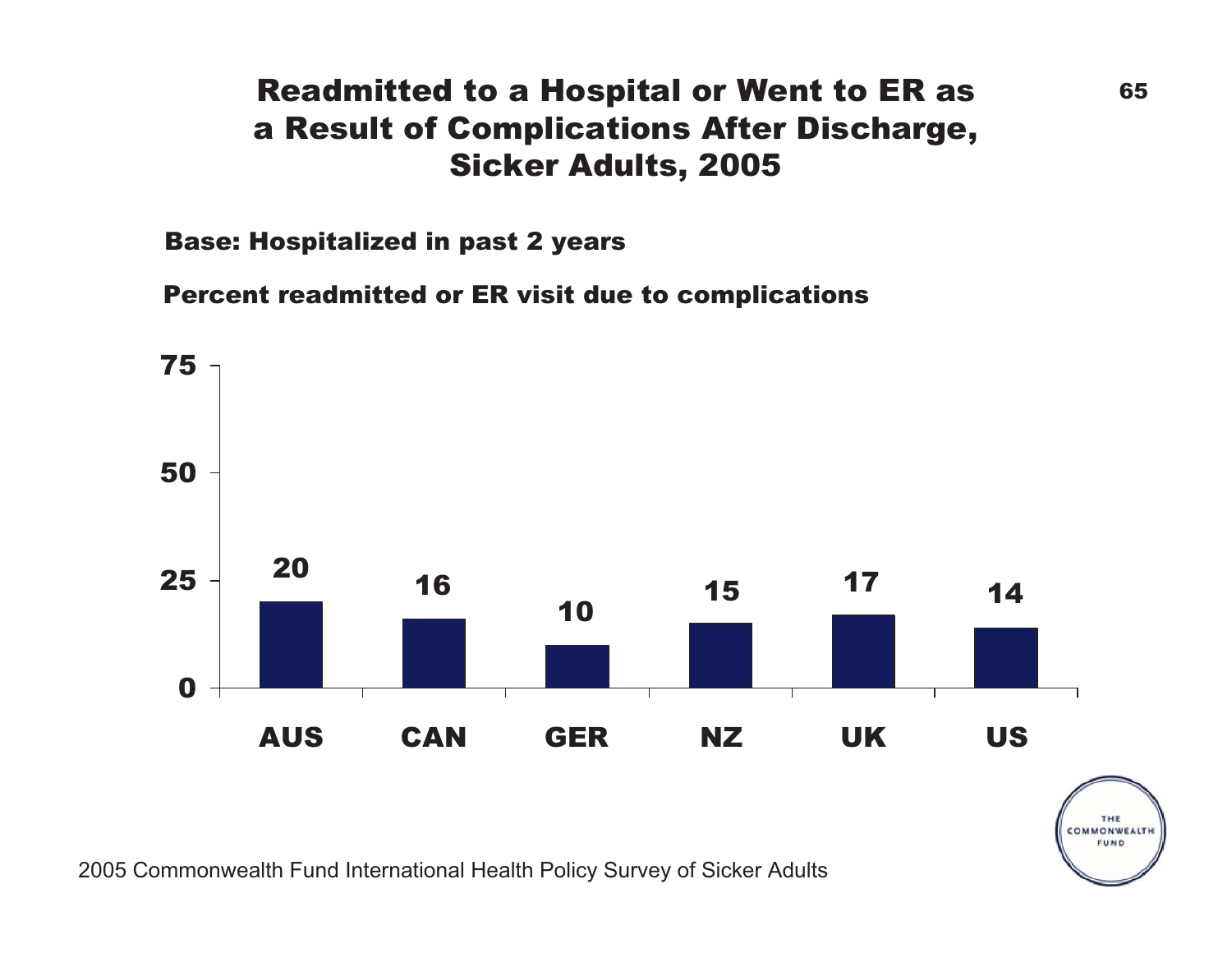# Readmitted to a Hospital or Went to ER as a Result of Complications After Discharge, Sicker Adults, 2005

**Base: Hospitalized in past 2 years**

**Percent readmitted or ER visit due to complications**

| Country | Percent |
|---|---|
| AUS | 20 |
| CAN | 16 |
| GER | 10 |
| NZ | 15 |
| UK | 17 |
| US | 14 |

2005 Commonwealth Fund International Health Policy Survey of Sicker Adults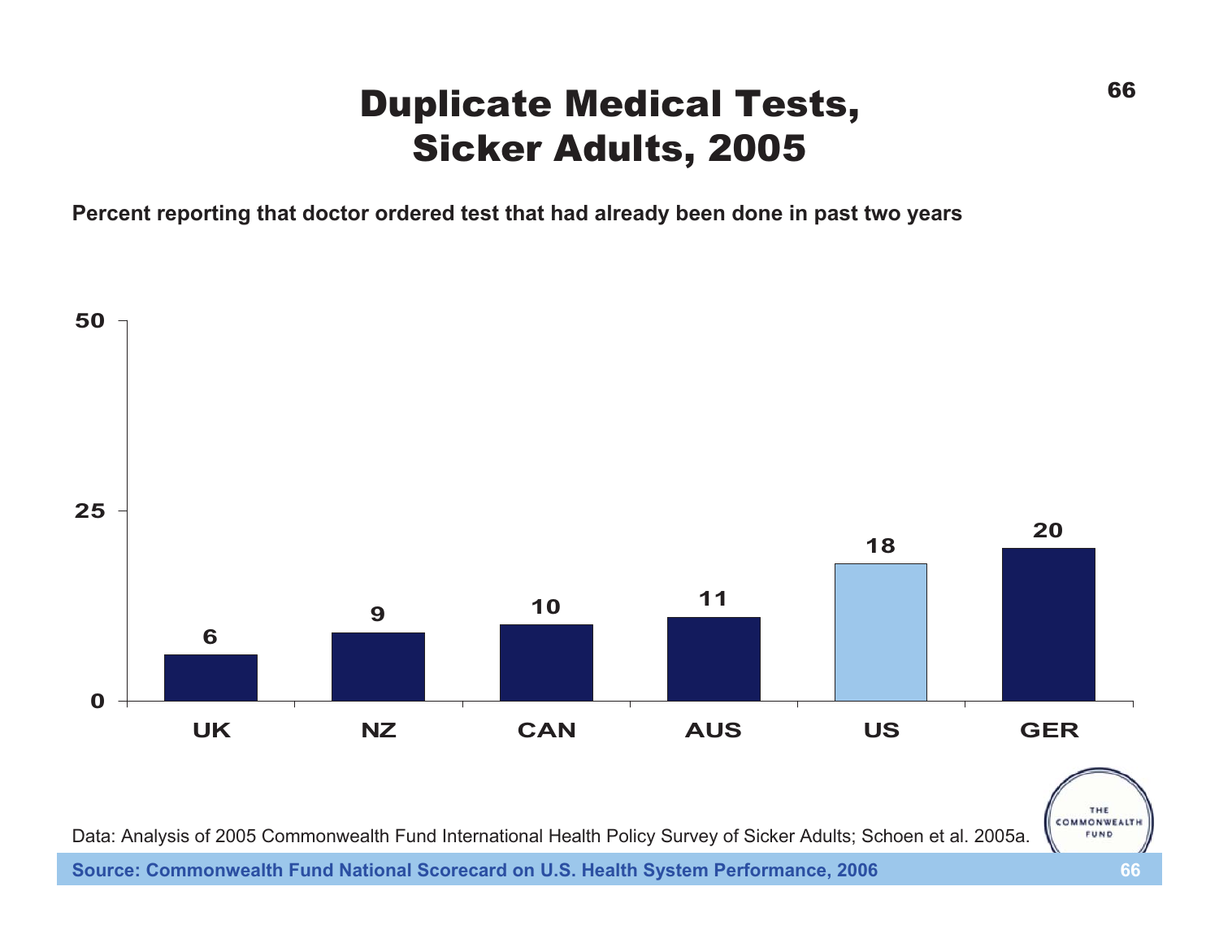# Duplicate Medical Tests, Sicker Adults, 2005

**Percent reporting that doctor ordered test that had already been done in past two years**

| Country | Percent |
|---|---|
| UK | 6 |
| NZ | 9 |
| CAN | 10 |
| AUS | 11 |
| US | 18 |
| GER | 20 |

Data: Analysis of 2005 Commonwealth Fund International Health Policy Survey of Sicker Adults; Schoen et al. 2005a.

**Source: Commonwealth Fund National Scorecard on U.S. Health System Performance, 2006**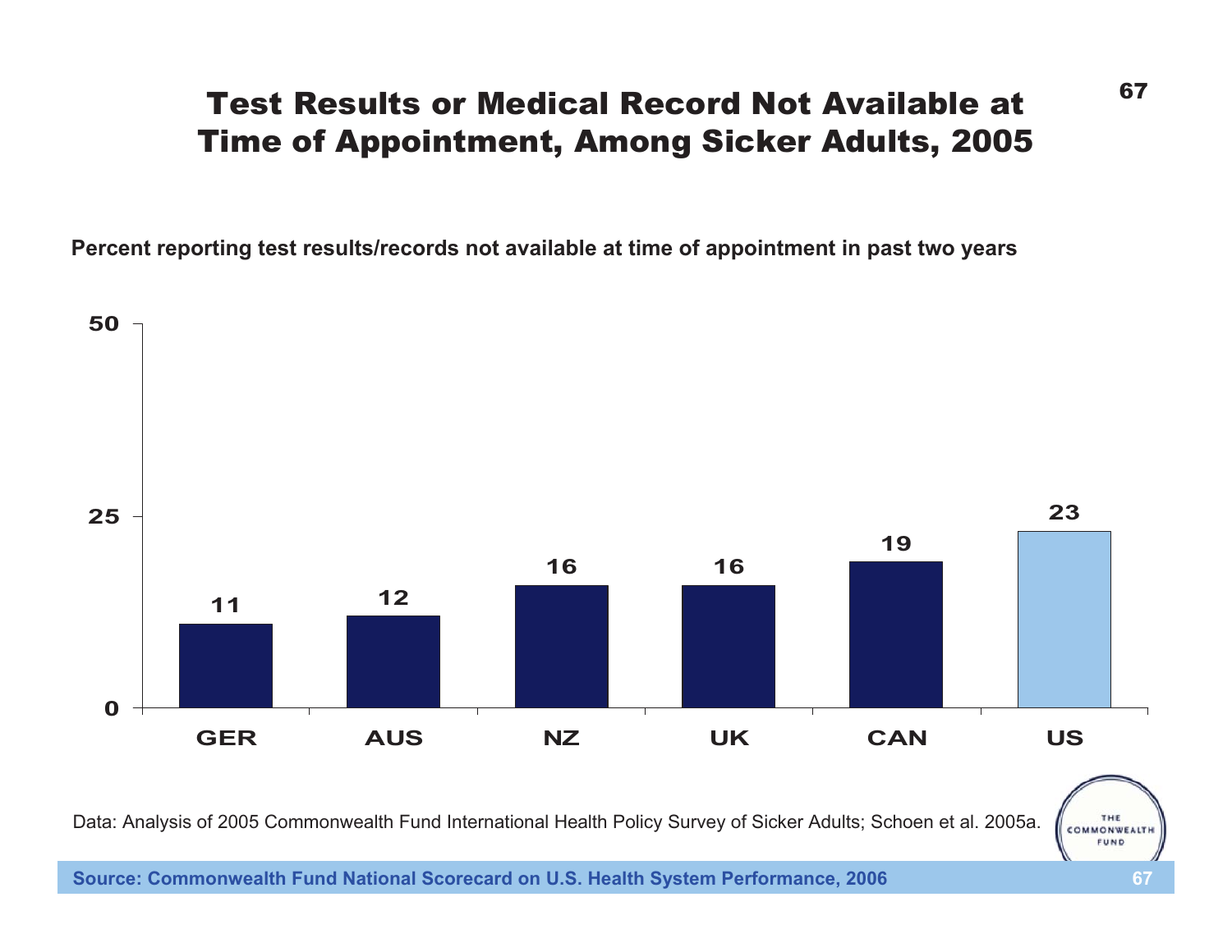# Test Results or Medical Record Not Available at Time of Appointment, Among Sicker Adults, 2005

**Percent reporting test results/records not available at time of appointment in past two years**

| Country | Percent |
|---|---|
| GER | 11 |
| AUS | 12 |
| NZ | 16 |
| UK | 16 |
| CAN | 19 |
| US | 23 |

Data: Analysis of 2005 Commonwealth Fund International Health Policy Survey of Sicker Adults; Schoen et al. 2005a.

**Source: Commonwealth Fund National Scorecard on U.S. Health System Performance, 2006**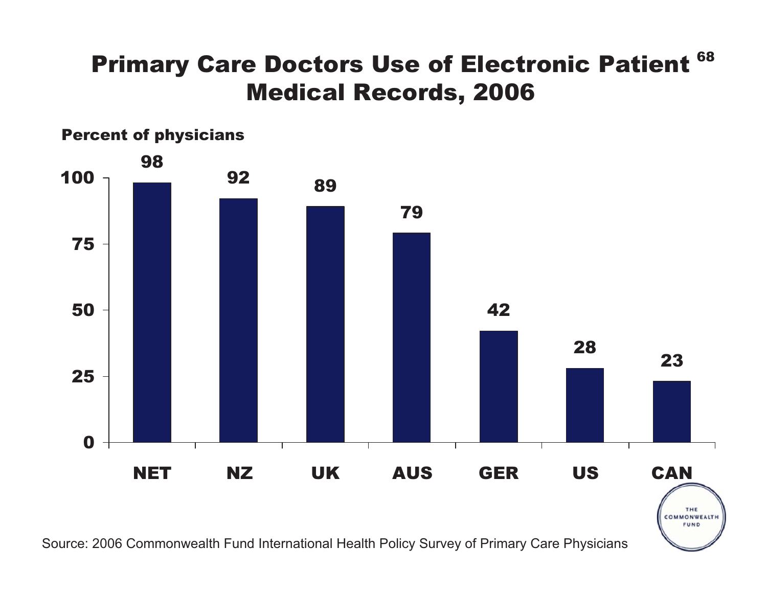# Primary Care Doctors Use of Electronic Patient Medical Records, 2006

Percent of physicians

| Country | Percent |
|---|---|
| NET | 98 |
| NZ | 92 |
| UK | 89 |
| AUS | 79 |
| GER | 42 |
| US | 28 |
| CAN | 23 |

Source: 2006 Commonwealth Fund International Health Policy Survey of Primary Care Physicians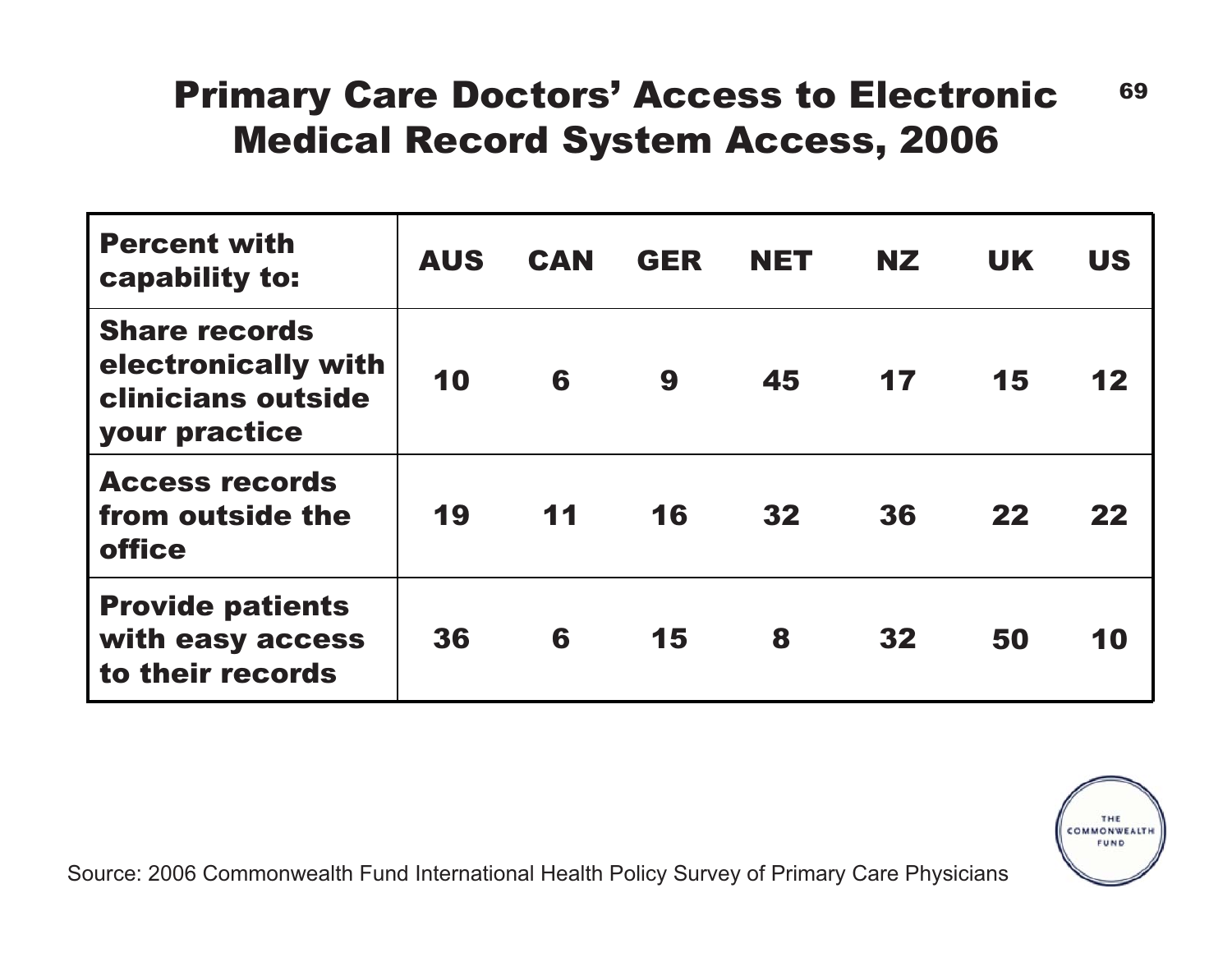# Primary Care Doctors' Access to Electronic Medical Record System Access, 2006

| Percent with capability to: | AUS | CAN | GER | NET | NZ | UK | US |
|---|---|---|---|---|---|---|---|
| Share records electronically with clinicians outside your practice | 10 | 6 | 9 | 45 | 17 | 15 | 12 |
| Access records from outside the office | 19 | 11 | 16 | 32 | 36 | 22 | 22 |
| Provide patients with easy access to their records | 36 | 6 | 15 | 8 | 32 | 50 | 10 |

Source: 2006 Commonwealth Fund International Health Policy Survey of Primary Care Physicians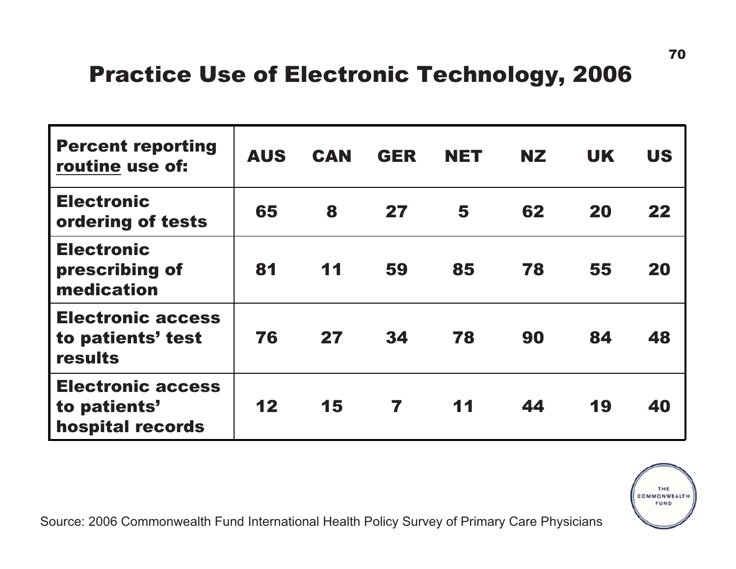# Practice Use of Electronic Technology, 2006

| Percent reporting <u>routine</u> use of: | AUS | CAN | GER | NET | NZ | UK | US |
|---|---|---|---|---|---|---|---|
| Electronic ordering of tests | 65 | 8 | 27 | 5 | 62 | 20 | 22 |
| Electronic prescribing of medication | 81 | 11 | 59 | 85 | 78 | 55 | 20 |
| Electronic access to patients' test results | 76 | 27 | 34 | 78 | 90 | 84 | 48 |
| Electronic access to patients' hospital records | 12 | 15 | 7 | 11 | 44 | 19 | 40 |

Source: 2006 Commonwealth Fund International Health Policy Survey of Primary Care Physicians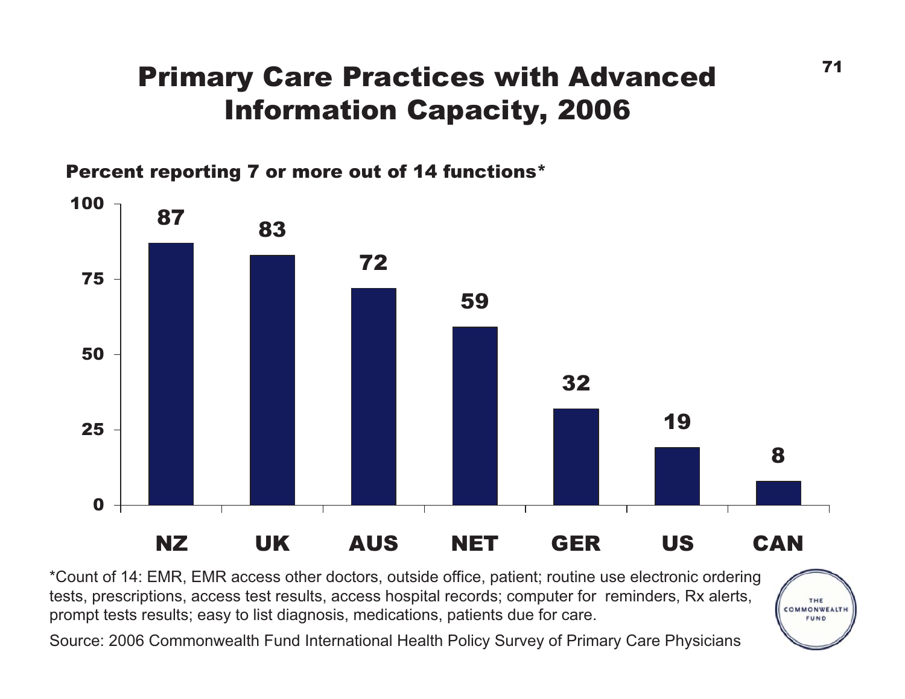# Primary Care Practices with Advanced Information Capacity, 2006

**Percent reporting 7 or more out of 14 functions***

| Country | Percent |
|---|---|
| NZ | 87 |
| UK | 83 |
| AUS | 72 |
| NET | 59 |
| GER | 32 |
| US | 19 |
| CAN | 8 |

*Count of 14: EMR, EMR access other doctors, outside office, patient; routine use electronic ordering tests, prescriptions, access test results, access hospital records; computer for reminders, Rx alerts, prompt tests results; easy to list diagnosis, medications, patients due for care.

Source: 2006 Commonwealth Fund International Health Policy Survey of Primary Care Physicians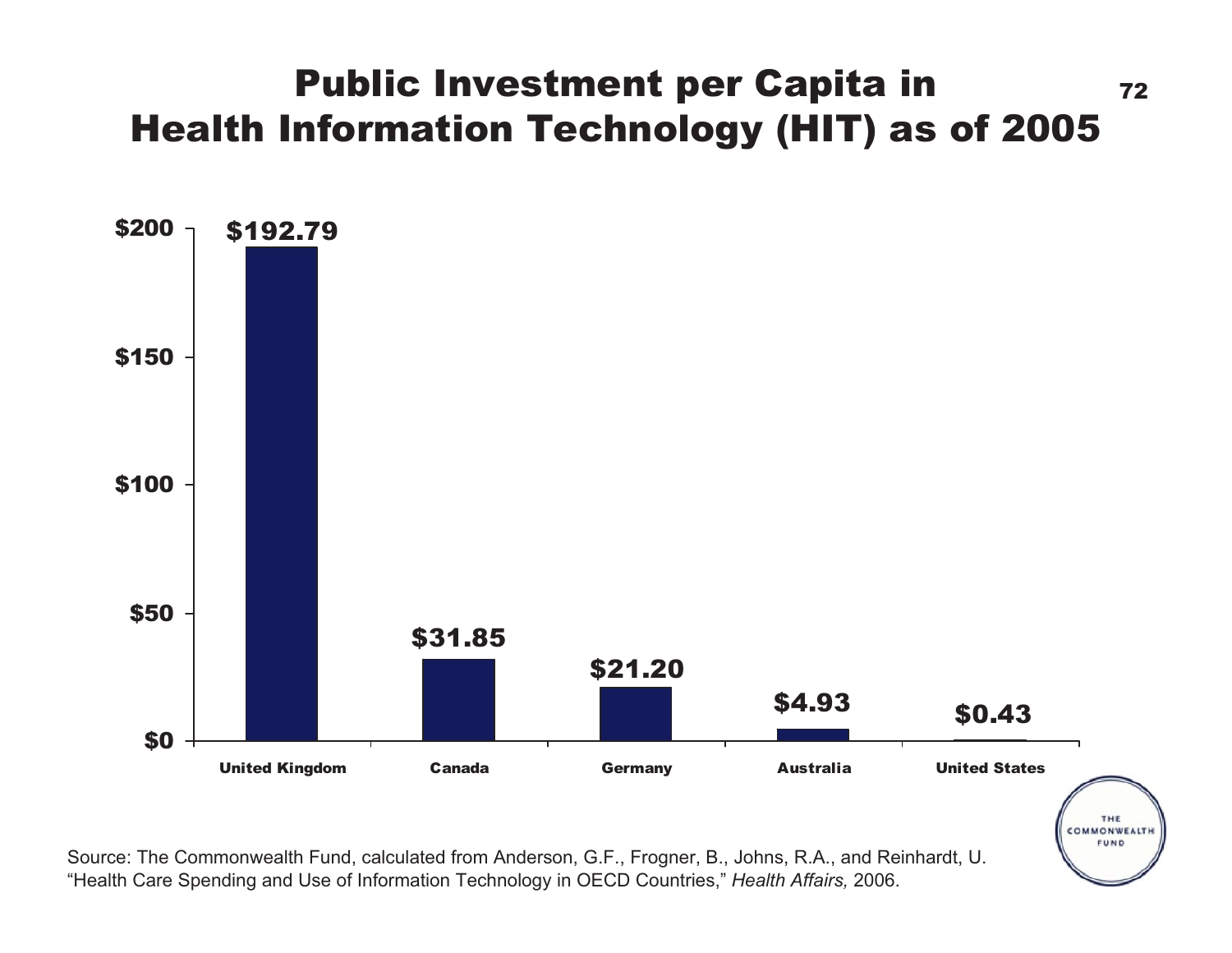# Public Investment per Capita in Health Information Technology (HIT) as of 2005

| Country | Public Investment per Capita |
|---|---|
| United Kingdom | $192.79 |
| Canada | $31.85 |
| Germany | $21.20 |
| Australia | $4.93 |
| United States | $0.43 |

Source: The Commonwealth Fund, calculated from Anderson, G.F., Frogner, B., Johns, R.A., and Reinhardt, U. "Health Care Spending and Use of Information Technology in OECD Countries," *Health Affairs,* 2006.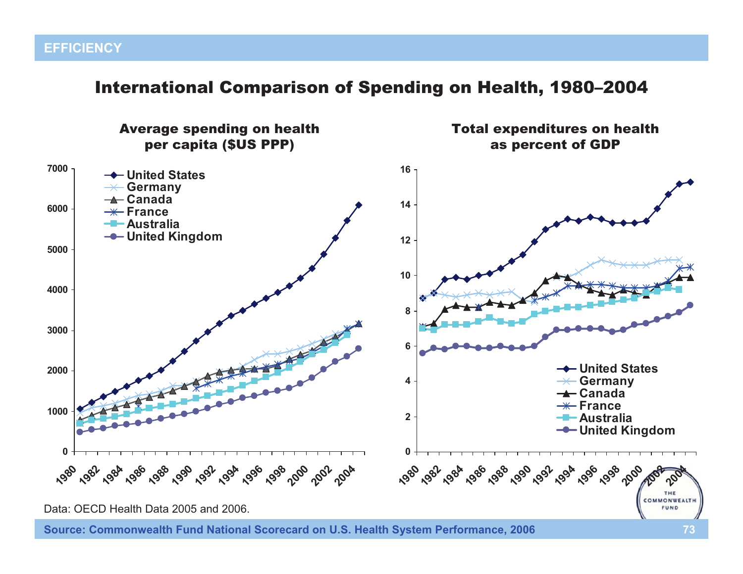EFFICIENCY

# International Comparison of Spending on Health, 1980–2004

## Average spending on health per capita ($US PPP)

United States, Germany, Canada, France, Australia, United Kingdom

## Total expenditures on health as percent of GDP

United States, Germany, Canada, France, Australia, United Kingdom

Data: OECD Health Data 2005 and 2006.

Source: Commonwealth Fund National Scorecard on U.S. Health System Performance, 2006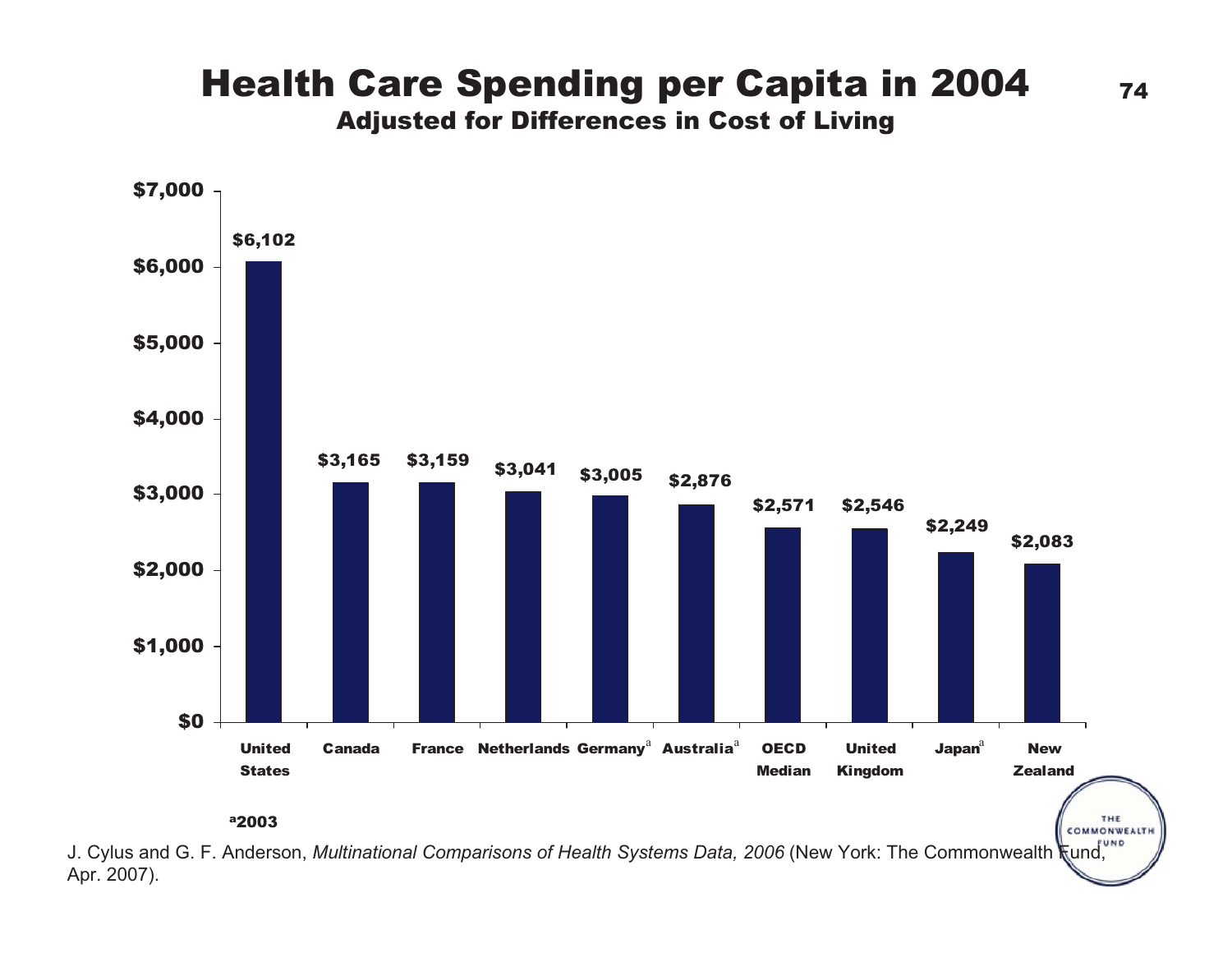# Health Care Spending per Capita in 2004

## Adjusted for Differences in Cost of Living

| Country | Spending per Capita |
|---|---|
| United States | $6,102 |
| Canada | $3,165 |
| France | $3,159 |
| Netherlands | $3,041 |
| Germany[a] | $3,005 |
| Australia[a] | $2,876 |
| OECD Median | $2,571 |
| United Kingdom | $2,546 |
| Japan[a] | $2,249 |
| New Zealand | $2,083 |

[a] 2003

J. Cylus and G. F. Anderson, *Multinational Comparisons of Health Systems Data, 2006* (New York: The Commonwealth Fund, Apr. 2007).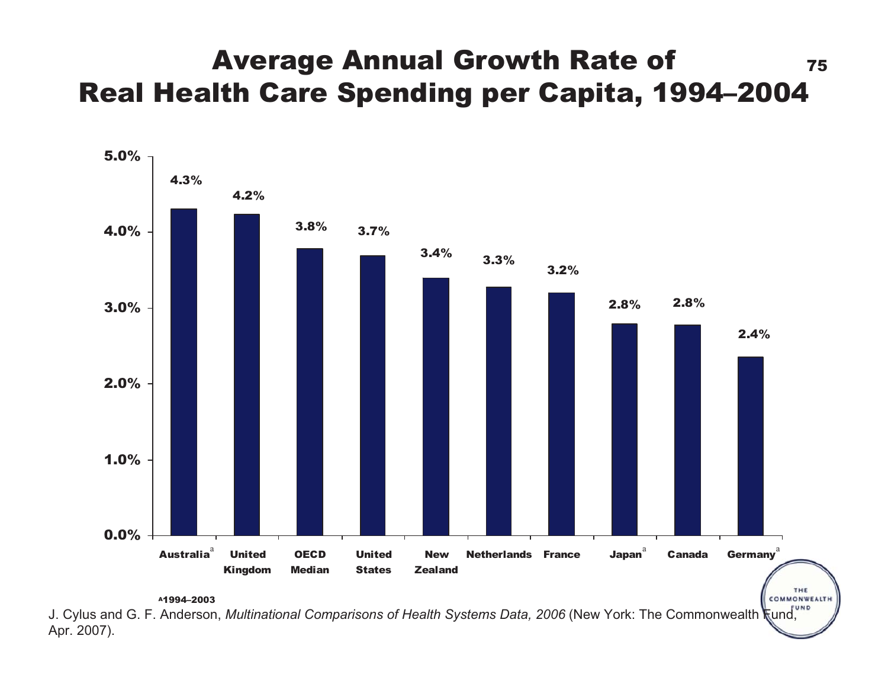# Average Annual Growth Rate of Real Health Care Spending per Capita, 1994–2004

| Country | Growth Rate |
|---|---|
| Australia[a] | 4.3% |
| United Kingdom | 4.2% |
| OECD Median | 3.8% |
| United States | 3.7% |
| New Zealand | 3.4% |
| Netherlands | 3.3% |
| France | 3.2% |
| Japan[a] | 2.8% |
| Canada | 2.8% |
| Germany[a] | 2.4% |

[a] 1994–2003

J. Cylus and G. F. Anderson, *Multinational Comparisons of Health Systems Data, 2006* (New York: The Commonwealth Fund, Apr. 2007).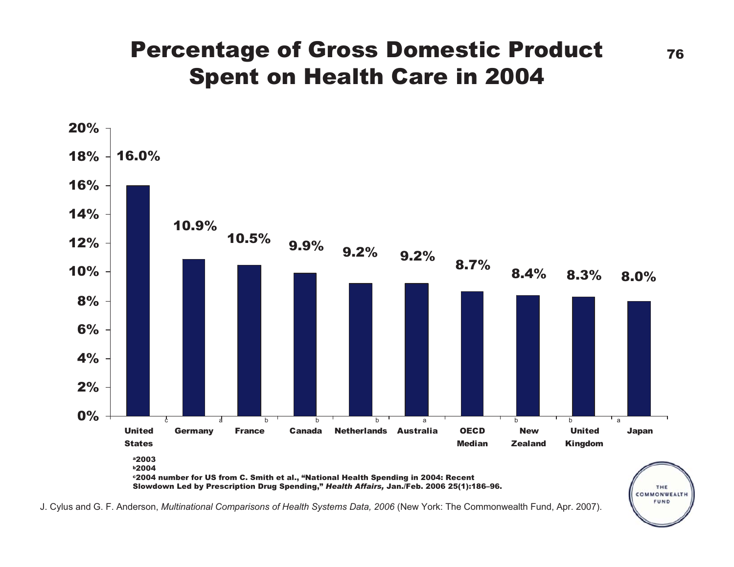# Percentage of Gross Domestic Product Spent on Health Care in 2004

| Country | Percentage of GDP |
|---|---|
| United States[c] | 16.0% |
| Germany[a] | 10.9% |
| France[b] | 10.5% |
| Canada[b] | 9.9% |
| Netherlands[b] | 9.2% |
| Australia[a] | 9.2% |
| OECD Median | 8.7% |
| New Zealand[b] | 8.4% |
| United Kingdom[b] | 8.3% |
| Japan[a] | 8.0% |

[a] 2003
[b] 2004
[c] 2004 number for US from C. Smith et al., "National Health Spending in 2004: Recent Slowdown Led by Prescription Drug Spending," *Health Affairs,* Jan./Feb. 2006 25(1):186–96.

J. Cylus and G. F. Anderson, *Multinational Comparisons of Health Systems Data, 2006* (New York: The Commonwealth Fund, Apr. 2007).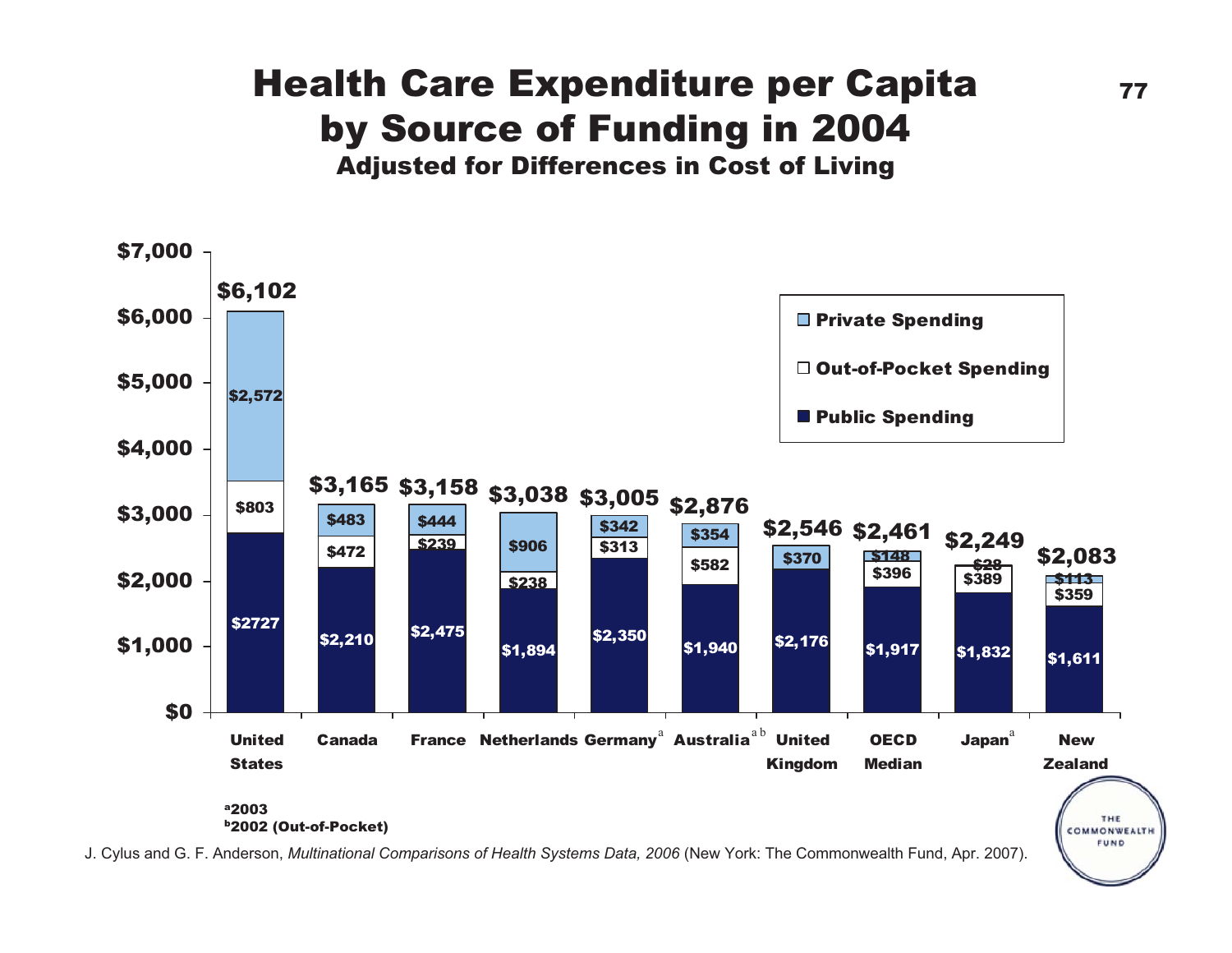# Health Care Expenditure per Capita by Source of Funding in 2004

### Adjusted for Differences in Cost of Living

| Country | Public Spending | Out-of-Pocket Spending | Private Spending | Total |
|---|---|---|---|---|
| United States | $2727 | $803 | $2,572 | $6,102 |
| Canada | $2,210 | $472 | $483 | $3,165 |
| France | $2,475 | $239 | $444 | $3,158 |
| Netherlands | $1,894 | $238 | $906 | $3,038 |
| Germany[a] | $2,350 | $313 | $342 | $3,005 |
| Australia[a b] | $1,940 | $582 | $354 | $2,876 |
| United Kingdom | $2,176 | | $370 | $2,546 |
| OECD Median | $1,917 | $396 | $148 | $2,461 |
| Japan[a] | $1,832 | $389 | $28 | $2,249 |
| New Zealand | $1,611 | $359 | $113 | $2,083 |

[a] 2003
[b] 2002 (Out-of-Pocket)

J. Cylus and G. F. Anderson, *Multinational Comparisons of Health Systems Data, 2006* (New York: The Commonwealth Fund, Apr. 2007).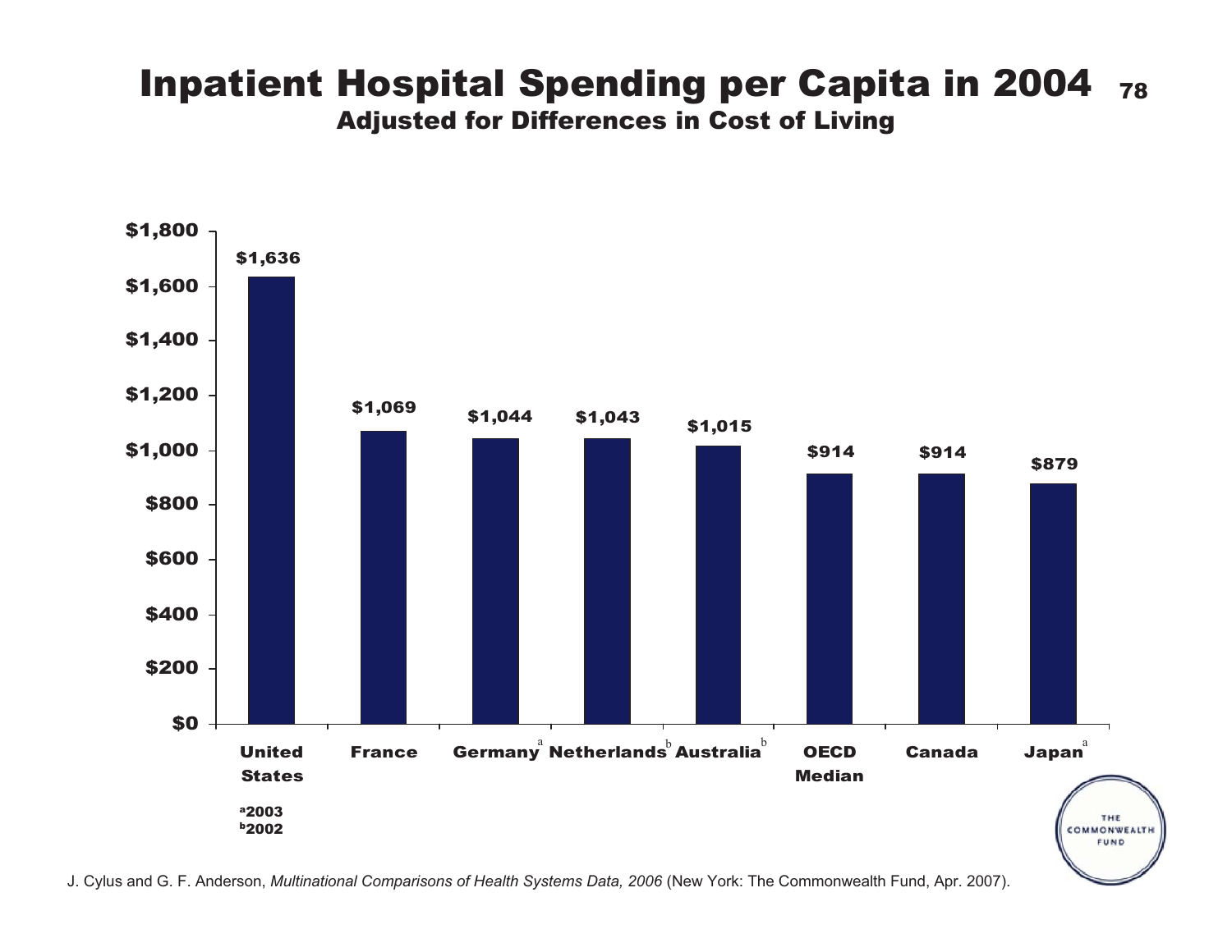# Inpatient Hospital Spending per Capita in 2004

## Adjusted for Differences in Cost of Living

| Country | Spending per Capita |
|---|---|
| United States | $1,636 |
| France | $1,069 |
| Germany[a] | $1,044 |
| Netherlands[b] | $1,043 |
| Australia[b] | $1,015 |
| OECD Median | $914 |
| Canada | $914 |
| Japan[a] | $879 |

[a] 2003
[b] 2002

J. Cylus and G. F. Anderson, *Multinational Comparisons of Health Systems Data, 2006* (New York: The Commonwealth Fund, Apr. 2007).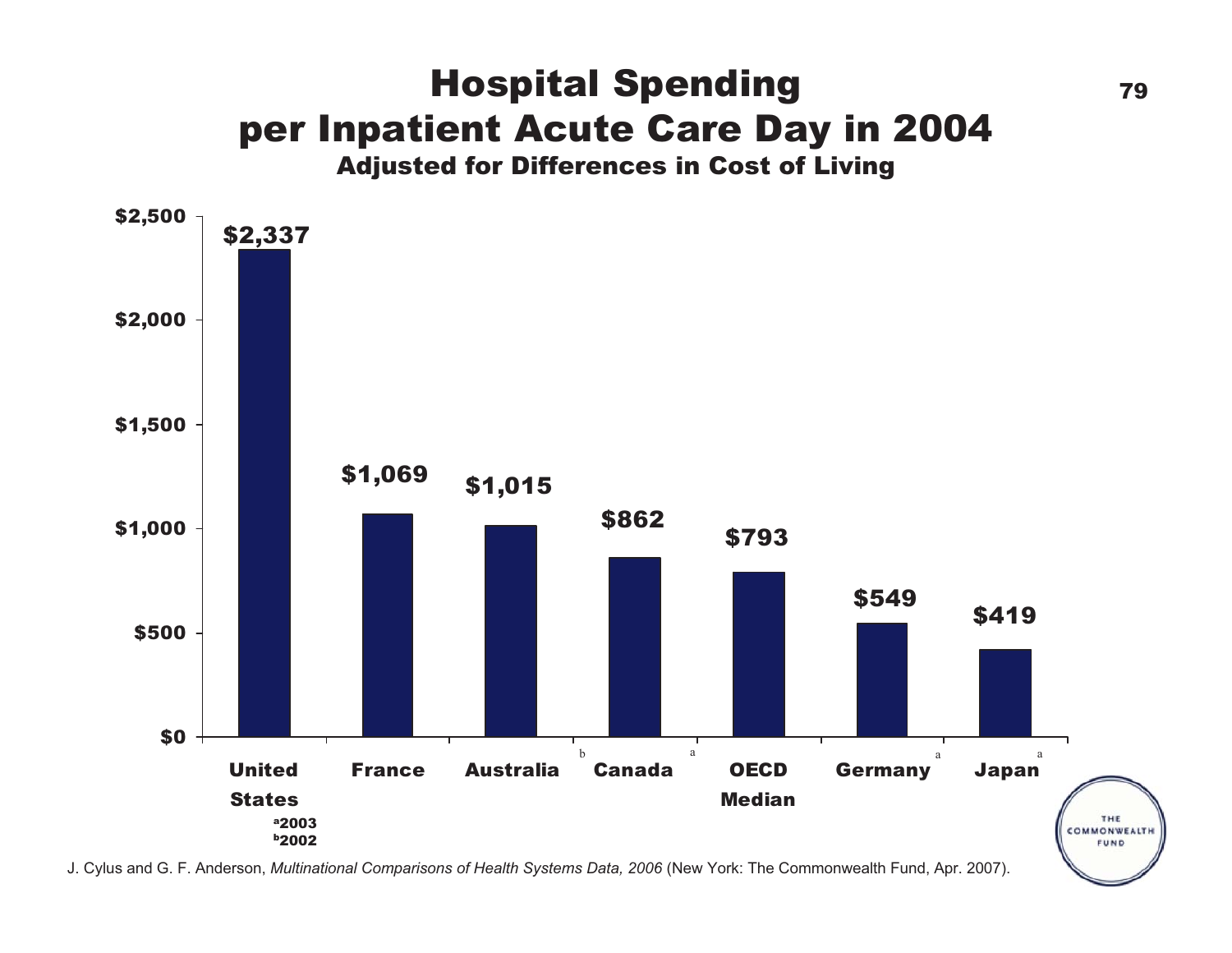# Hospital Spending per Inpatient Acute Care Day in 2004

### Adjusted for Differences in Cost of Living

| Country | Spending |
|---|---|
| United States | $2,337 |
| France | $1,069 |
| Australia | $1,015 |
| Canada[b] | $862 |
| OECD Median[a] | $793 |
| Germany[a] | $549 |
| Japan[a] | $419 |

[a] 2003
[b] 2002

J. Cylus and G. F. Anderson, *Multinational Comparisons of Health Systems Data, 2006* (New York: The Commonwealth Fund, Apr. 2007).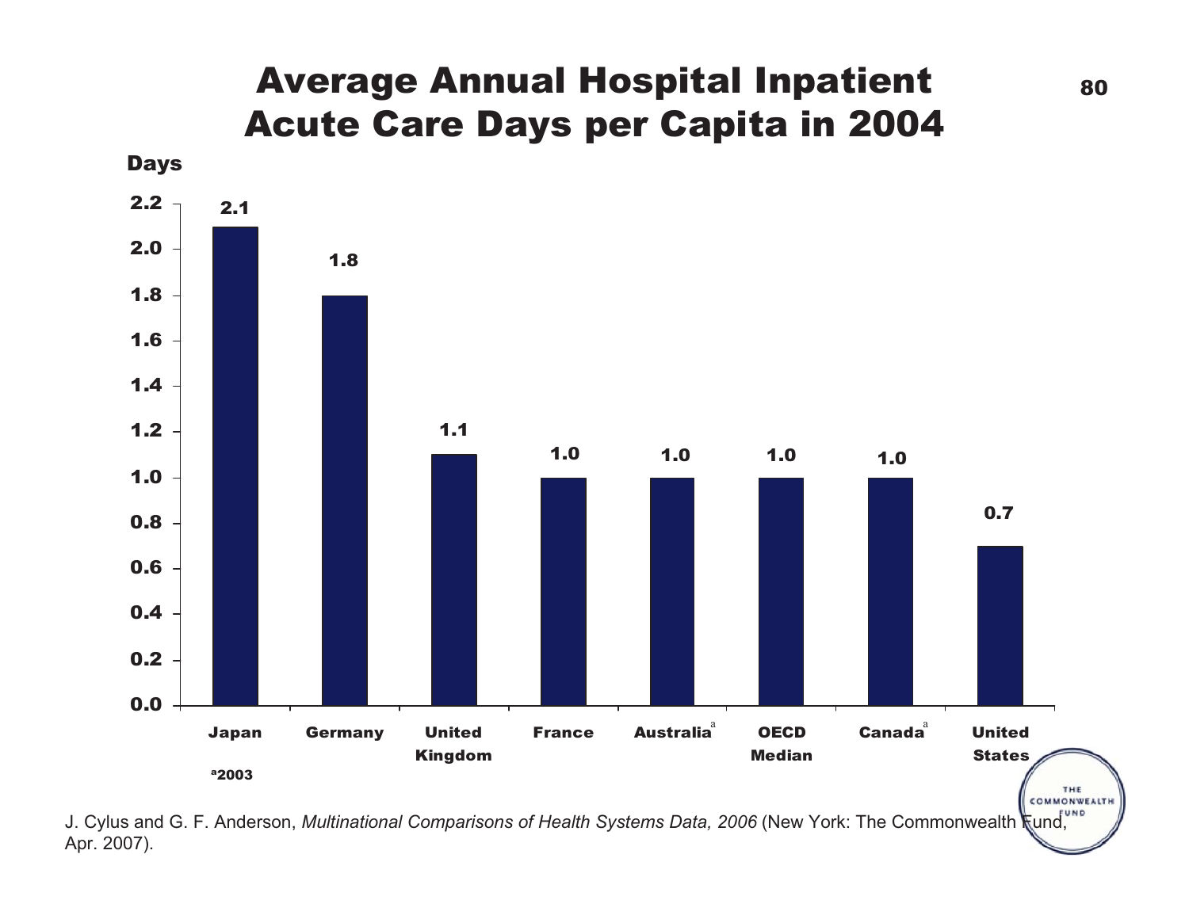# Average Annual Hospital Inpatient Acute Care Days per Capita in 2004

| Country | Days |
|---|---|
| Japan | 2.1 |
| Germany | 1.8 |
| United Kingdom | 1.1 |
| France | 1.0 |
| Australia[a] | 1.0 |
| OECD Median | 1.0 |
| Canada[a] | 1.0 |
| United States | 0.7 |

[a] 2003

J. Cylus and G. F. Anderson, *Multinational Comparisons of Health Systems Data, 2006* (New York: The Commonwealth Fund, Apr. 2007).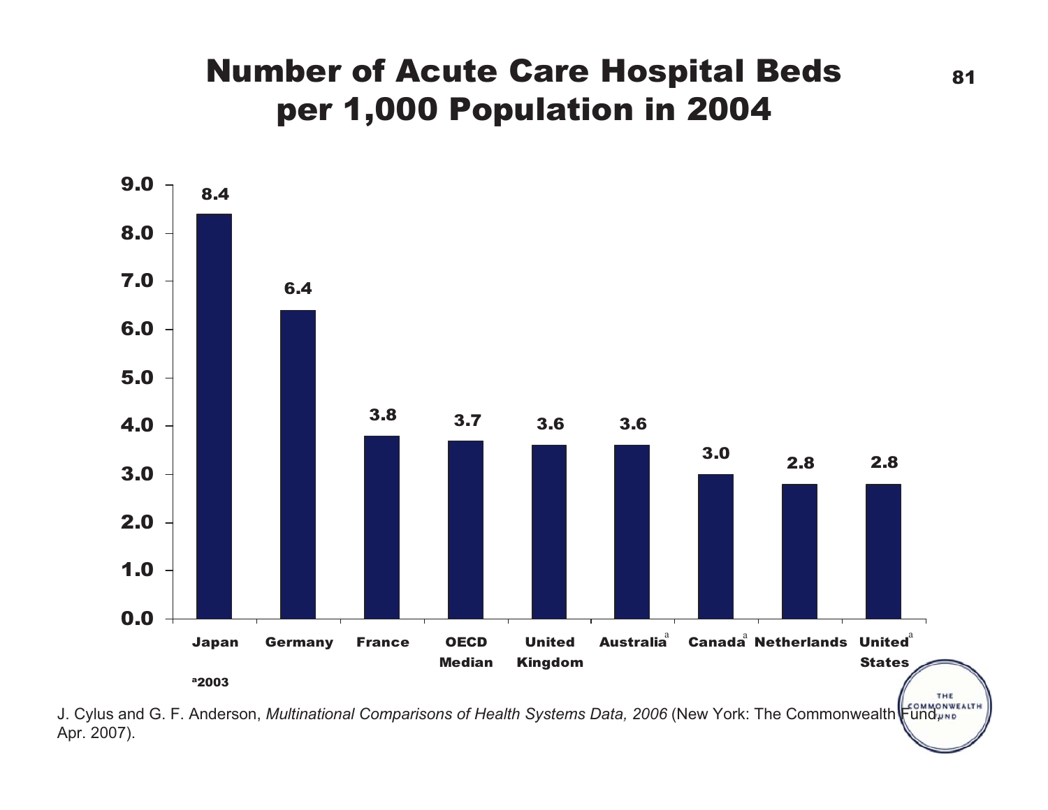# Number of Acute Care Hospital Beds per 1,000 Population in 2004

| Country | Beds per 1,000 Population |
|---|---|
| Japan | 8.4 |
| Germany | 6.4 |
| France | 3.8 |
| OECD Median | 3.7 |
| United Kingdom | 3.6 |
| Australia[a] | 3.6 |
| Canada[a] | 3.0 |
| Netherlands | 2.8 |
| United States[a] | 2.8 |

[a] 2003

J. Cylus and G. F. Anderson, *Multinational Comparisons of Health Systems Data, 2006* (New York: The Commonwealth Fund, Apr. 2007).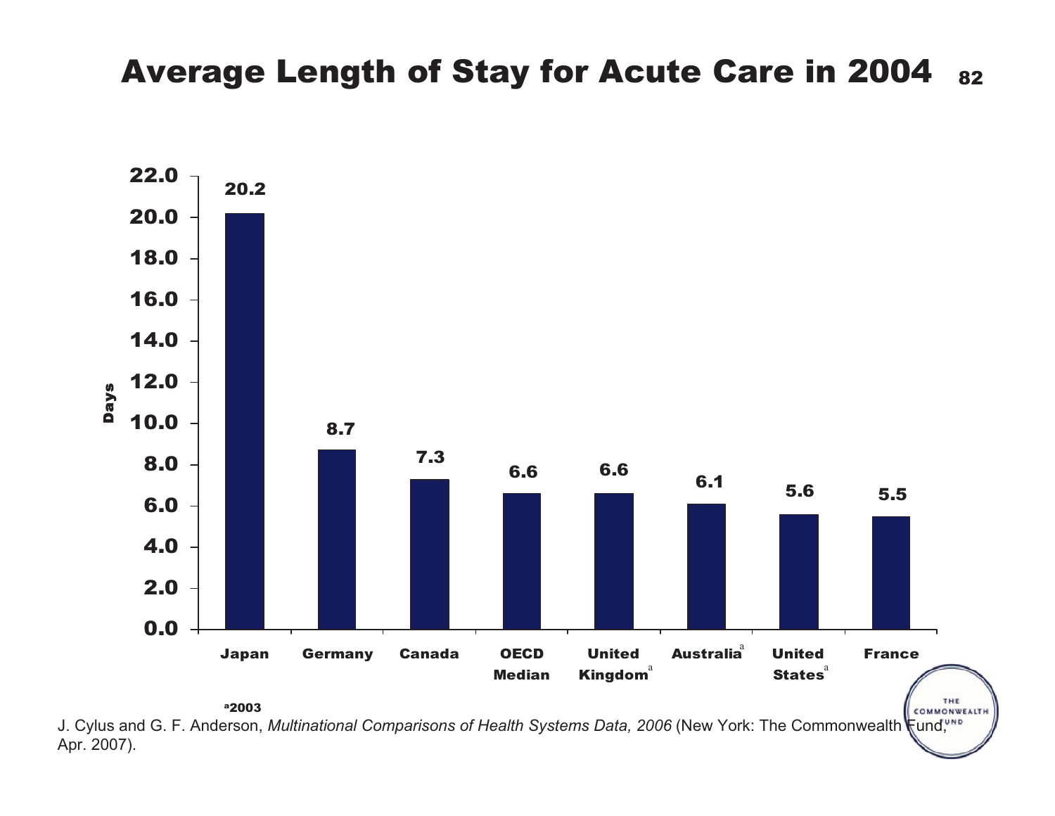# Average Length of Stay for Acute Care in 2004

| | Days |
|---|---|
| Japan | 20.2 |
| Germany | 8.7 |
| Canada | 7.3 |
| OECD Median | 6.6 |
| United Kingdom[a] | 6.6 |
| Australia[a] | 6.1 |
| United States[a] | 5.6 |
| France | 5.5 |

[a]2003

J. Cylus and G. F. Anderson, *Multinational Comparisons of Health Systems Data, 2006* (New York: The Commonwealth Fund, Apr. 2007).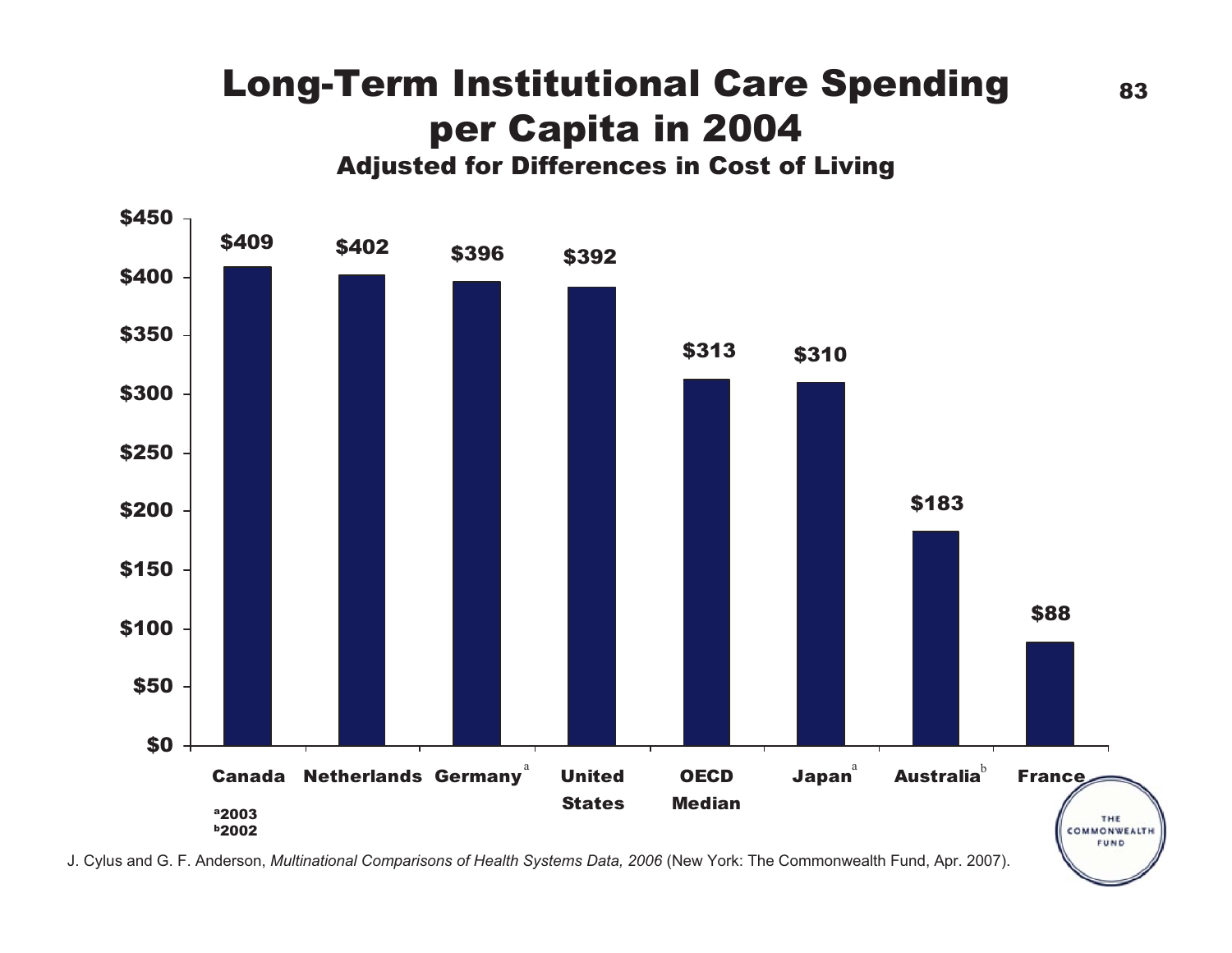# Long-Term Institutional Care Spending per Capita in 2004

### Adjusted for Differences in Cost of Living

| Country | Spending per Capita |
| --- | --- |
| Canada | $409 |
| Netherlands | $402 |
| Germany[a] | $396 |
| United States | $392 |
| OECD Median | $313 |
| Japan[a] | $310 |
| Australia[b] | $183 |
| France | $88 |

[a]2003
[b]2002

J. Cylus and G. F. Anderson, *Multinational Comparisons of Health Systems Data, 2006* (New York: The Commonwealth Fund, Apr. 2007).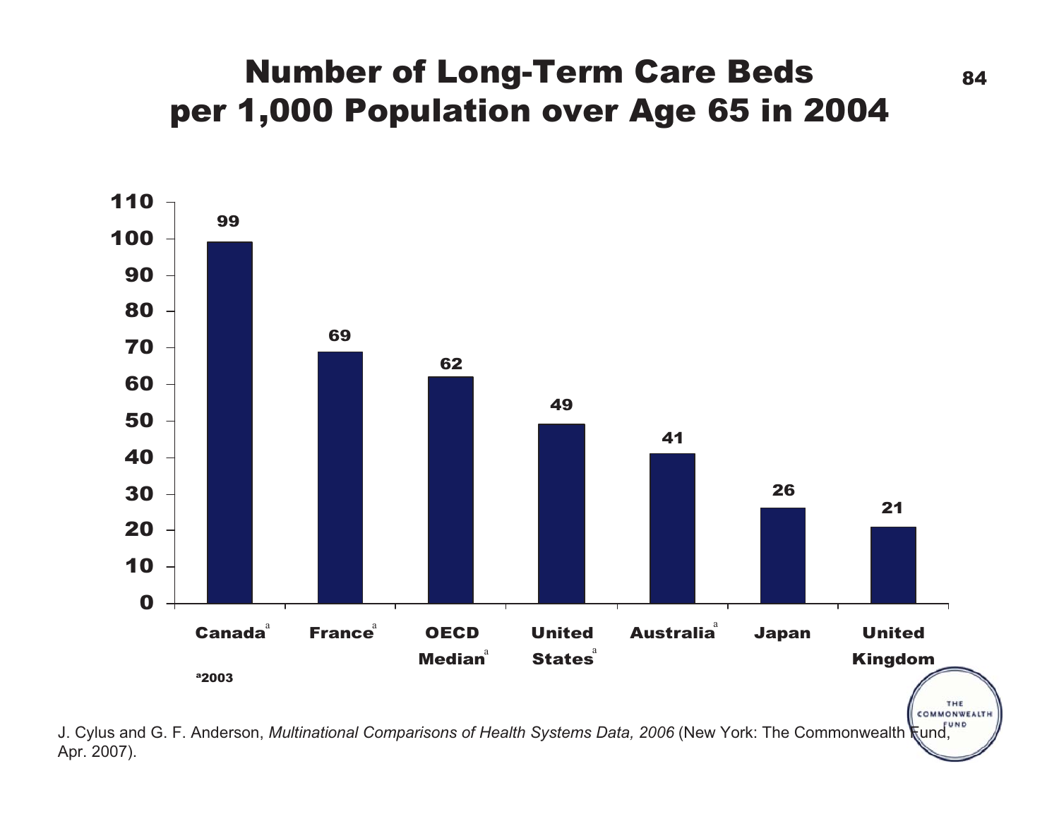# Number of Long-Term Care Beds per 1,000 Population over Age 65 in 2004

| Country | Beds per 1,000 population over age 65 |
|---|---|
| Canada[a] | 99 |
| France[a] | 69 |
| OECD Median[a] | 62 |
| United States[a] | 49 |
| Australia[a] | 41 |
| Japan | 26 |
| United Kingdom | 21 |

[a]2003

J. Cylus and G. F. Anderson, *Multinational Comparisons of Health Systems Data, 2006* (New York: The Commonwealth Fund, Apr. 2007).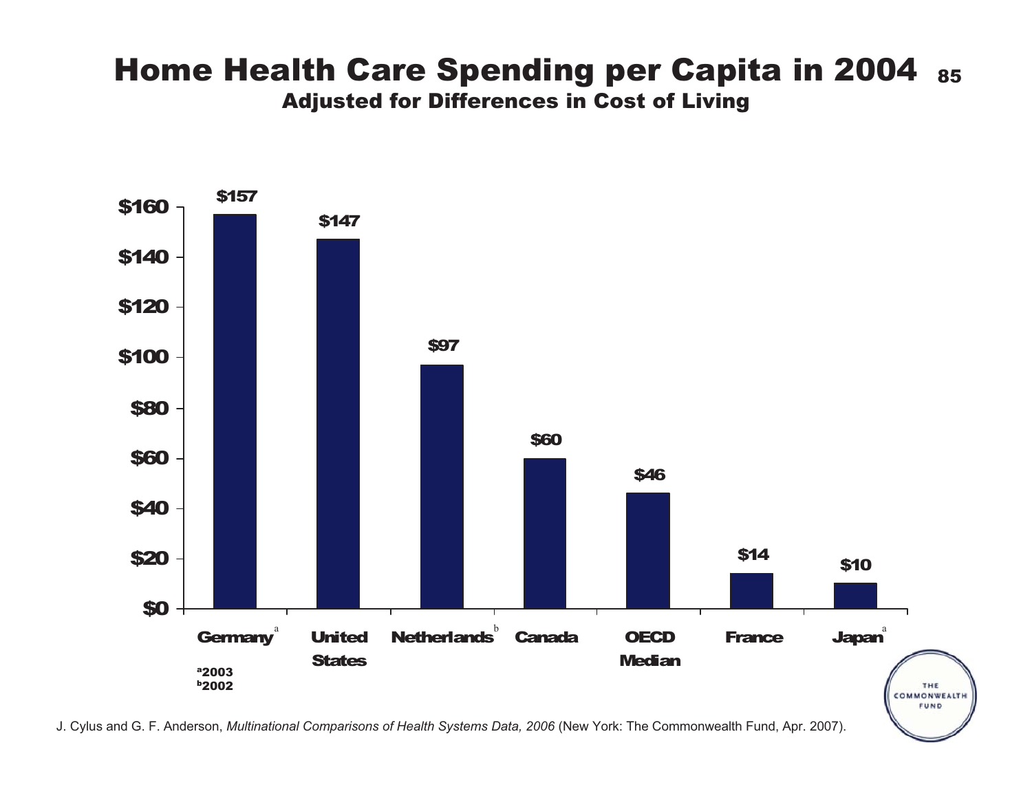# Home Health Care Spending per Capita in 2004

## Adjusted for Differences in Cost of Living

| Country | Spending per capita |
|---|---|
| Germany[a] | $157 |
| United States | $147 |
| Netherlands[b] | $97 |
| Canada | $60 |
| OECD Median | $46 |
| France | $14 |
| Japan[a] | $10 |

[a] 2003
[b] 2002

J. Cylus and G. F. Anderson, *Multinational Comparisons of Health Systems Data, 2006* (New York: The Commonwealth Fund, Apr. 2007).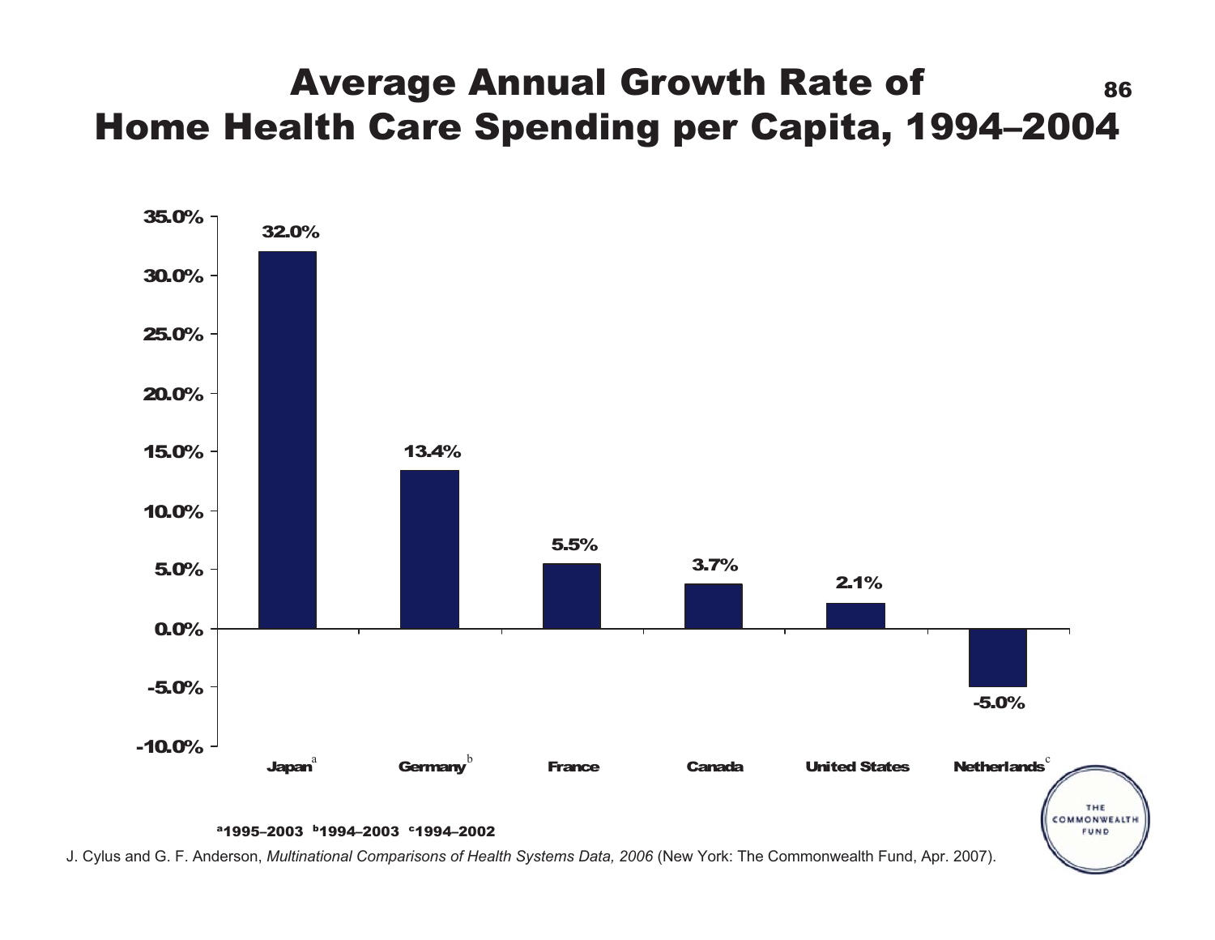# Average Annual Growth Rate of Home Health Care Spending per Capita, 1994–2004

| Country | Average Annual Growth Rate |
| --- | --- |
| Japan[a] | 32.0% |
| Germany[b] | 13.4% |
| France | 5.5% |
| Canada | 3.7% |
| United States | 2.1% |
| Netherlands[c] | -5.0% |

[a]1995–2003 [b]1994–2003 [c]1994–2002

J. Cylus and G. F. Anderson, *Multinational Comparisons of Health Systems Data, 2006* (New York: The Commonwealth Fund, Apr. 2007).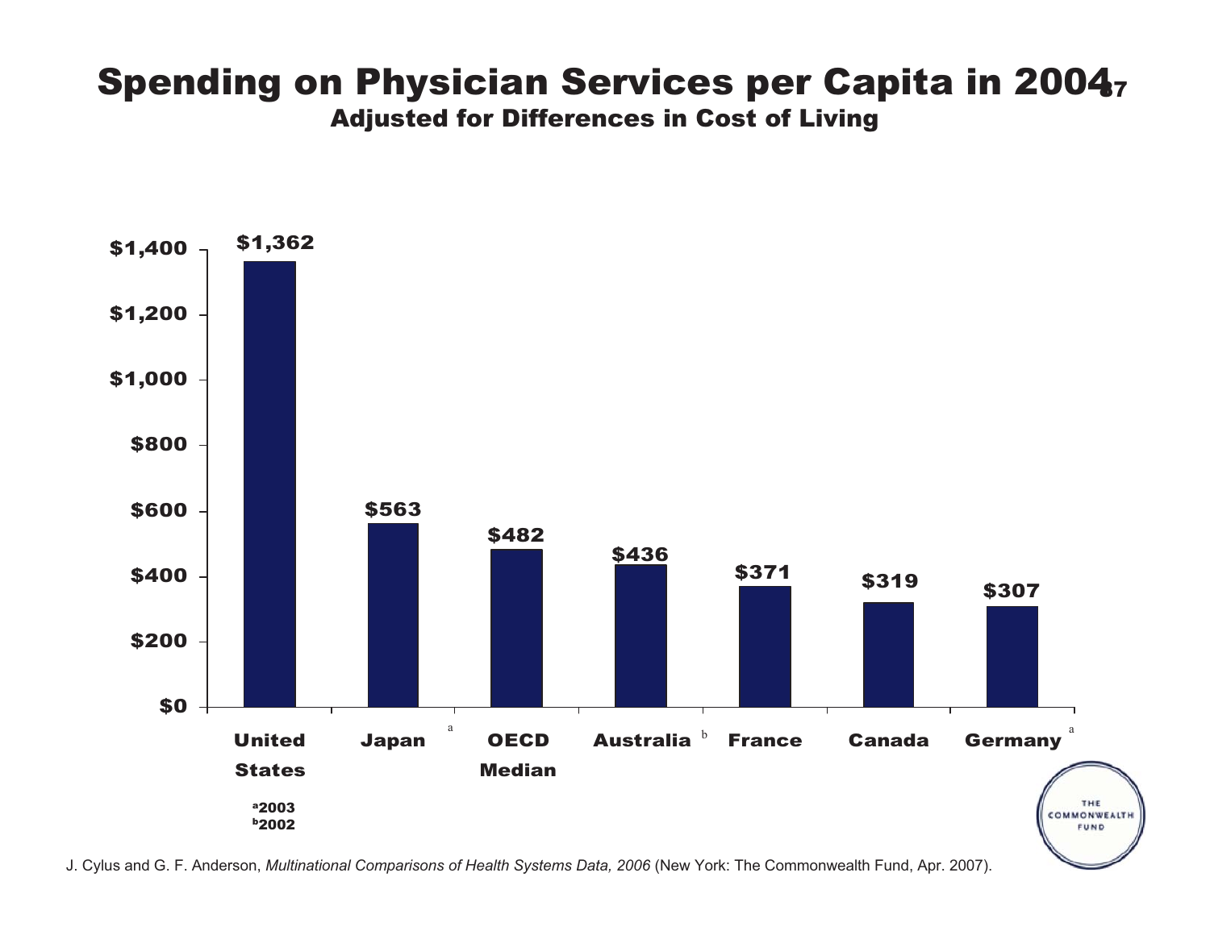# Spending on Physician Services per Capita in 2004

## Adjusted for Differences in Cost of Living

| Country | Spending |
|---|---|
| United States | $1,362 |
| Japan[a] | $563 |
| OECD Median | $482 |
| Australia[b] | $436 |
| France | $371 |
| Canada | $319 |
| Germany[a] | $307 |

[a] 2003
[b] 2002

J. Cylus and G. F. Anderson, *Multinational Comparisons of Health Systems Data, 2006* (New York: The Commonwealth Fund, Apr. 2007).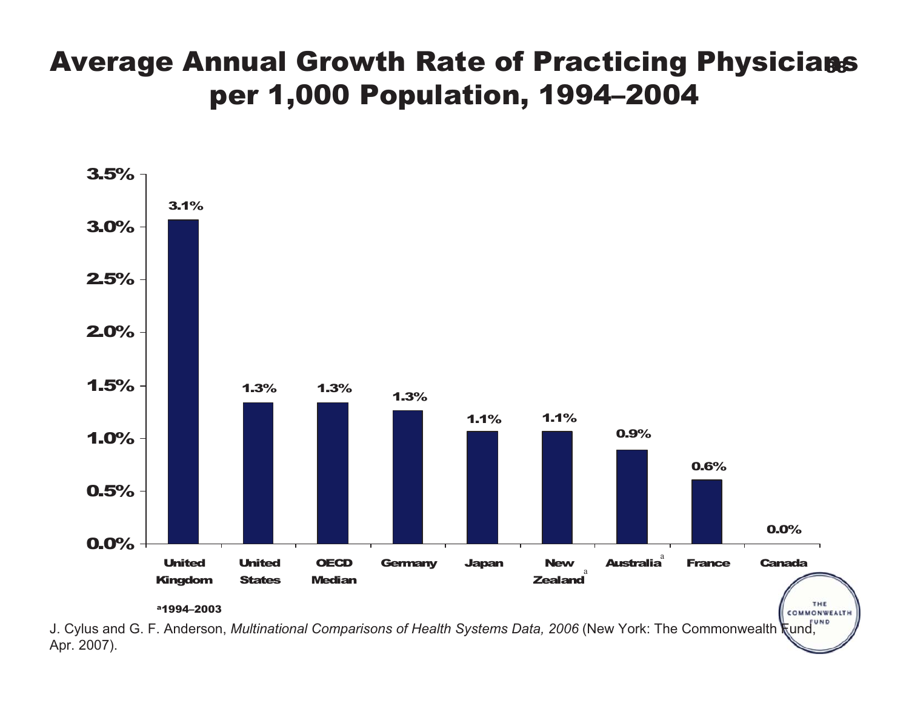# Average Annual Growth Rate of Practicing Physicians per 1,000 Population, 1994–2004

| Country | Average Annual Growth Rate |
|---|---|
| United Kingdom | 3.1% |
| United States | 1.3% |
| OECD Median | 1.3% |
| Germany | 1.3% |
| Japan | 1.1% |
| New Zealand[a] | 1.1% |
| Australia[a] | 0.9% |
| France | 0.6% |
| Canada | 0.0% |

[a]1994–2003

J. Cylus and G. F. Anderson, *Multinational Comparisons of Health Systems Data, 2006* (New York: The Commonwealth Fund, Apr. 2007).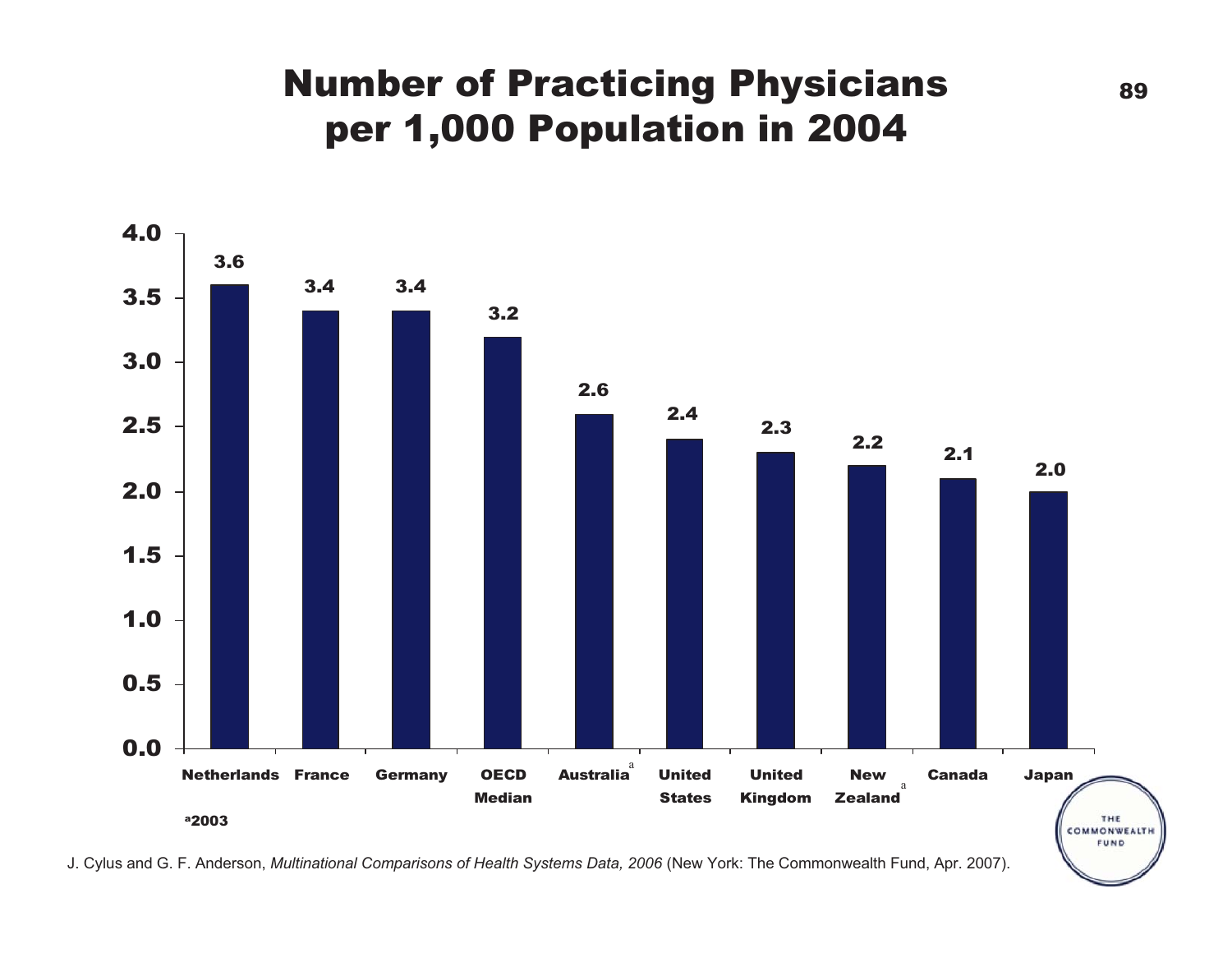# Number of Practicing Physicians per 1,000 Population in 2004

| Country | Physicians per 1,000 |
|---|---|
| Netherlands | 3.6 |
| France | 3.4 |
| Germany | 3.4 |
| OECD Median | 3.2 |
| Australia[a] | 2.6 |
| United States | 2.4 |
| United Kingdom | 2.3 |
| New Zealand[a] | 2.2 |
| Canada | 2.1 |
| Japan | 2.0 |

[a] 2003

J. Cylus and G. F. Anderson, *Multinational Comparisons of Health Systems Data, 2006* (New York: The Commonwealth Fund, Apr. 2007).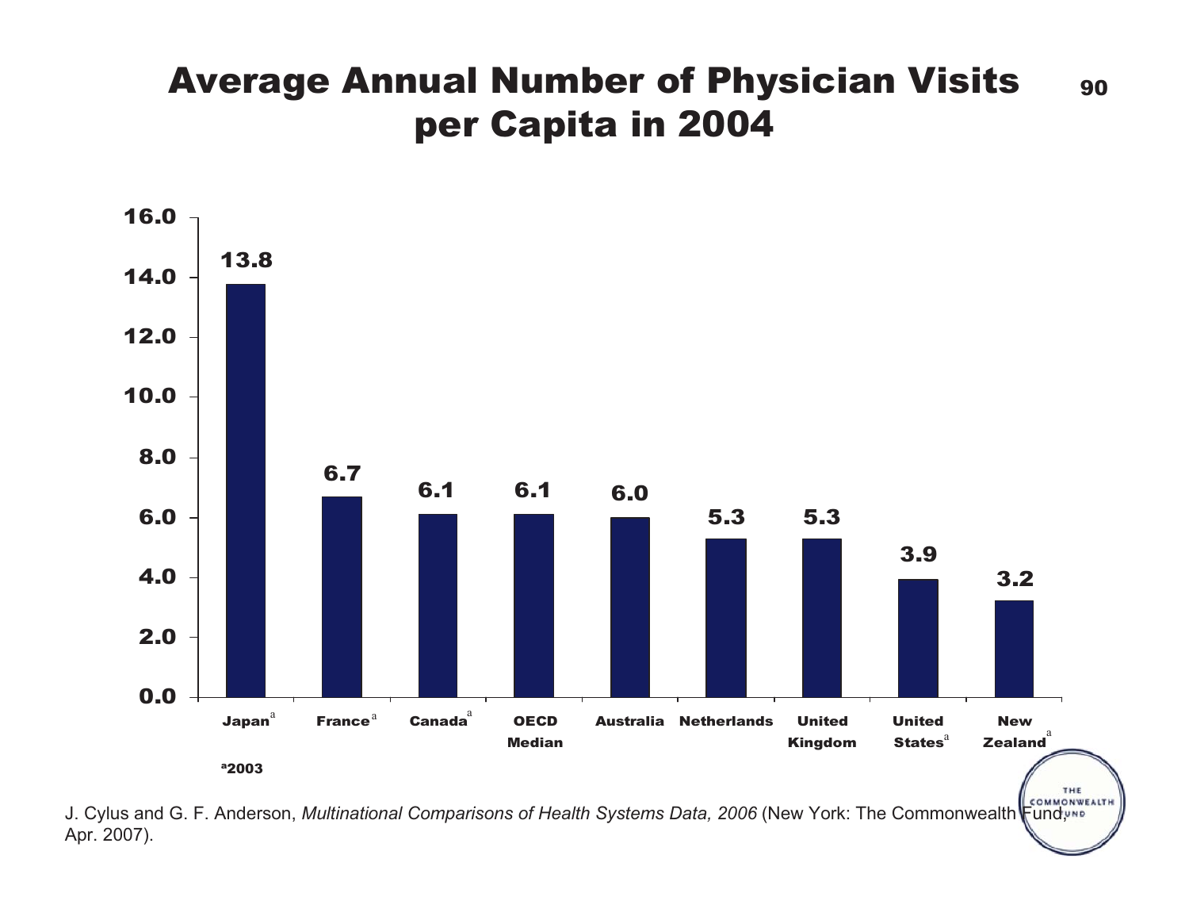# Average Annual Number of Physician Visits per Capita in 2004

| Country | Physician Visits per Capita |
|---|---|
| Japan[a] | 13.8 |
| France[a] | 6.7 |
| Canada[a] | 6.1 |
| OECD Median | 6.1 |
| Australia | 6.0 |
| Netherlands | 5.3 |
| United Kingdom | 5.3 |
| United States[a] | 3.9 |
| New Zealand[a] | 3.2 |

[a]2003

J. Cylus and G. F. Anderson, *Multinational Comparisons of Health Systems Data, 2006* (New York: The Commonwealth Fund, Apr. 2007).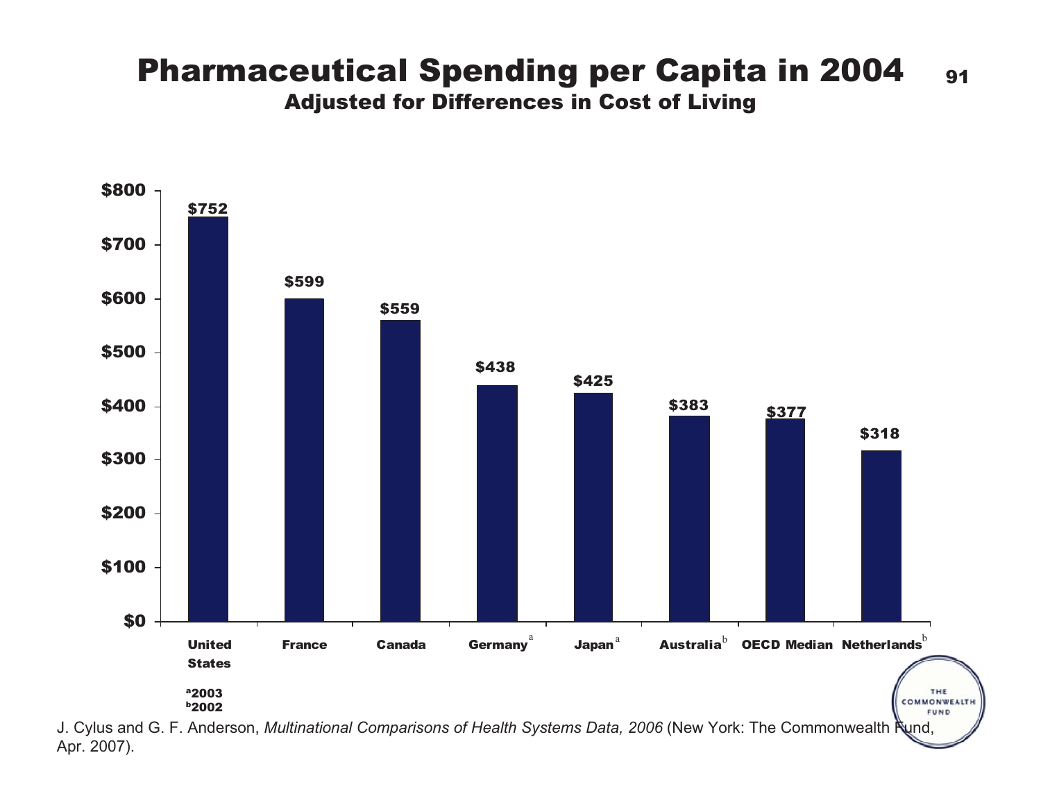# Pharmaceutical Spending per Capita in 2004

## Adjusted for Differences in Cost of Living

| Country | Spending per Capita |
|---|---|
| United States | $752 |
| France | $599 |
| Canada | $559 |
| Germany[a] | $438 |
| Japan[a] | $425 |
| Australia[b] | $383 |
| OECD Median | $377 |
| Netherlands[b] | $318 |

[a] 2003
[b] 2002

J. Cylus and G. F. Anderson, *Multinational Comparisons of Health Systems Data, 2006* (New York: The Commonwealth Fund, Apr. 2007).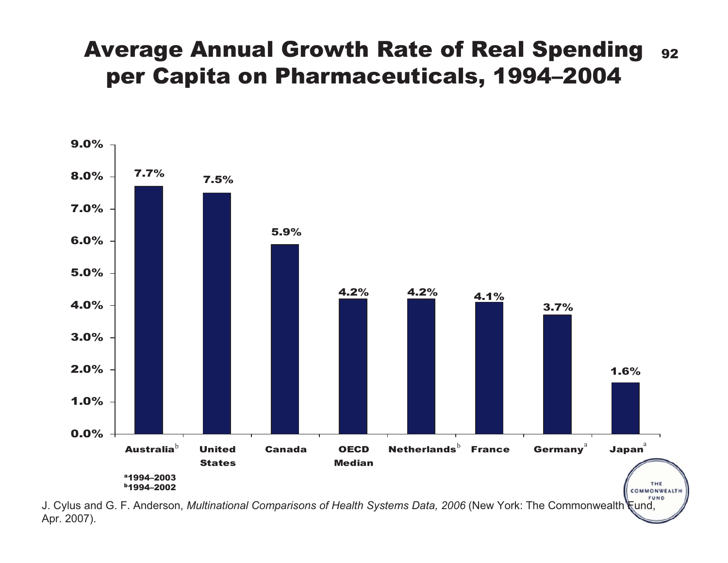# Average Annual Growth Rate of Real Spending per Capita on Pharmaceuticals, 1994–2004

| Country | Average Annual Growth Rate |
| --- | --- |
| Australia[b] | 7.7% |
| United States | 7.5% |
| Canada | 5.9% |
| OECD Median | 4.2% |
| Netherlands[b] | 4.2% |
| France | 4.1% |
| Germany[a] | 3.7% |
| Japan[a] | 1.6% |

[a] 1994–2003
[b] 1994–2002

J. Cylus and G. F. Anderson, *Multinational Comparisons of Health Systems Data, 2006* (New York: The Commonwealth Fund, Apr. 2007).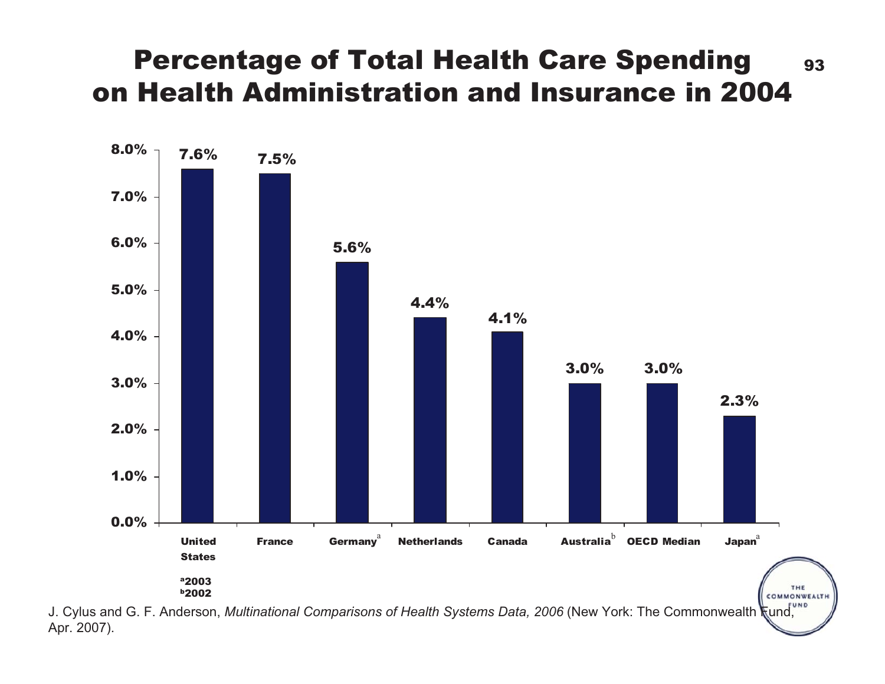# Percentage of Total Health Care Spending on Health Administration and Insurance in 2004

| Country | Percentage |
|---|---|
| United States | 7.6% |
| France | 7.5% |
| Germany[a] | 5.6% |
| Netherlands | 4.4% |
| Canada | 4.1% |
| Australia[b] | 3.0% |
| OECD Median | 3.0% |
| Japan[a] | 2.3% |

[a] 2003
[b] 2002

J. Cylus and G. F. Anderson, *Multinational Comparisons of Health Systems Data, 2006* (New York: The Commonwealth Fund, Apr. 2007).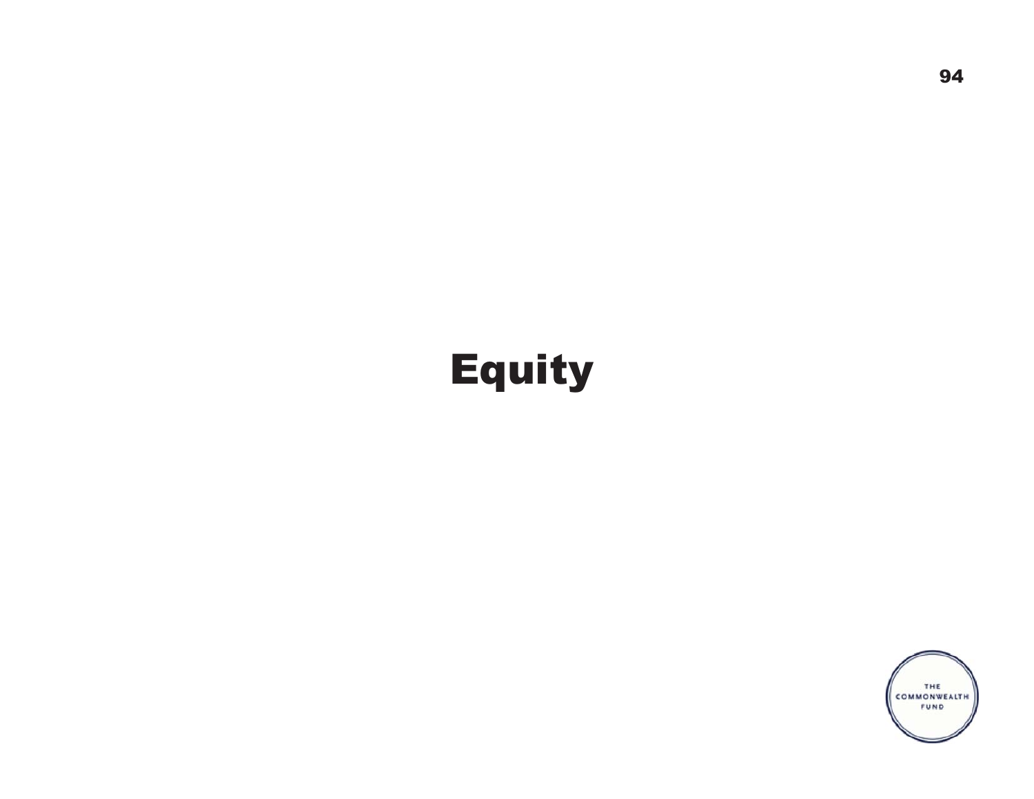# Equity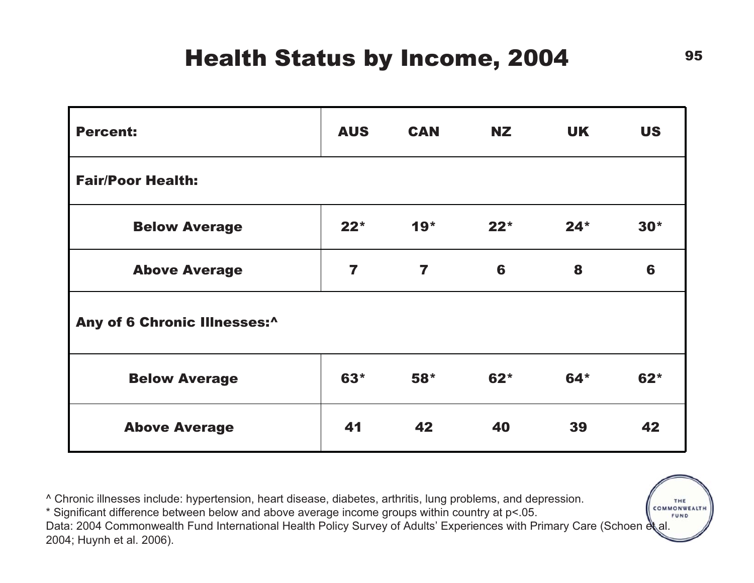# Health Status by Income, 2004

| Percent: | AUS | CAN | NZ | UK | US |
|---|---|---|---|---|---|
| **Fair/Poor Health:** | | | | | |
| Below Average | 22* | 19* | 22* | 24* | 30* |
| Above Average | 7 | 7 | 6 | 8 | 6 |
| **Any of 6 Chronic Illnesses:^** | | | | | |
| Below Average | 63* | 58* | 62* | 64* | 62* |
| Above Average | 41 | 42 | 40 | 39 | 42 |

^ Chronic illnesses include: hypertension, heart disease, diabetes, arthritis, lung problems, and depression.
* Significant difference between below and above average income groups within country at $p<.05$.
Data: 2004 Commonwealth Fund International Health Policy Survey of Adults' Experiences with Primary Care (Schoen et al. 2004; Huynh et al. 2006).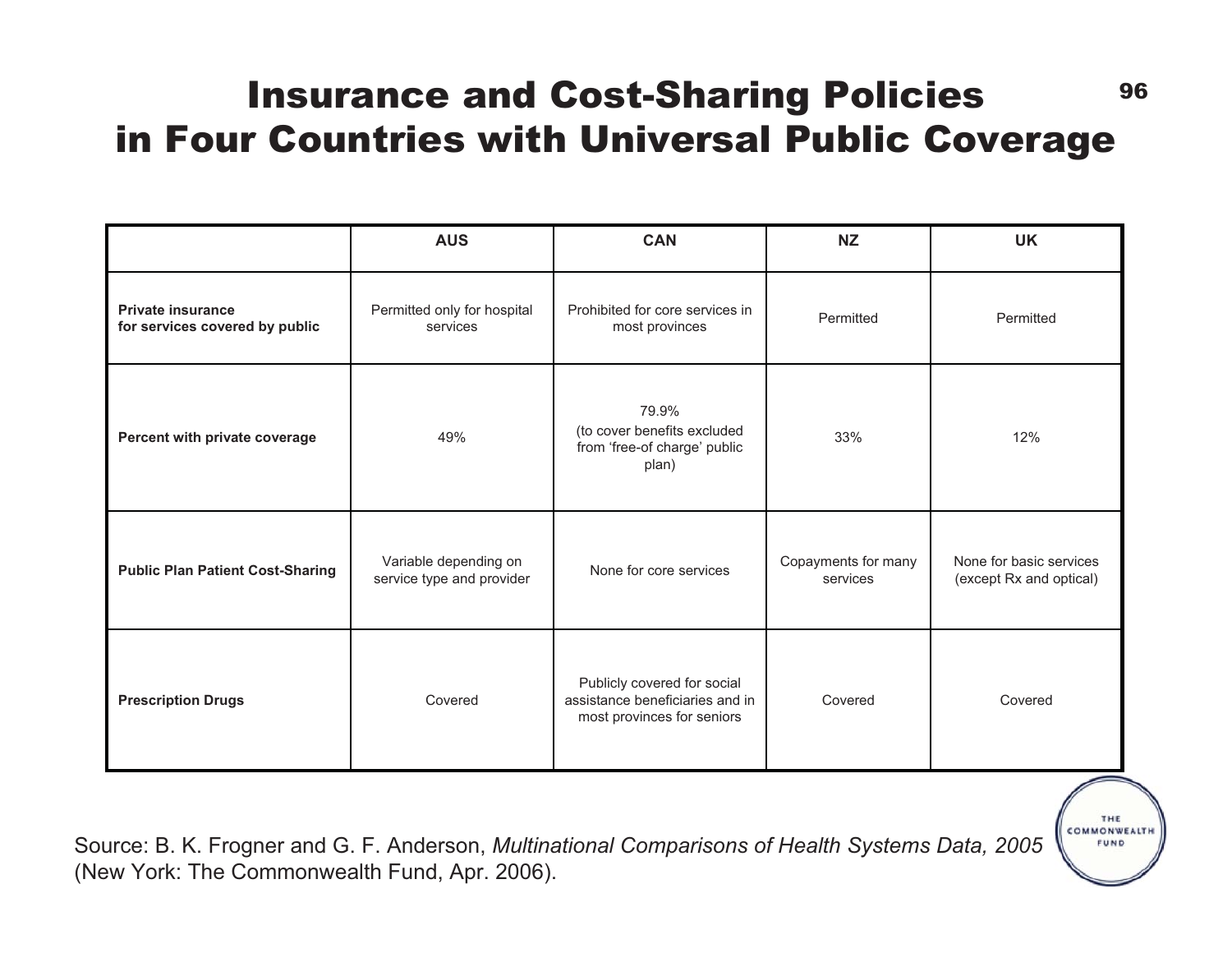# Insurance and Cost-Sharing Policies in Four Countries with Universal Public Coverage

| | AUS | CAN | NZ | UK |
|---|---|---|---|---|
| **Private insurance for services covered by public** | Permitted only for hospital services | Prohibited for core services in most provinces | Permitted | Permitted |
| **Percent with private coverage** | 49% | 79.9% (to cover benefits excluded from 'free-of charge' public plan) | 33% | 12% |
| **Public Plan Patient Cost-Sharing** | Variable depending on service type and provider | None for core services | Copayments for many services | None for basic services (except Rx and optical) |
| **Prescription Drugs** | Covered | Publicly covered for social assistance beneficiaries and in most provinces for seniors | Covered | Covered |

Source: B. K. Frogner and G. F. Anderson, *Multinational Comparisons of Health Systems Data, 2005* (New York: The Commonwealth Fund, Apr. 2006).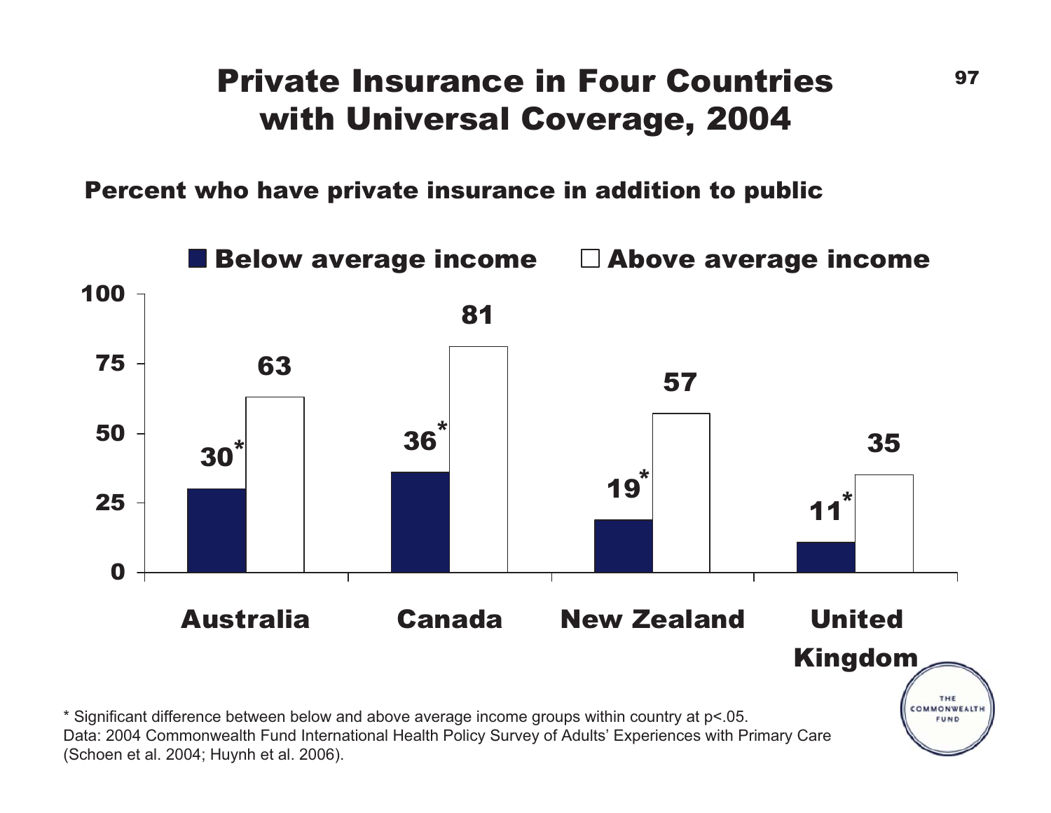# Private Insurance in Four Countries with Universal Coverage, 2004

**Percent who have private insurance in addition to public**

| | Below average income | Above average income |
|---|---|---|
| Australia | 30* | 63 |
| Canada | 36* | 81 |
| New Zealand | 19* | 57 |
| United Kingdom | 11* | 35 |

* Significant difference between below and above average income groups within country at $p<.05$.

Data: 2004 Commonwealth Fund International Health Policy Survey of Adults' Experiences with Primary Care (Schoen et al. 2004; Huynh et al. 2006).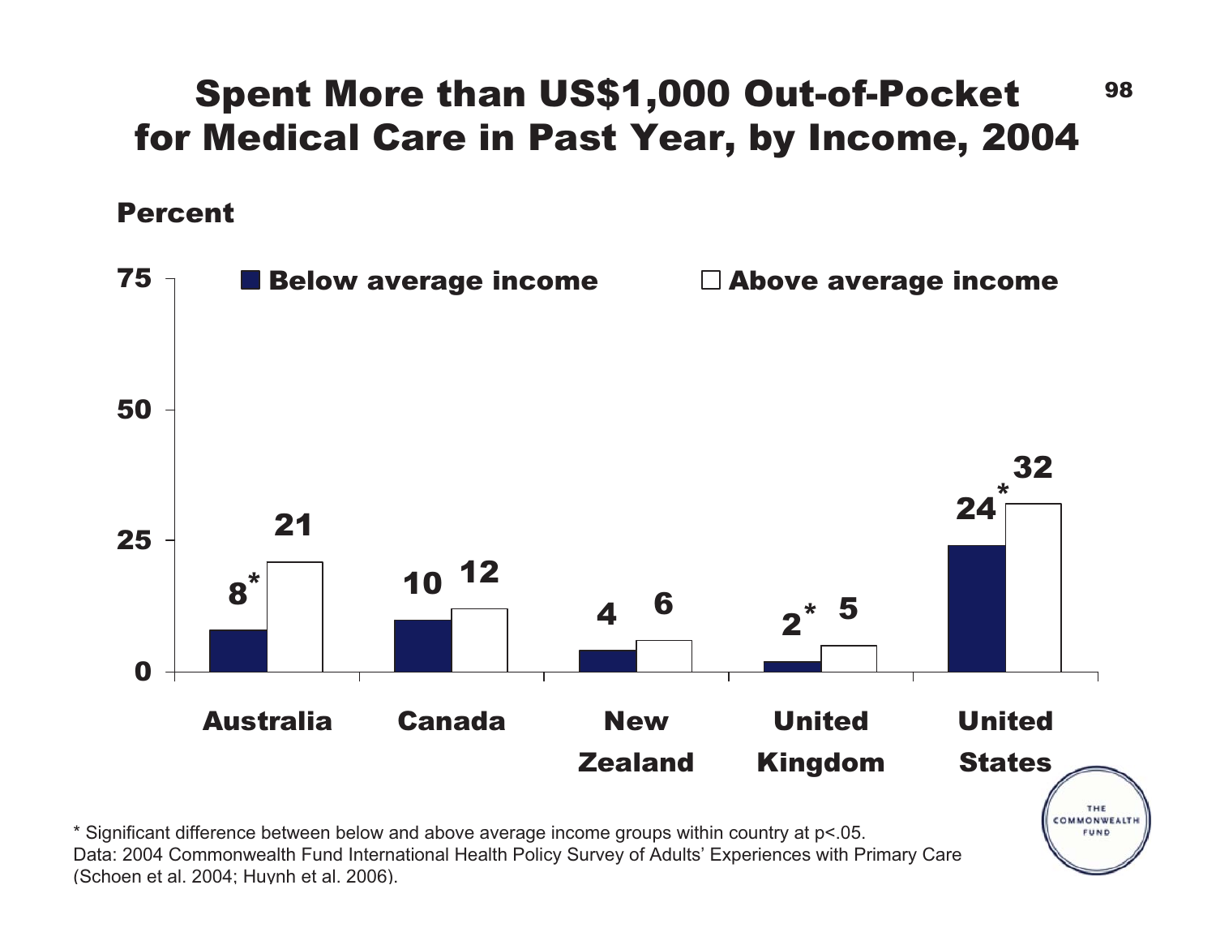# Spent More than US$1,000 Out-of-Pocket for Medical Care in Past Year, by Income, 2004

Percent

| Country | Below average income | Above average income |
|---|---|---|
| Australia | 8* | 21 |
| Canada | 10 | 12 |
| New Zealand | 4 | 6 |
| United Kingdom | 2* | 5 |
| United States | 24* | 32 |

\* Significant difference between below and above average income groups within country at $p<.05$.

Data: 2004 Commonwealth Fund International Health Policy Survey of Adults' Experiences with Primary Care (Schoen et al. 2004; Huynh et al. 2006).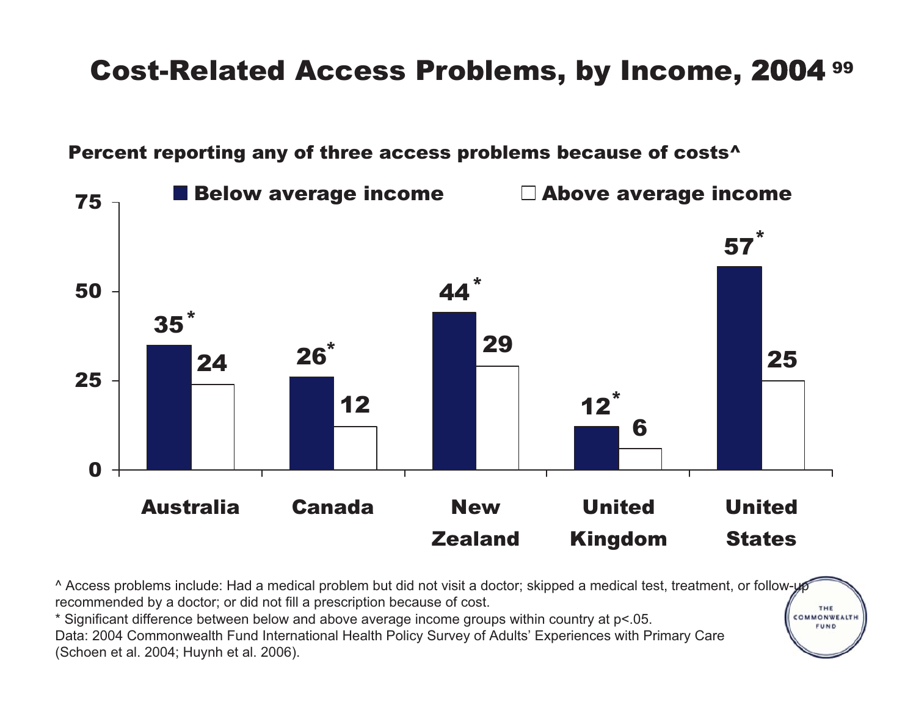# Cost-Related Access Problems, by Income, 2004

**Percent reporting any of three access problems because of costs^**

| Country | Below average income | Above average income |
|---|---|---|
| Australia | 35* | 24 |
| Canada | 26* | 12 |
| New Zealand | 44* | 29 |
| United Kingdom | 12* | 6 |
| United States | 57* | 25 |

^ Access problems include: Had a medical problem but did not visit a doctor; skipped a medical test, treatment, or follow-up recommended by a doctor; or did not fill a prescription because of cost.

* Significant difference between below and above average income groups within country at p<.05.

Data: 2004 Commonwealth Fund International Health Policy Survey of Adults' Experiences with Primary Care (Schoen et al. 2004; Huynh et al. 2006).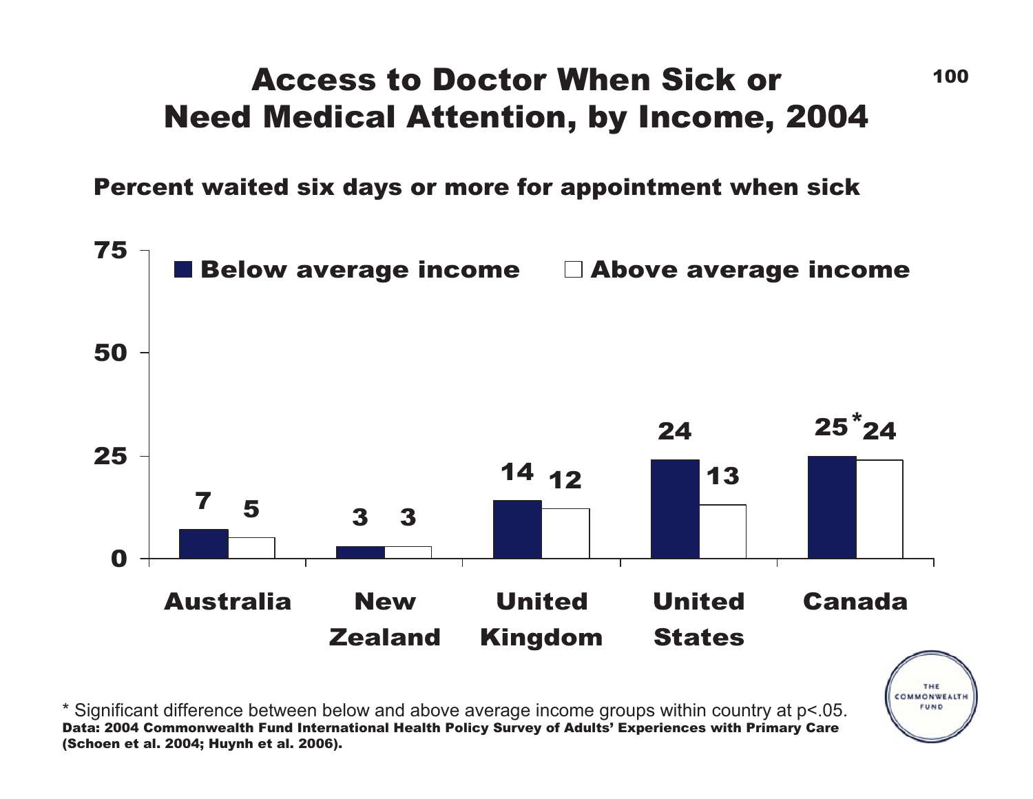# Access to Doctor When Sick or Need Medical Attention, by Income, 2004

**Percent waited six days or more for appointment when sick**

| | Below average income | Above average income |
|---|---|---|
| Australia | 7 | 5 |
| New Zealand | 3 | 3 |
| United Kingdom | 14 | 12 |
| United States | 24 | 13 |
| Canada | 25* | 24 |

\* Significant difference between below and above average income groups within country at $p<.05$.

**Data: 2004 Commonwealth Fund International Health Policy Survey of Adults' Experiences with Primary Care (Schoen et al. 2004; Huynh et al. 2006).**

THE COMMONWEALTH FUND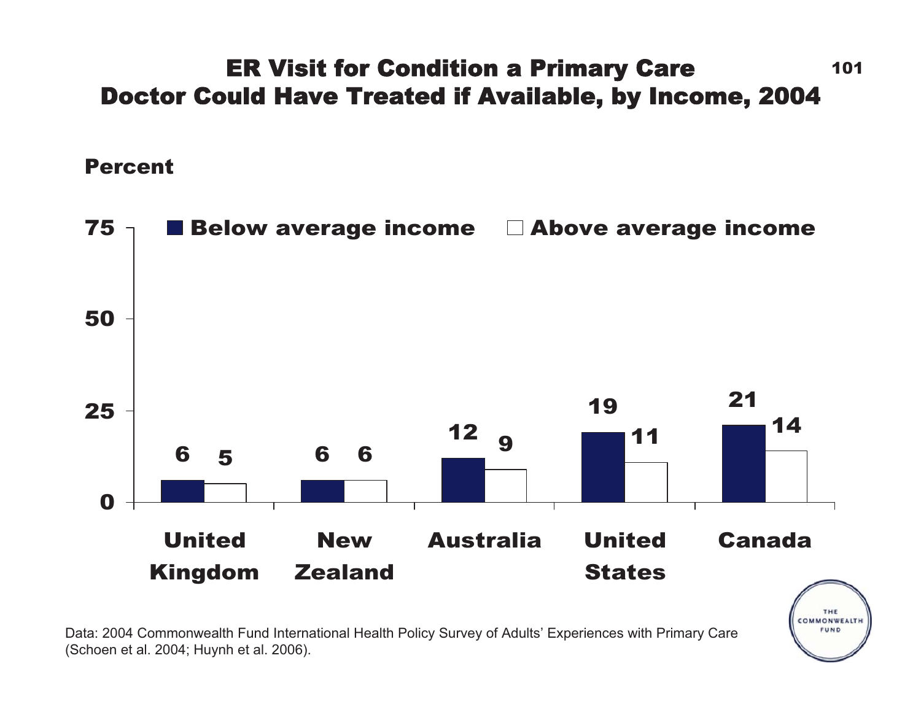# ER Visit for Condition a Primary Care Doctor Could Have Treated if Available, by Income, 2004

Percent

| | Below average income | Above average income |
|---|---|---|
| United Kingdom | 6 | 5 |
| New Zealand | 6 | 6 |
| Australia | 12 | 9 |
| United States | 19 | 11 |
| Canada | 21 | 14 |

Data: 2004 Commonwealth Fund International Health Policy Survey of Adults' Experiences with Primary Care (Schoen et al. 2004; Huynh et al. 2006).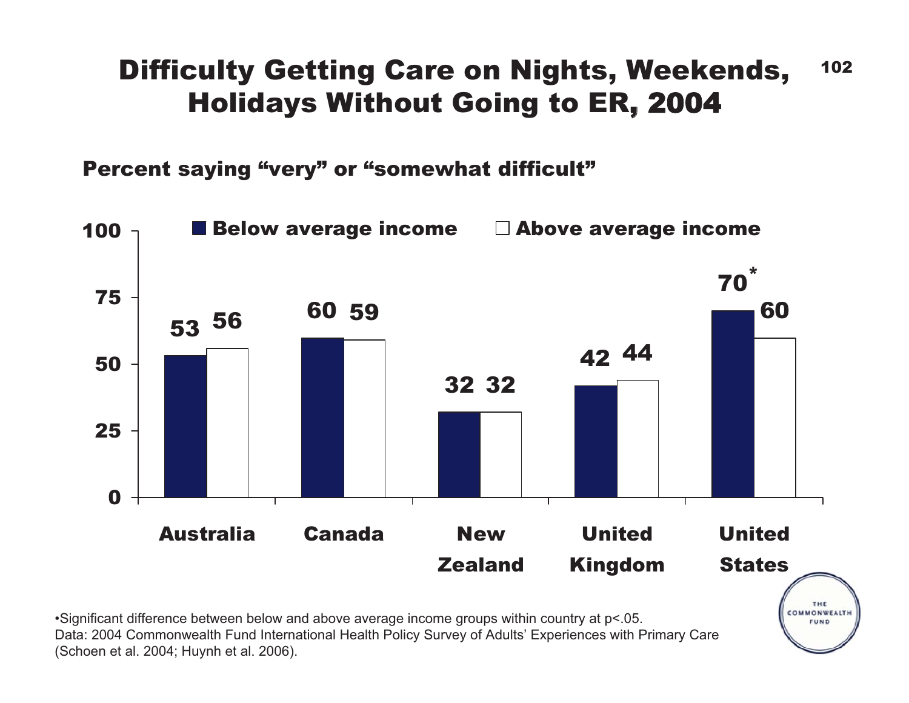# Difficulty Getting Care on Nights, Weekends, Holidays Without Going to ER, 2004

**Percent saying "very" or "somewhat difficult"**

| | Below average income | Above average income |
|---|---|---|
| Australia | 53 | 56 |
| Canada | 60 | 59 |
| New Zealand | 32 | 32 |
| United Kingdom | 42 | 44 |
| United States | 70* | 60 |

•Significant difference between below and above average income groups within country at p<.05.
Data: 2004 Commonwealth Fund International Health Policy Survey of Adults' Experiences with Primary Care (Schoen et al. 2004; Huynh et al. 2006).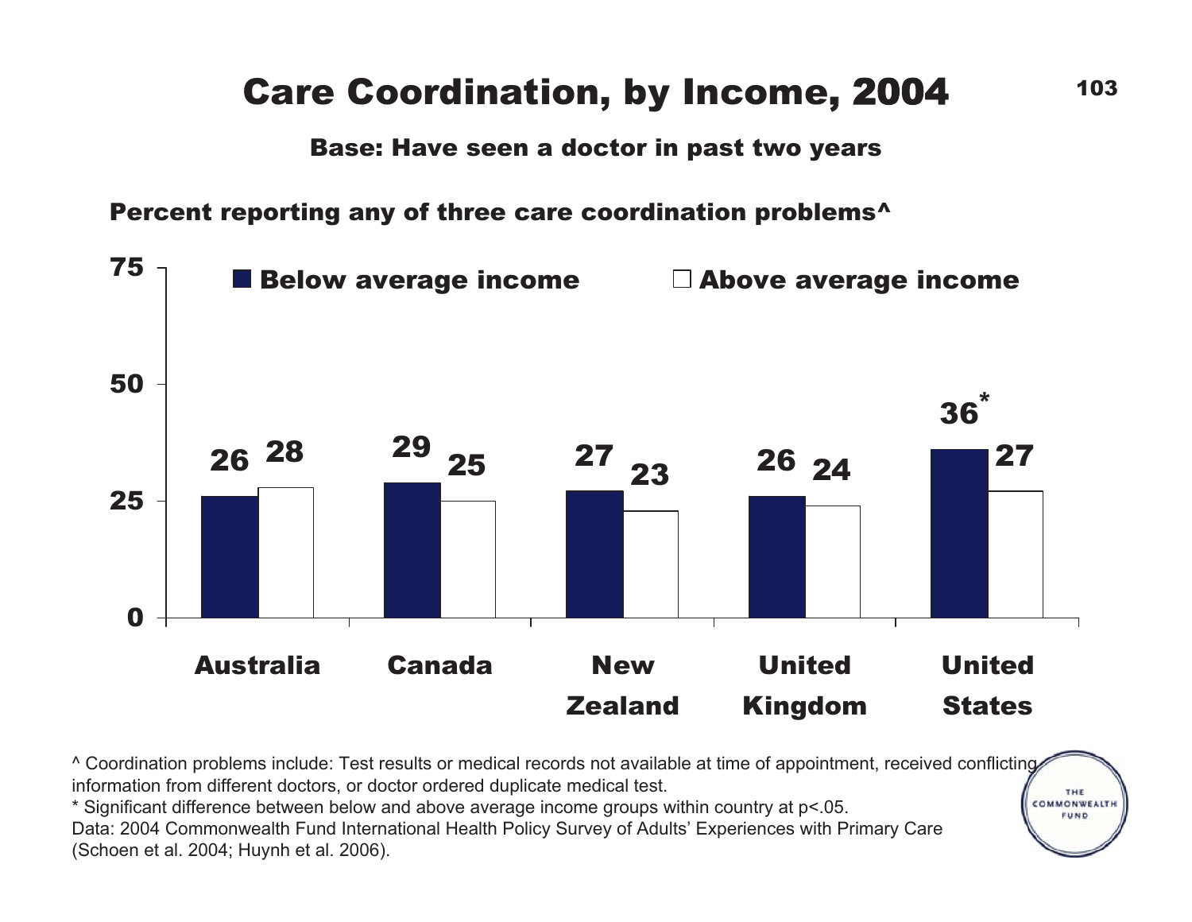# Care Coordination, by Income, 2004

**Base: Have seen a doctor in past two years**

**Percent reporting any of three care coordination problems^**

| | Below average income | Above average income |
|---|---|---|
| Australia | 26 | 28 |
| Canada | 29 | 25 |
| New Zealand | 27 | 23 |
| United Kingdom | 26 | 24 |
| United States | 36* | 27 |

^ Coordination problems include: Test results or medical records not available at time of appointment, received conflicting information from different doctors, or doctor ordered duplicate medical test.

* Significant difference between below and above average income groups within country at $p<.05$.

Data: 2004 Commonwealth Fund International Health Policy Survey of Adults' Experiences with Primary Care (Schoen et al. 2004; Huynh et al. 2006).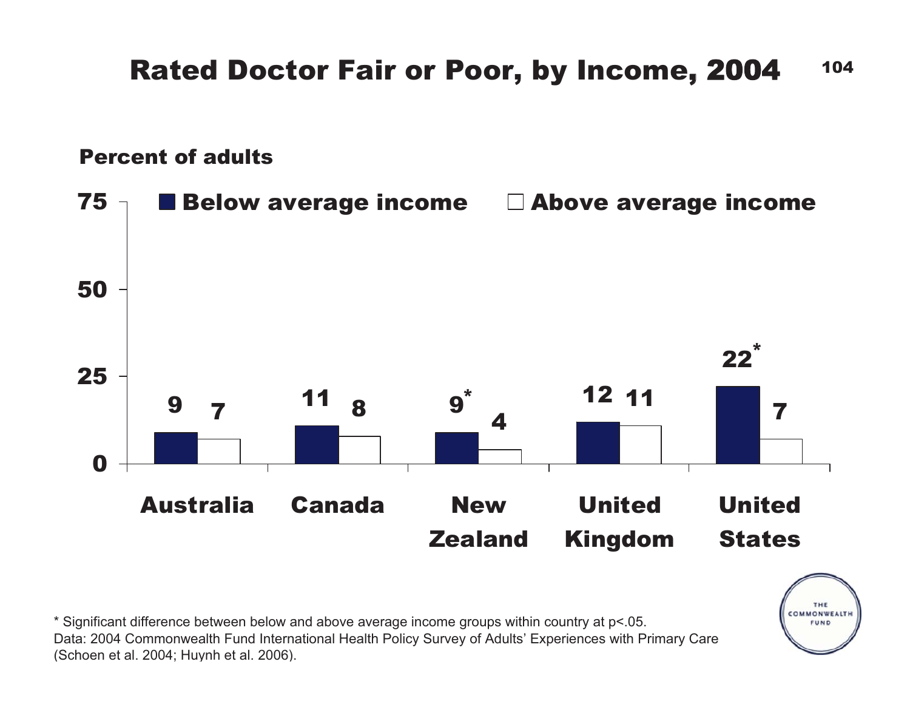# Rated Doctor Fair or Poor, by Income, 2004

Percent of adults

| | Below average income | Above average income |
|---|---|---|
| Australia | 9 | 7 |
| Canada | 11 | 8 |
| New Zealand | 9* | 4 |
| United Kingdom | 12 | 11 |
| United States | 22* | 7 |

\* Significant difference between below and above average income groups within country at $p<.05$.
Data: 2004 Commonwealth Fund International Health Policy Survey of Adults' Experiences with Primary Care (Schoen et al. 2004; Huynh et al. 2006).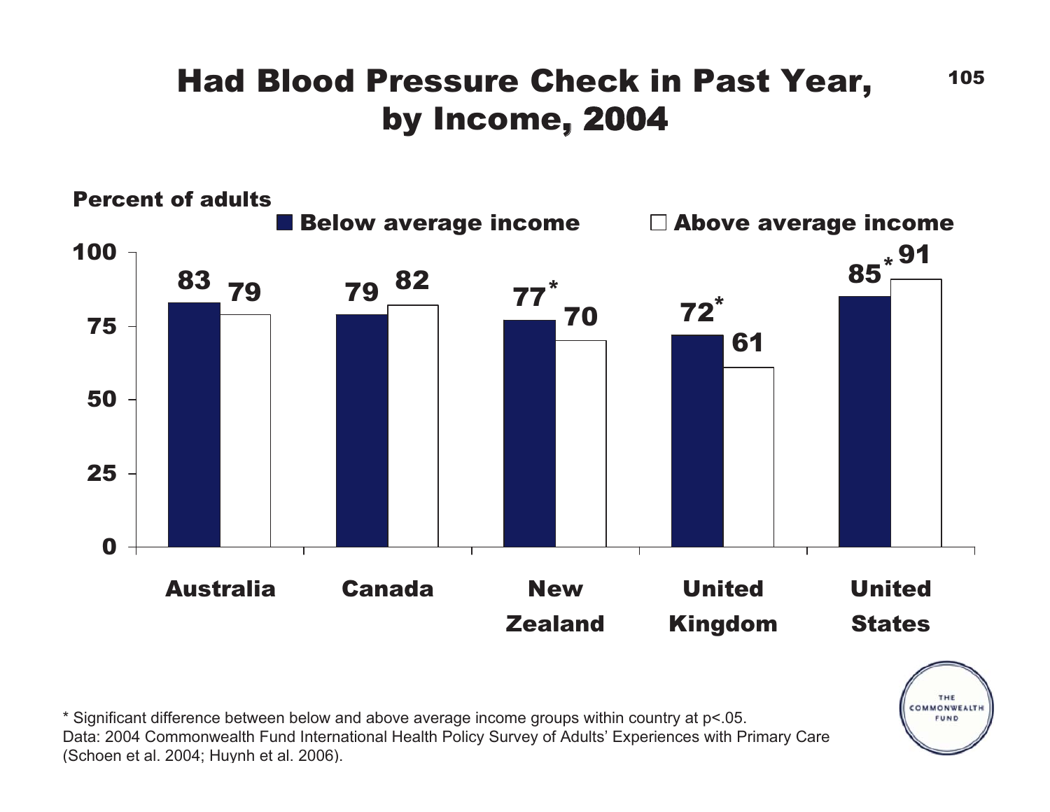# Had Blood Pressure Check in Past Year, by Income, 2004

Percent of adults

| | Below average income | Above average income |
| --- | --- | --- |
| Australia | 83 | 79 |
| Canada | 79 | 82 |
| New Zealand | 77* | 70 |
| United Kingdom | 72* | 61 |
| United States | 85* | 91 |

* Significant difference between below and above average income groups within country at p<.05.

Data: 2004 Commonwealth Fund International Health Policy Survey of Adults' Experiences with Primary Care (Schoen et al. 2004; Huynh et al. 2006).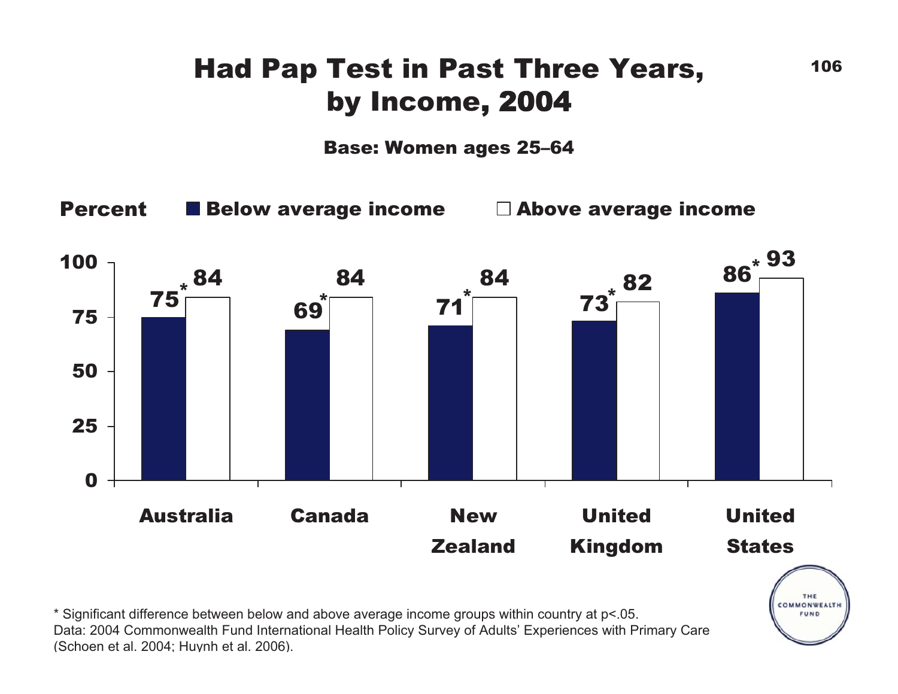# Had Pap Test in Past Three Years, by Income, 2004

**Base: Women ages 25–64**

Percent

| Country | Below average income | Above average income |
|---|---|---|
| Australia | 75* | 84 |
| Canada | 69* | 84 |
| New Zealand | 71* | 84 |
| United Kingdom | 73* | 82 |
| United States | 86* | 93 |

* Significant difference between below and above average income groups within country at $p<.05$.
Data: 2004 Commonwealth Fund International Health Policy Survey of Adults' Experiences with Primary Care (Schoen et al. 2004; Huynh et al. 2006).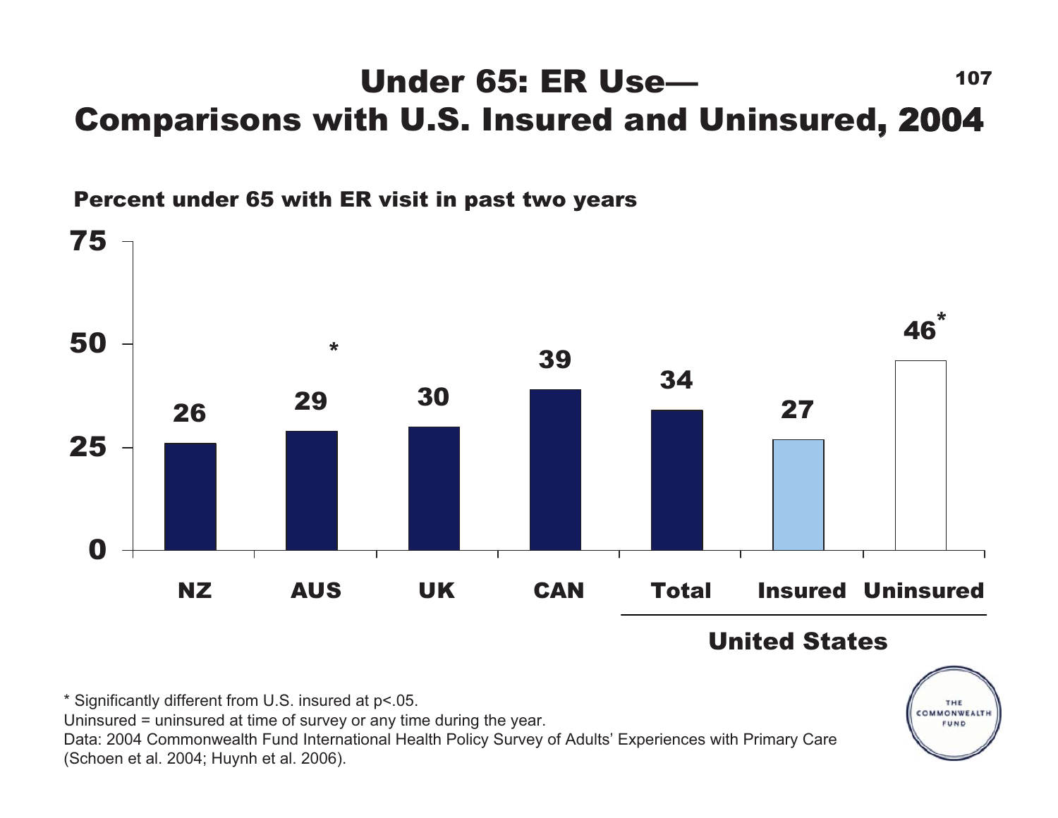# Under 65: ER Use— Comparisons with U.S. Insured and Uninsured, 2004

Percent under 65 with ER visit in past two years

| | NZ | AUS | UK | CAN | United States: Total | United States: Insured | United States: Uninsured |
|---|---|---|---|---|---|---|---|
| Percent | 26 | 29* | 30 | 39 | 34 | 27 | 46* |

\* Significantly different from U.S. insured at $p<.05$.

Uninsured = uninsured at time of survey or any time during the year.

Data: 2004 Commonwealth Fund International Health Policy Survey of Adults' Experiences with Primary Care (Schoen et al. 2004; Huynh et al. 2006).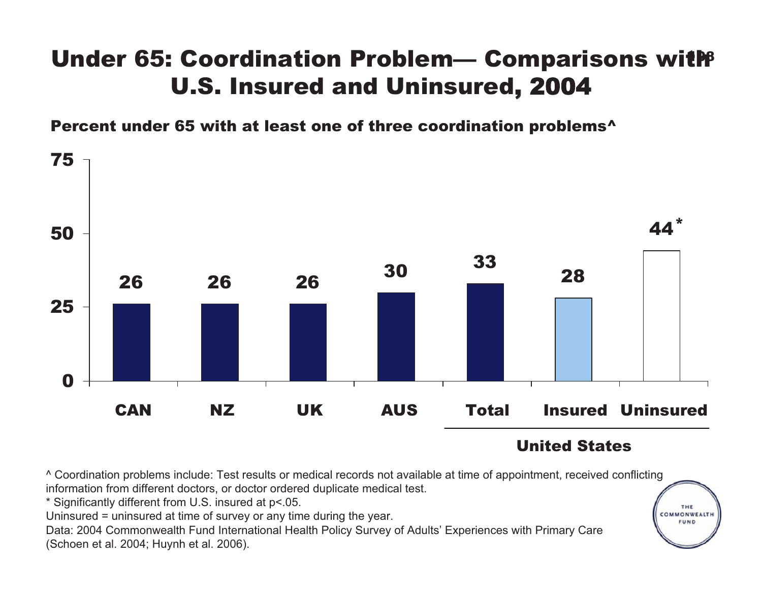# Under 65: Coordination Problem— Comparisons with U.S. Insured and Uninsured, 2004

**Percent under 65 with at least one of three coordination problems^**

| | CAN | NZ | UK | AUS | United States: Total | United States: Insured | United States: Uninsured |
|---|---|---|---|---|---|---|---|
| Percent | 26 | 26 | 26 | 30 | 33 | 28 | 44* |

^ Coordination problems include: Test results or medical records not available at time of appointment, received conflicting information from different doctors, or doctor ordered duplicate medical test.

* Significantly different from U.S. insured at p<.05.

Uninsured = uninsured at time of survey or any time during the year.

Data: 2004 Commonwealth Fund International Health Policy Survey of Adults' Experiences with Primary Care (Schoen et al. 2004; Huynh et al. 2006).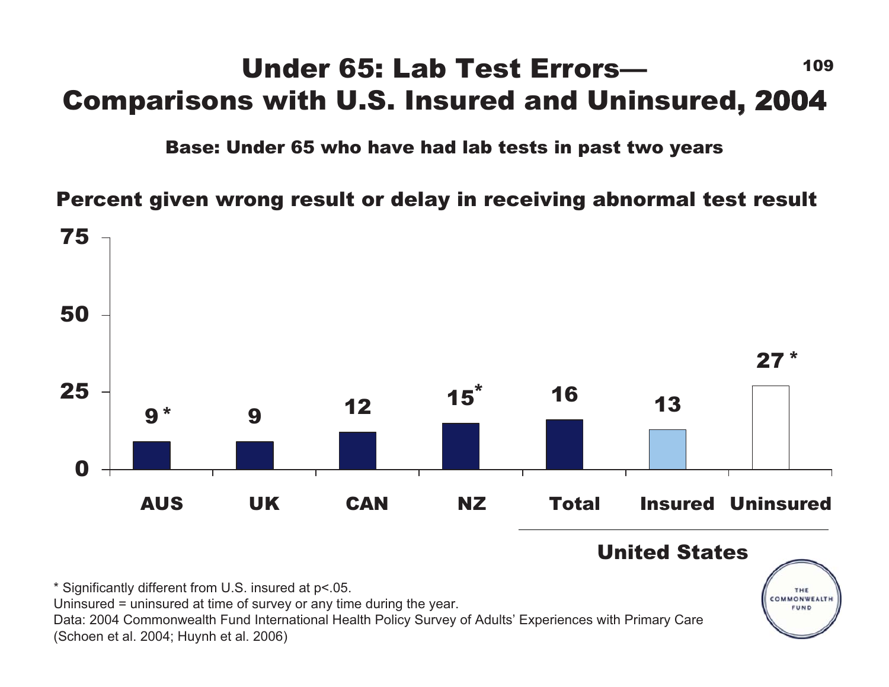# Under 65: Lab Test Errors— Comparisons with U.S. Insured and Uninsured, 2004

**Base: Under 65 who have had lab tests in past two years**

**Percent given wrong result or delay in receiving abnormal test result**

| | AUS | UK | CAN | NZ | United States: Total | United States: Insured | United States: Uninsured |
|---|---|---|---|---|---|---|---|
| Percent | 9 * | 9 | 12 | 15 * | 16 | 13 | 27 * |

* Significantly different from U.S. insured at p<.05.
Uninsured = uninsured at time of survey or any time during the year.
Data: 2004 Commonwealth Fund International Health Policy Survey of Adults' Experiences with Primary Care (Schoen et al. 2004; Huynh et al. 2006)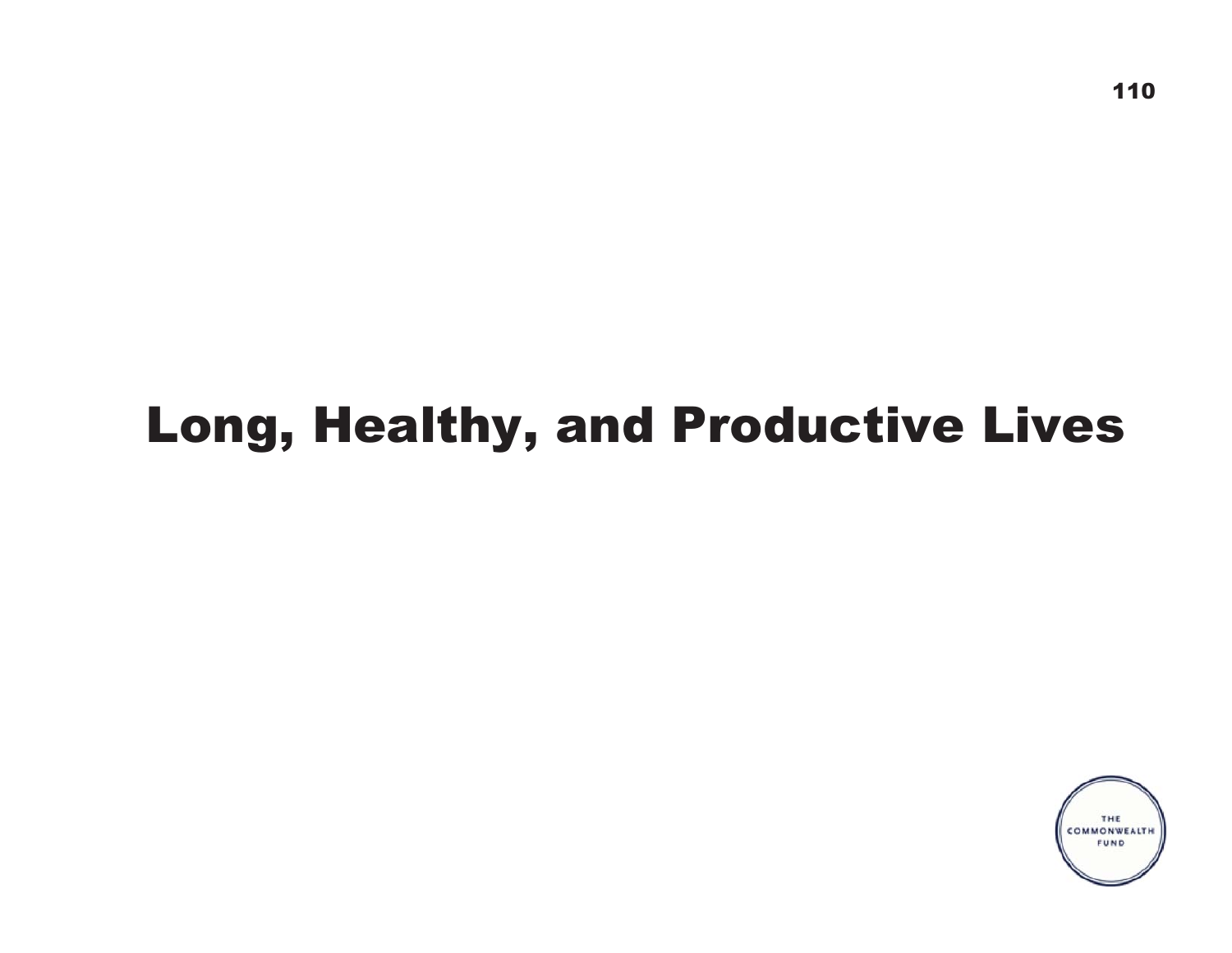# Long, Healthy, and Productive Lives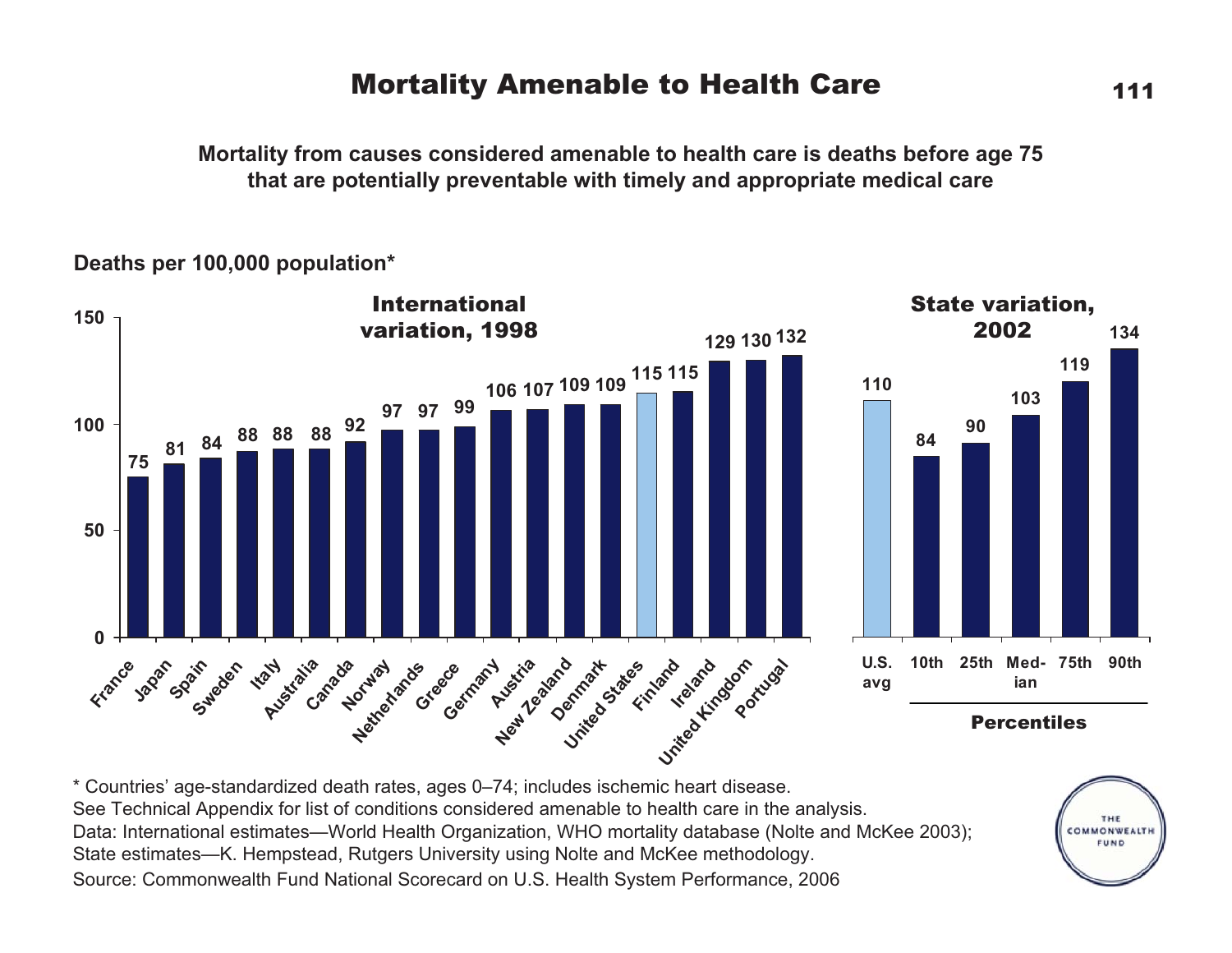# Mortality Amenable to Health Care

**Mortality from causes considered amenable to health care is deaths before age 75 that are potentially preventable with timely and appropriate medical care**

Deaths per 100,000 population*

**International variation, 1998**

| Country | Deaths per 100,000 |
|---|---|
| France | 75 |
| Japan | 81 |
| Spain | 84 |
| Sweden | 88 |
| Italy | 88 |
| Australia | 88 |
| Canada | 92 |
| Norway | 97 |
| Netherlands | 97 |
| Greece | 99 |
| Germany | 106 |
| Austria | 107 |
| New Zealand | 109 |
| Denmark | 109 |
| United States | 115 |
| Finland | 115 |
| Ireland | 129 |
| United Kingdom | 130 |
| Portugal | 132 |

**State variation, 2002**

| | Deaths per 100,000 |
|---|---|
| U.S. avg | 110 |
| 10th percentile | 84 |
| 25th percentile | 90 |
| Median | 103 |
| 75th percentile | 119 |
| 90th percentile | 134 |

* Countries' age-standardized death rates, ages 0–74; includes ischemic heart disease.
See Technical Appendix for list of conditions considered amenable to health care in the analysis.
Data: International estimates—World Health Organization, WHO mortality database (Nolte and McKee 2003); State estimates—K. Hempstead, Rutgers University using Nolte and McKee methodology.
Source: Commonwealth Fund National Scorecard on U.S. Health System Performance, 2006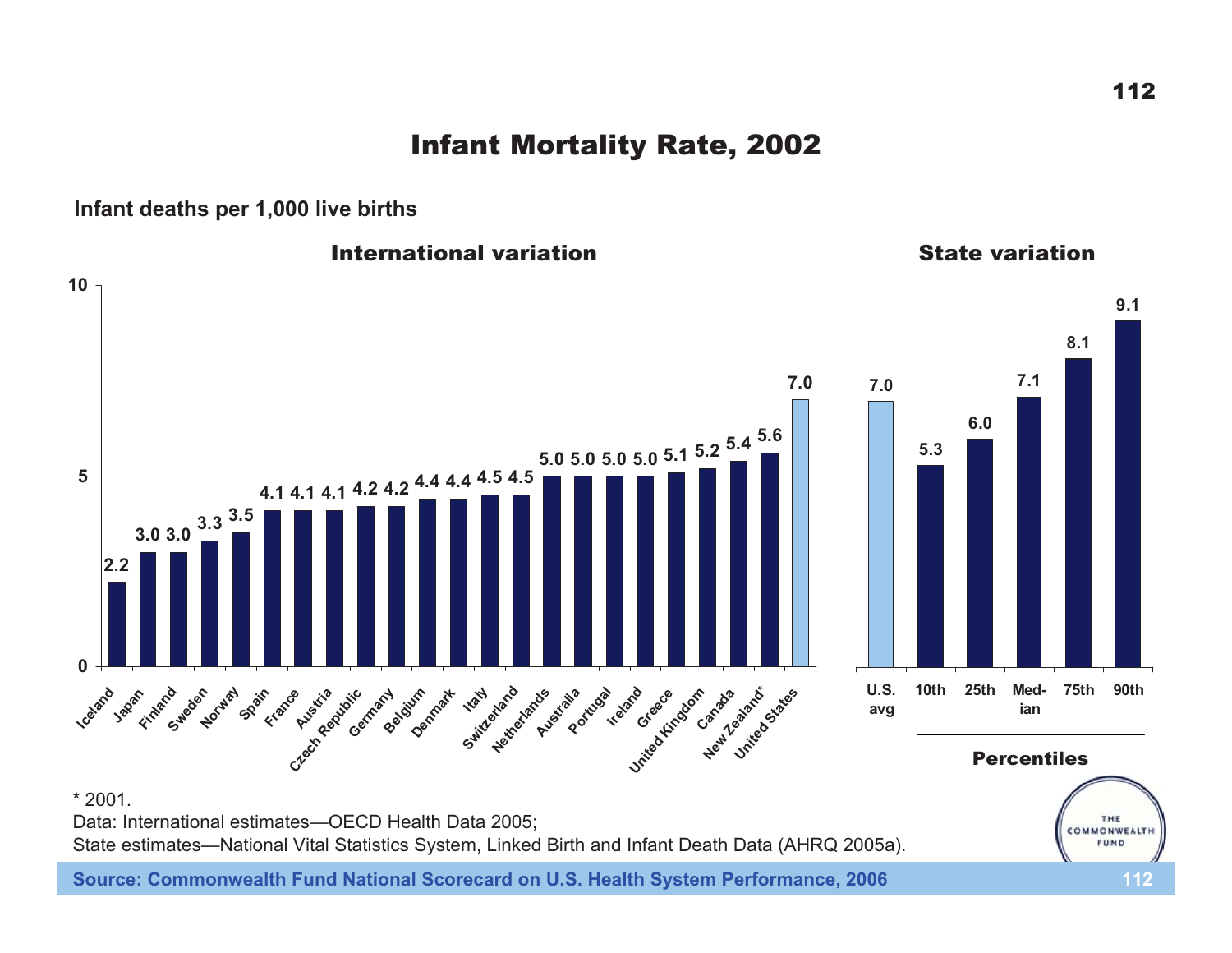# Infant Mortality Rate, 2002

**Infant deaths per 1,000 live births**

## International variation

| Country | Rate |
|---|---|
| Iceland | 2.2 |
| Japan | 3.0 |
| Finland | 3.0 |
| Sweden | 3.3 |
| Norway | 3.5 |
| Spain | 4.1 |
| France | 4.1 |
| Austria | 4.1 |
| Czech Republic | 4.2 |
| Germany | 4.2 |
| Belgium | 4.4 |
| Denmark | 4.4 |
| Italy | 4.5 |
| Switzerland | 4.5 |
| Netherlands | 5.0 |
| Australia | 5.0 |
| Portugal | 5.0 |
| Ireland | 5.0 |
| Greece | 5.1 |
| United Kingdom | 5.2 |
| Canada | 5.4 |
| New Zealand* | 5.6 |
| United States | 7.0 |

## State variation

| U.S. avg | 10th | 25th | Median | 75th | 90th |
|---|---|---|---|---|---|
| 7.0 | 5.3 | 6.0 | 7.1 | 8.1 | 9.1 |

Percentiles

\* 2001.

Data: International estimates—OECD Health Data 2005;
State estimates—National Vital Statistics System, Linked Birth and Infant Death Data (AHRQ 2005a).

**Source: Commonwealth Fund National Scorecard on U.S. Health System Performance, 2006**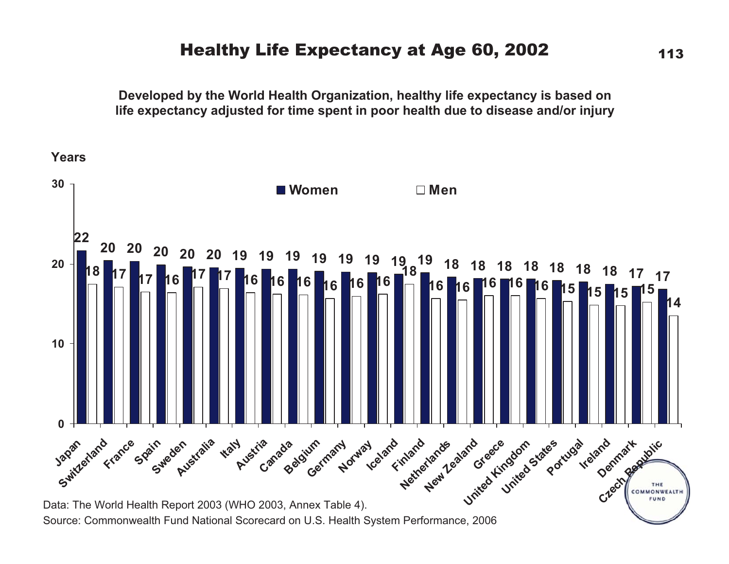# Healthy Life Expectancy at Age 60, 2002

**Developed by the World Health Organization, healthy life expectancy is based on life expectancy adjusted for time spent in poor health due to disease and/or injury**

Years

| Country | Women | Men |
|---|---|---|
| Japan | 22 | 18 |
| Switzerland | 20 | 17 |
| France | 20 | 17 |
| Spain | 20 | 16 |
| Sweden | 20 | 17 |
| Australia | 20 | 17 |
| Italy | 19 | 16 |
| Austria | 19 | 16 |
| Canada | 19 | 16 |
| Belgium | 19 | 16 |
| Germany | 19 | 16 |
| Norway | 19 | 16 |
| Iceland | 19 | 18 |
| Finland | 19 | 16 |
| Netherlands | 18 | 16 |
| New Zealand | 18 | 16 |
| Greece | 18 | 16 |
| United Kingdom | 18 | 16 |
| United States | 18 | 15 |
| Portugal | 18 | 15 |
| Ireland | 18 | 15 |
| Denmark | 17 | 15 |
| Czech Republic | 17 | 14 |

Data: The World Health Report 2003 (WHO 2003, Annex Table 4).

Source: Commonwealth Fund National Scorecard on U.S. Health System Performance, 2006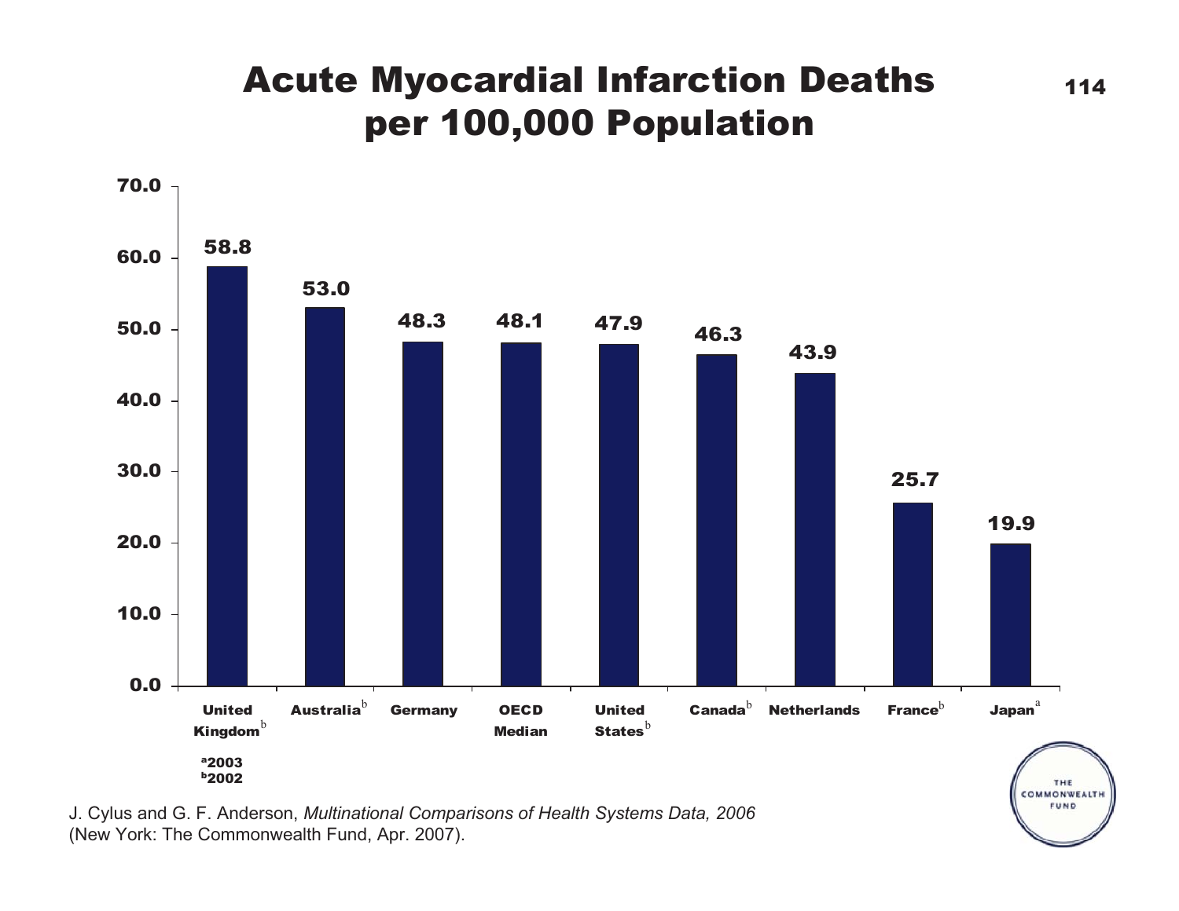# Acute Myocardial Infarction Deaths per 100,000 Population

| Country | Deaths per 100,000 |
|---|---|
| United Kingdom[b] | 58.8 |
| Australia[b] | 53.0 |
| Germany | 48.3 |
| OECD Median | 48.1 |
| United States[b] | 47.9 |
| Canada[b] | 46.3 |
| Netherlands | 43.9 |
| France[b] | 25.7 |
| Japan[a] | 19.9 |

[a]2003
[b]2002

J. Cylus and G. F. Anderson, *Multinational Comparisons of Health Systems Data, 2006* (New York: The Commonwealth Fund, Apr. 2007).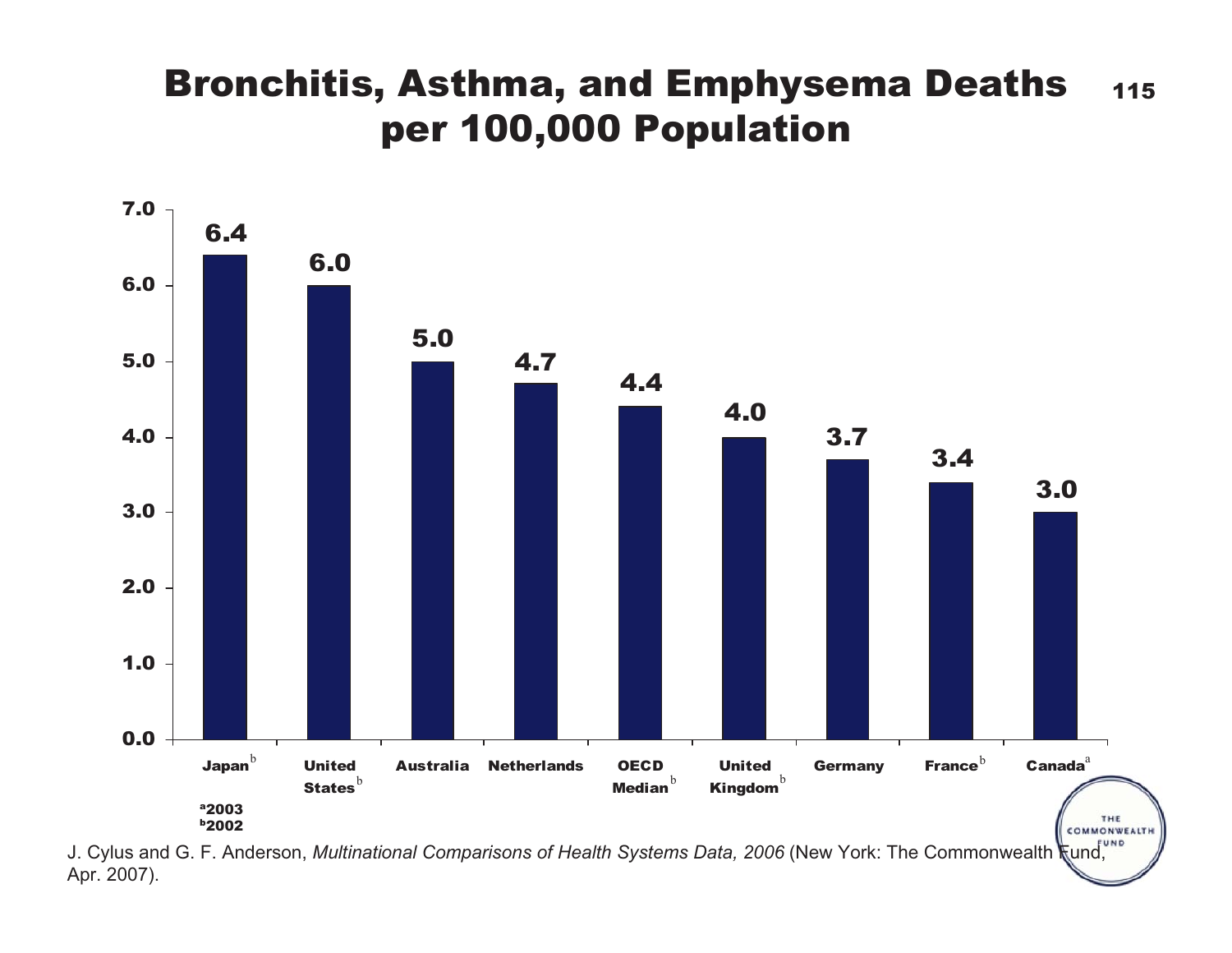# Bronchitis, Asthma, and Emphysema Deaths per 100,000 Population

| Country | Deaths per 100,000 |
|---|---|
| Japan[b] | 6.4 |
| United States[b] | 6.0 |
| Australia | 5.0 |
| Netherlands | 4.7 |
| OECD Median[b] | 4.4 |
| United Kingdom[b] | 4.0 |
| Germany | 3.7 |
| France[b] | 3.4 |
| Canada[a] | 3.0 |

[a]2003
[b]2002

J. Cylus and G. F. Anderson, *Multinational Comparisons of Health Systems Data, 2006* (New York: The Commonwealth Fund, Apr. 2007).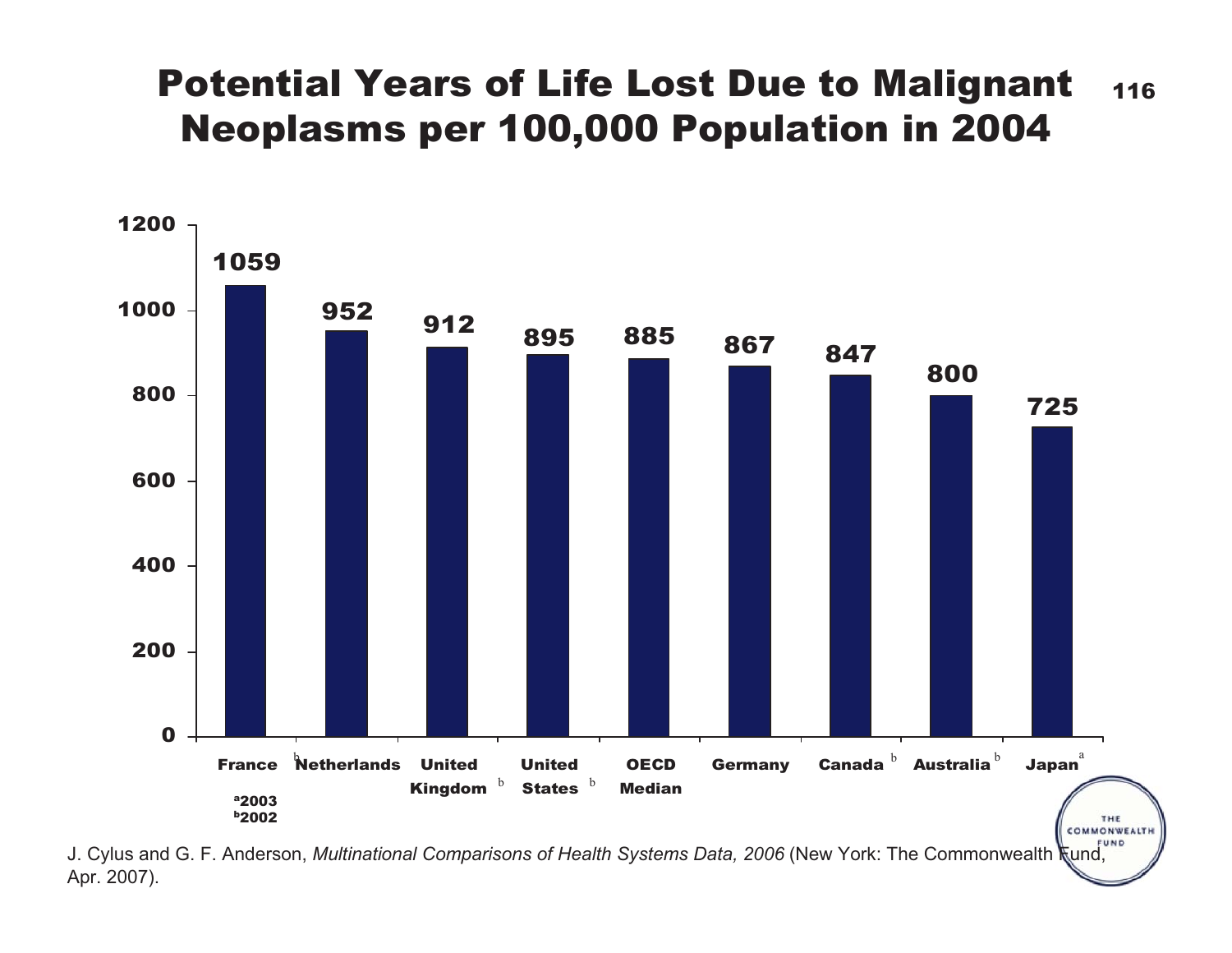# Potential Years of Life Lost Due to Malignant Neoplasms per 100,000 Population in 2004

| Country | Potential Years of Life Lost |
|---|---|
| France | 1059 |
| Netherlands [b] | 952 |
| United Kingdom [b] | 912 |
| United States [b] | 895 |
| OECD Median | 885 |
| Germany | 867 |
| Canada [b] | 847 |
| Australia [b] | 800 |
| Japan [a] | 725 |

[a] 2003
[b] 2002

J. Cylus and G. F. Anderson, *Multinational Comparisons of Health Systems Data, 2006* (New York: The Commonwealth Fund, Apr. 2007).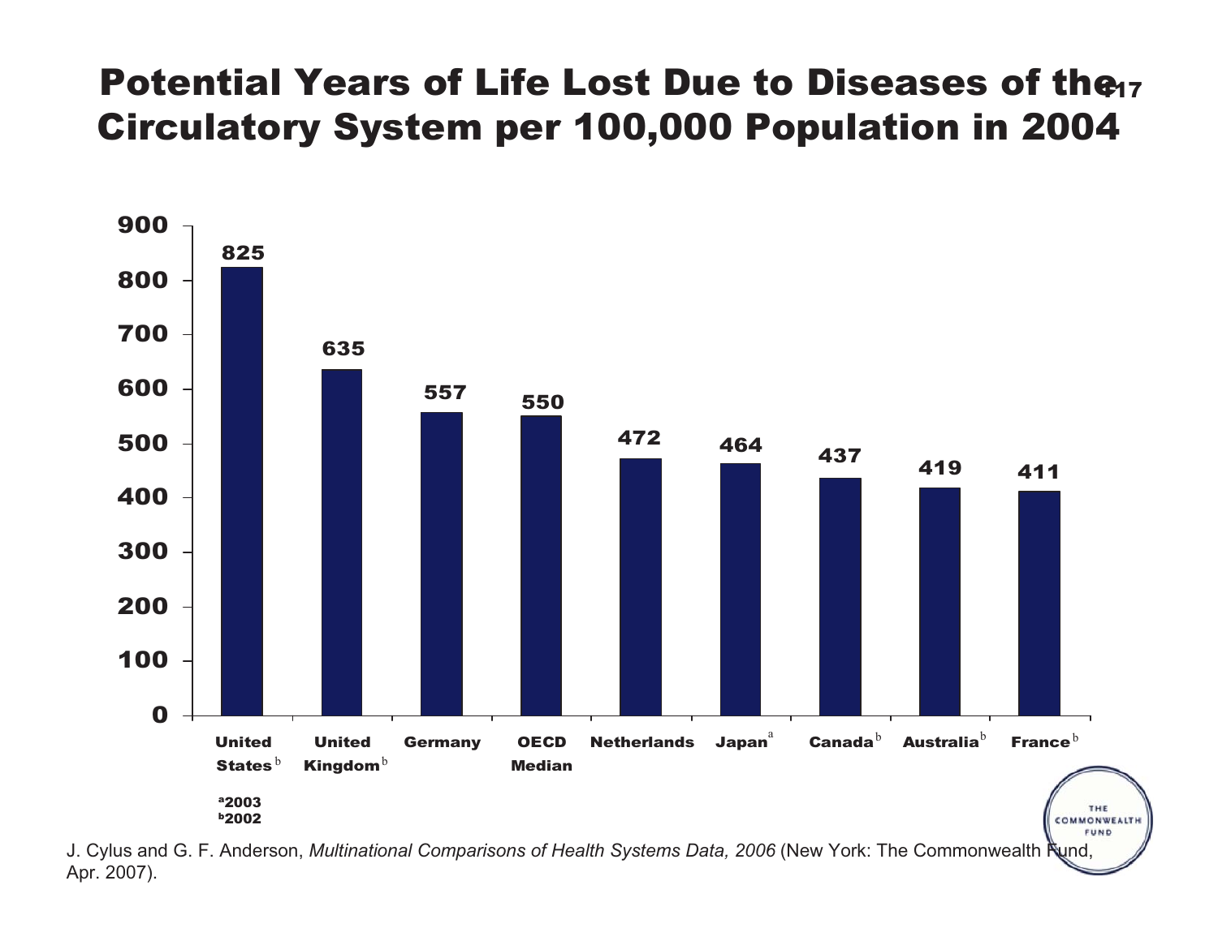# Potential Years of Life Lost Due to Diseases of the Circulatory System per 100,000 Population in 2004

| Country | Potential Years of Life Lost |
|---|---|
| United States [b] | 825 |
| United Kingdom [b] | 635 |
| Germany | 557 |
| OECD Median | 550 |
| Netherlands | 472 |
| Japan [a] | 464 |
| Canada [b] | 437 |
| Australia [b] | 419 |
| France [b] | 411 |

[a] 2003
[b] 2002

J. Cylus and G. F. Anderson, *Multinational Comparisons of Health Systems Data, 2006* (New York: The Commonwealth Fund, Apr. 2007).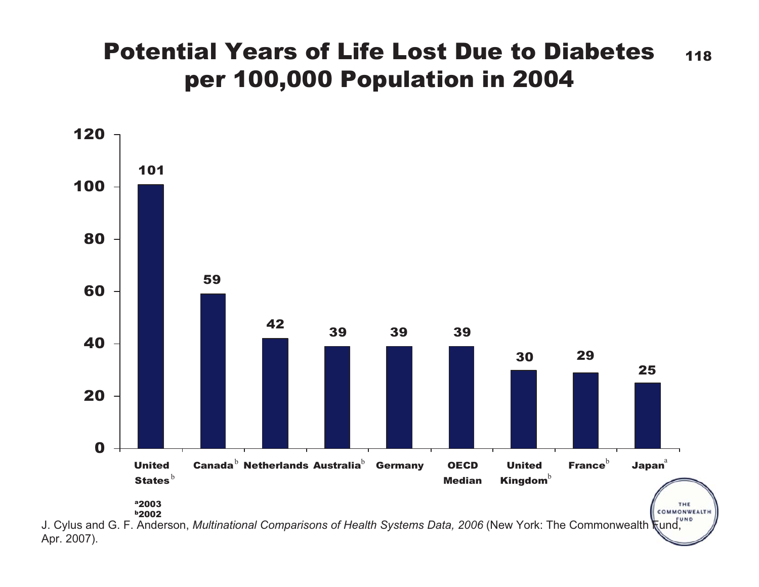# Potential Years of Life Lost Due to Diabetes per 100,000 Population in 2004

| Country | Potential Years of Life Lost |
| --- | --- |
| United States[b] | 101 |
| Canada[b] | 59 |
| Netherlands | 42 |
| Australia[b] | 39 |
| Germany | 39 |
| OECD Median | 39 |
| United Kingdom[b] | 30 |
| France[b] | 29 |
| Japan[a] | 25 |

[a]2003
[b]2002

J. Cylus and G. F. Anderson, *Multinational Comparisons of Health Systems Data, 2006* (New York: The Commonwealth Fund, Apr. 2007).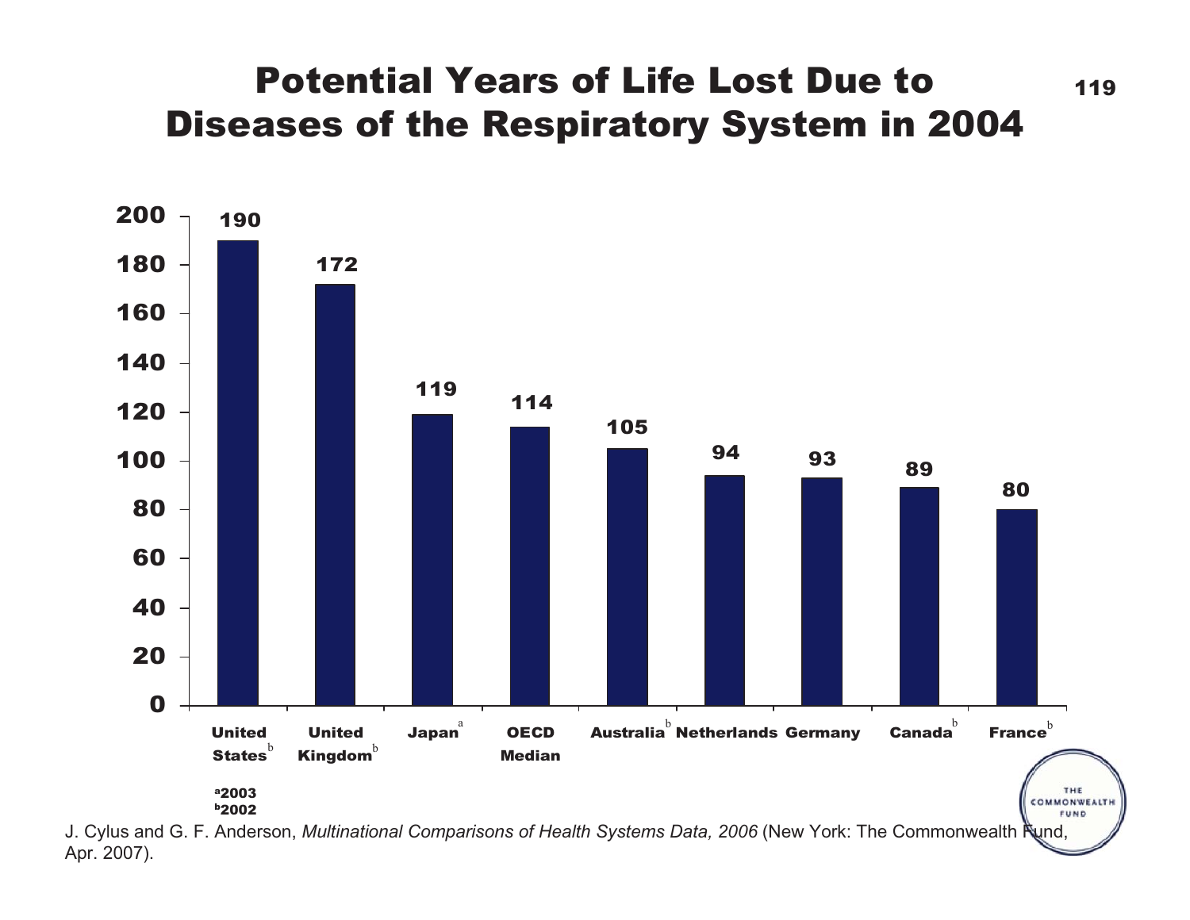# Potential Years of Life Lost Due to Diseases of the Respiratory System in 2004

| Country | Value |
|---|---|
| United States[b] | 190 |
| United Kingdom[b] | 172 |
| Japan[a] | 119 |
| OECD Median | 114 |
| Australia[b] | 105 |
| Netherlands | 94 |
| Germany | 93 |
| Canada[b] | 89 |
| France[b] | 80 |

[a]2003
[b]2002

J. Cylus and G. F. Anderson, *Multinational Comparisons of Health Systems Data, 2006* (New York: The Commonwealth Fund, Apr. 2007).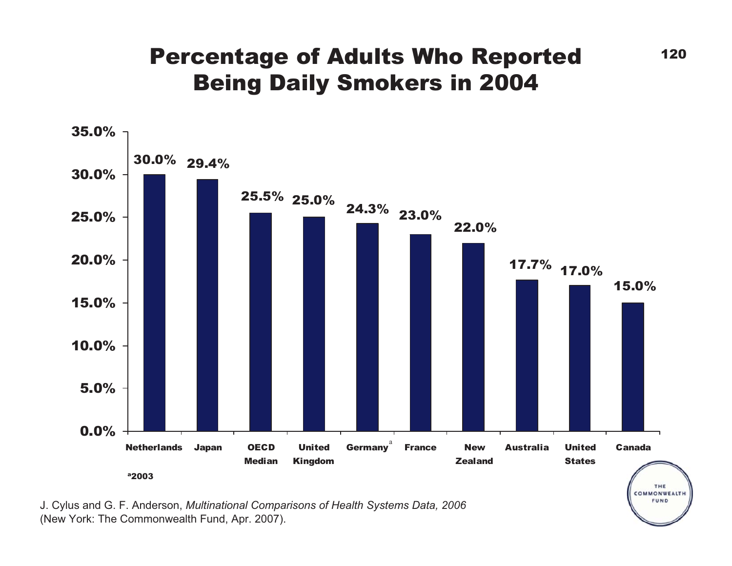# Percentage of Adults Who Reported Being Daily Smokers in 2004

| Country | Percentage |
| --- | --- |
| Netherlands | 30.0% |
| Japan | 29.4% |
| OECD Median | 25.5% |
| United Kingdom | 25.0% |
| Germany[a] | 24.3% |
| France | 23.0% |
| New Zealand | 22.0% |
| Australia | 17.7% |
| United States | 17.0% |
| Canada | 15.0% |

[a]2003

J. Cylus and G. F. Anderson, *Multinational Comparisons of Health Systems Data, 2006* (New York: The Commonwealth Fund, Apr. 2007).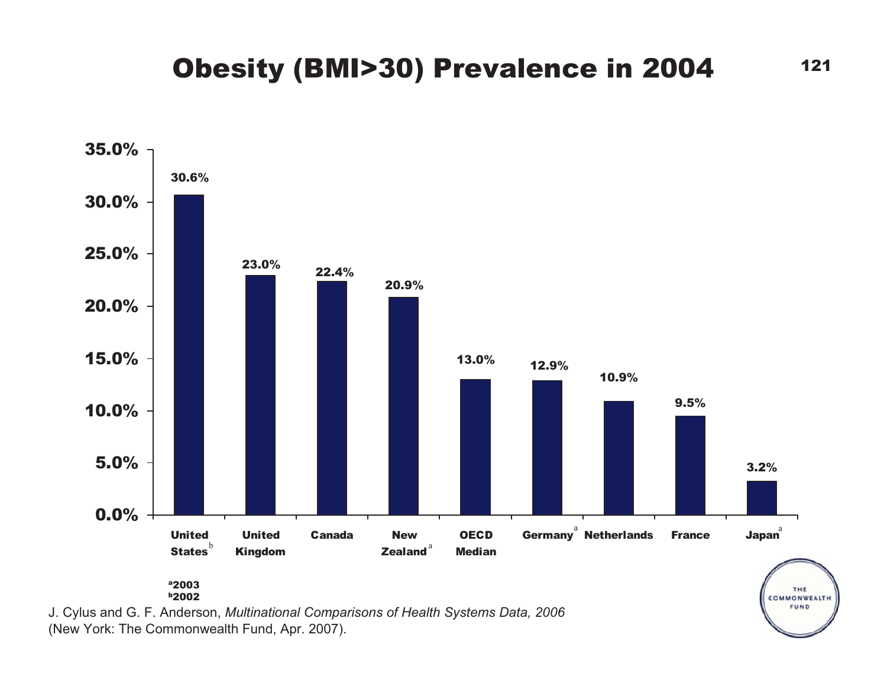# Obesity (BMI>30) Prevalence in 2004

| Country | Obesity prevalence |
|---|---|
| United States[b] | 30.6% |
| United Kingdom | 23.0% |
| Canada | 22.4% |
| New Zealand[a] | 20.9% |
| OECD Median | 13.0% |
| Germany[a] | 12.9% |
| Netherlands | 10.9% |
| France | 9.5% |
| Japan[a] | 3.2% |

[a] 2003
[b] 2002

J. Cylus and G. F. Anderson, *Multinational Comparisons of Health Systems Data, 2006* (New York: The Commonwealth Fund, Apr. 2007).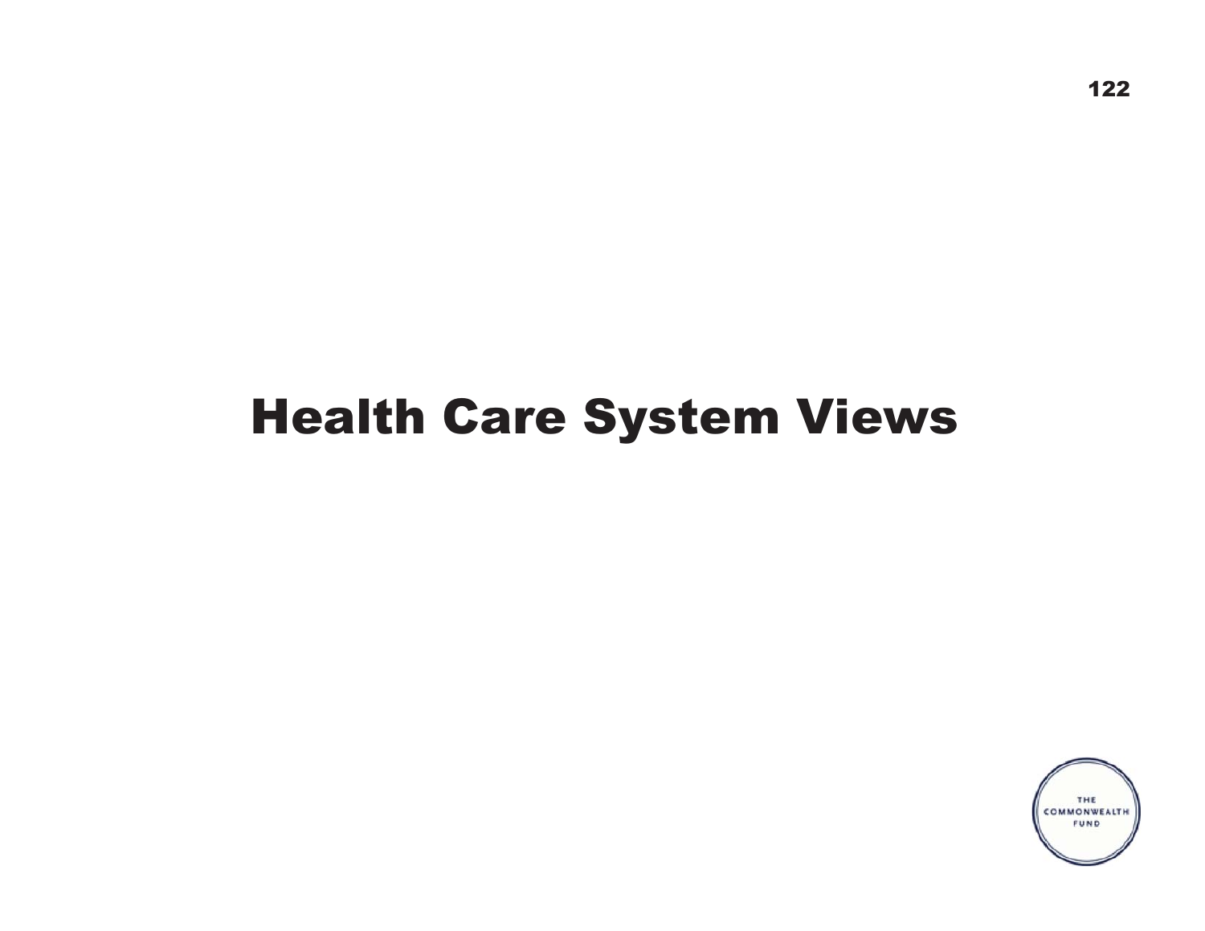# Health Care System Views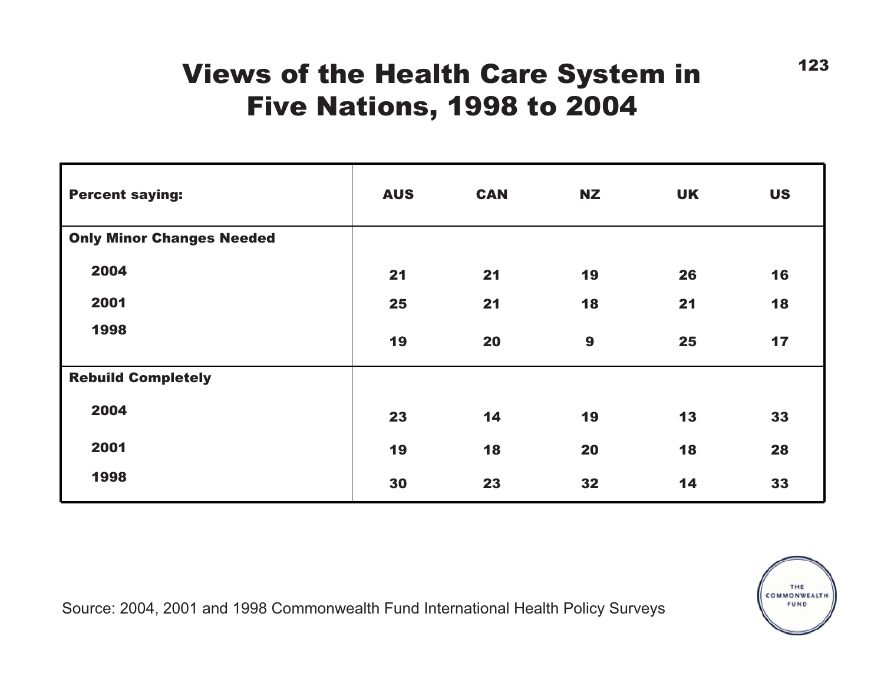# Views of the Health Care System in Five Nations, 1998 to 2004

| Percent saying: | AUS | CAN | NZ | UK | US |
|---|---|---|---|---|---|
| **Only Minor Changes Needed** | | | | | |
| 2004 | 21 | 21 | 19 | 26 | 16 |
| 2001 | 25 | 21 | 18 | 21 | 18 |
| 1998 | 19 | 20 | 9 | 25 | 17 |
| **Rebuild Completely** | | | | | |
| 2004 | 23 | 14 | 19 | 13 | 33 |
| 2001 | 19 | 18 | 20 | 18 | 28 |
| 1998 | 30 | 23 | 32 | 14 | 33 |

Source: 2004, 2001 and 1998 Commonwealth Fund International Health Policy Surveys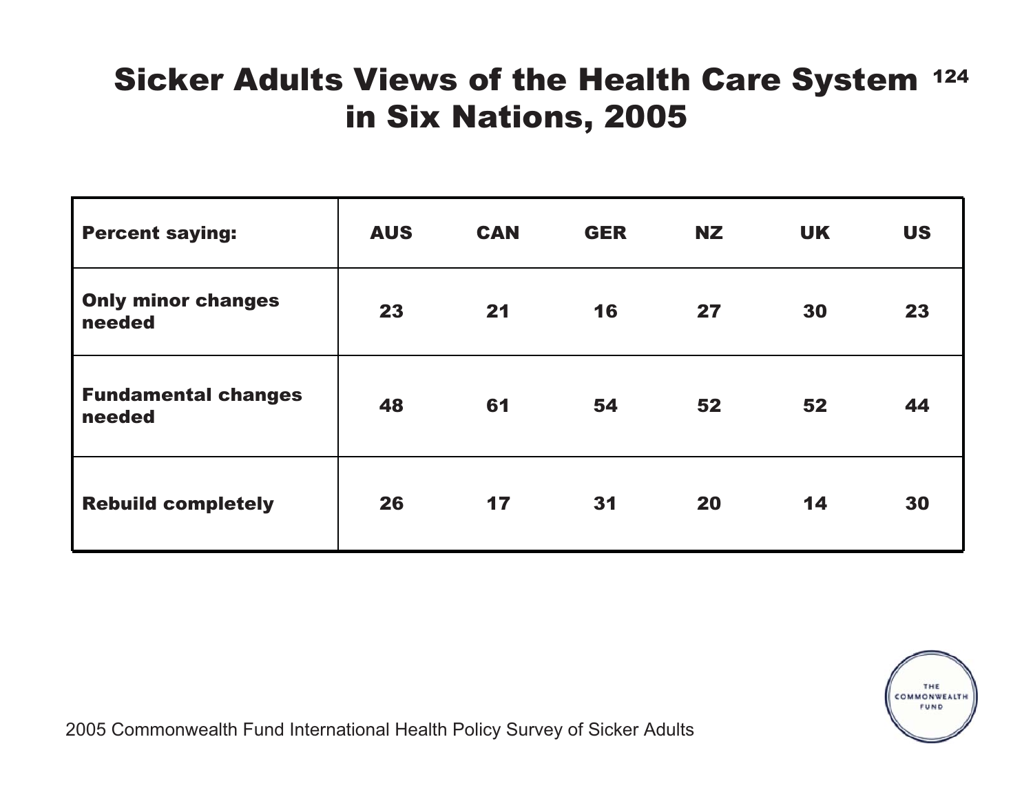# Sicker Adults Views of the Health Care System in Six Nations, 2005

| Percent saying: | AUS | CAN | GER | NZ | UK | US |
|---|---|---|---|---|---|---|
| Only minor changes needed | 23 | 21 | 16 | 27 | 30 | 23 |
| Fundamental changes needed | 48 | 61 | 54 | 52 | 52 | 44 |
| Rebuild completely | 26 | 17 | 31 | 20 | 14 | 30 |

2005 Commonwealth Fund International Health Policy Survey of Sicker Adults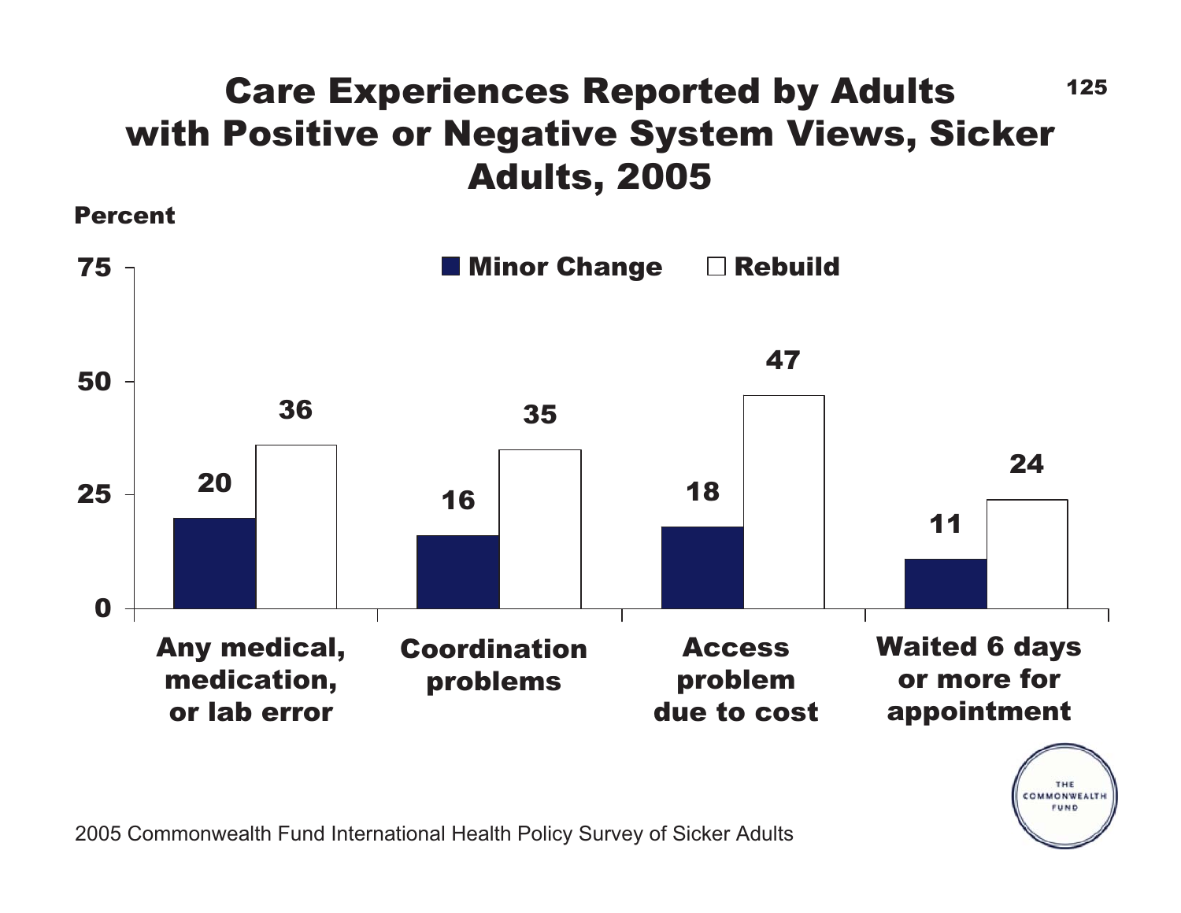# Care Experiences Reported by Adults with Positive or Negative System Views, Sicker Adults, 2005

Percent

| | Minor Change | Rebuild |
|---|---|---|
| Any medical, medication, or lab error | 20 | 36 |
| Coordination problems | 16 | 35 |
| Access problem due to cost | 18 | 47 |
| Waited 6 days or more for appointment | 11 | 24 |

2005 Commonwealth Fund International Health Policy Survey of Sicker Adults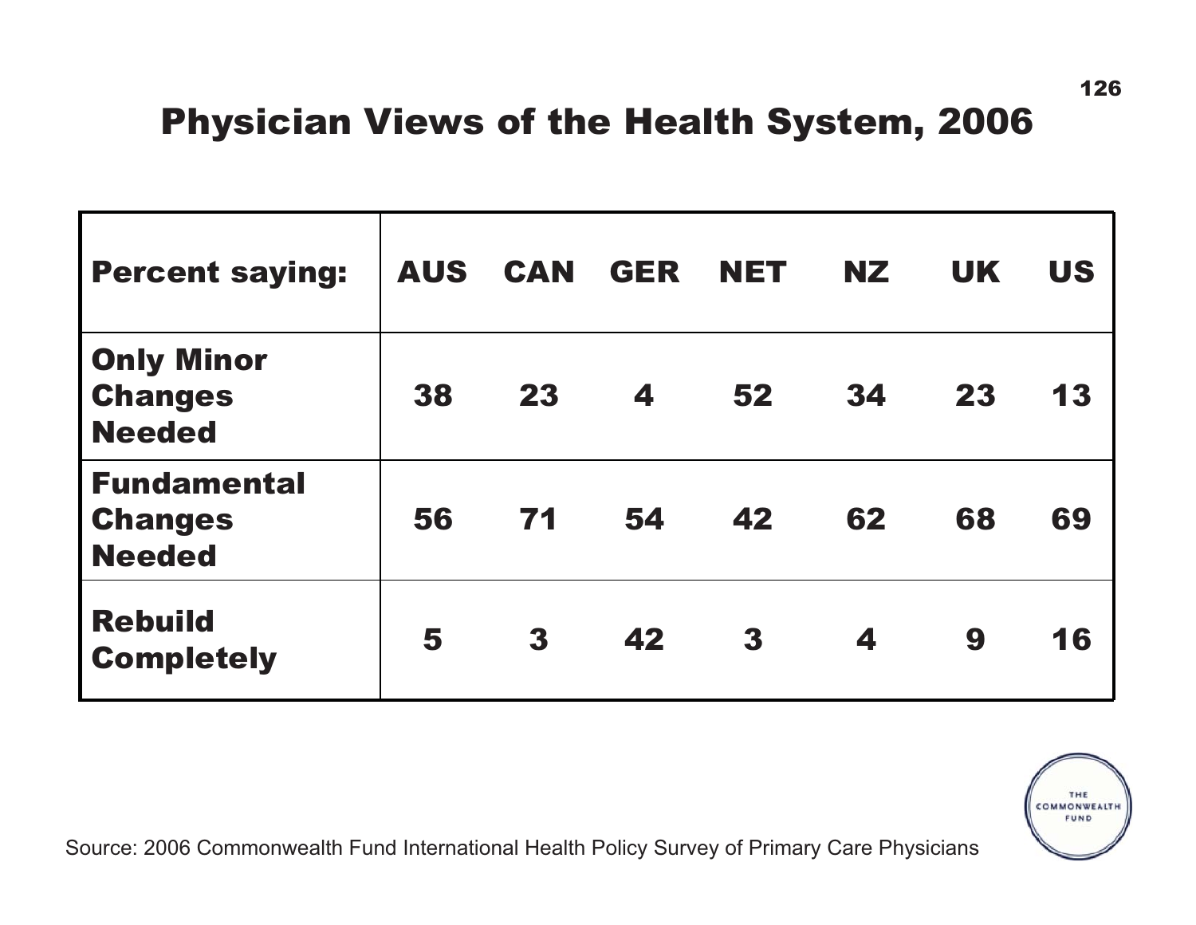# Physician Views of the Health System, 2006

| Percent saying: | AUS | CAN | GER | NET | NZ | UK | US |
|---|---|---|---|---|---|---|---|
| Only Minor Changes Needed | 38 | 23 | 4 | 52 | 34 | 23 | 13 |
| Fundamental Changes Needed | 56 | 71 | 54 | 42 | 62 | 68 | 69 |
| Rebuild Completely | 5 | 3 | 42 | 3 | 4 | 9 | 16 |

Source: 2006 Commonwealth Fund International Health Policy Survey of Primary Care Physicians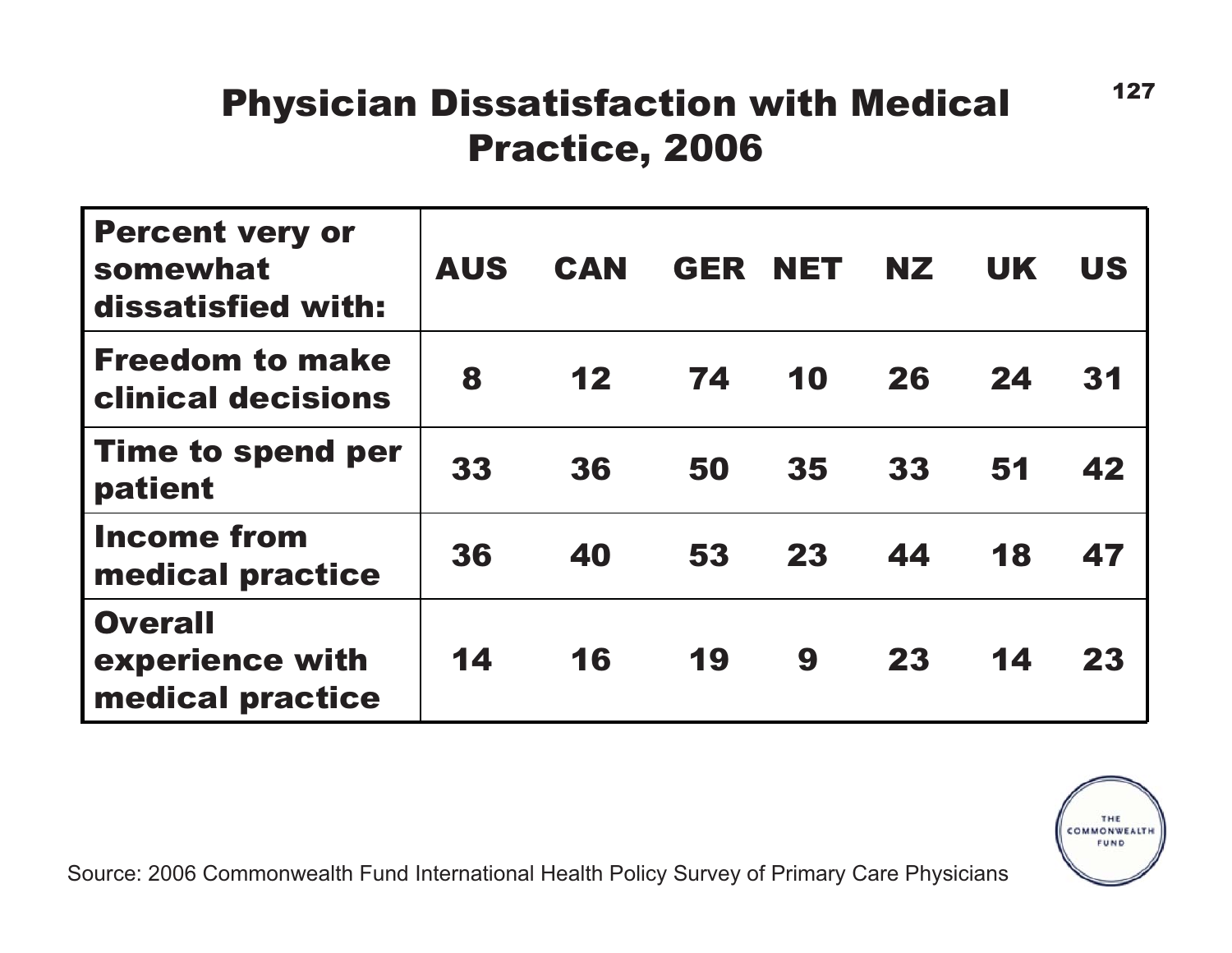# Physician Dissatisfaction with Medical Practice, 2006

| Percent very or somewhat dissatisfied with: | AUS | CAN | GER | NET | NZ | UK | US |
|---|---|---|---|---|---|---|---|
| Freedom to make clinical decisions | 8 | 12 | 74 | 10 | 26 | 24 | 31 |
| Time to spend per patient | 33 | 36 | 50 | 35 | 33 | 51 | 42 |
| Income from medical practice | 36 | 40 | 53 | 23 | 44 | 18 | 47 |
| Overall experience with medical practice | 14 | 16 | 19 | 9 | 23 | 14 | 23 |

Source: 2006 Commonwealth Fund International Health Policy Survey of Primary Care Physicians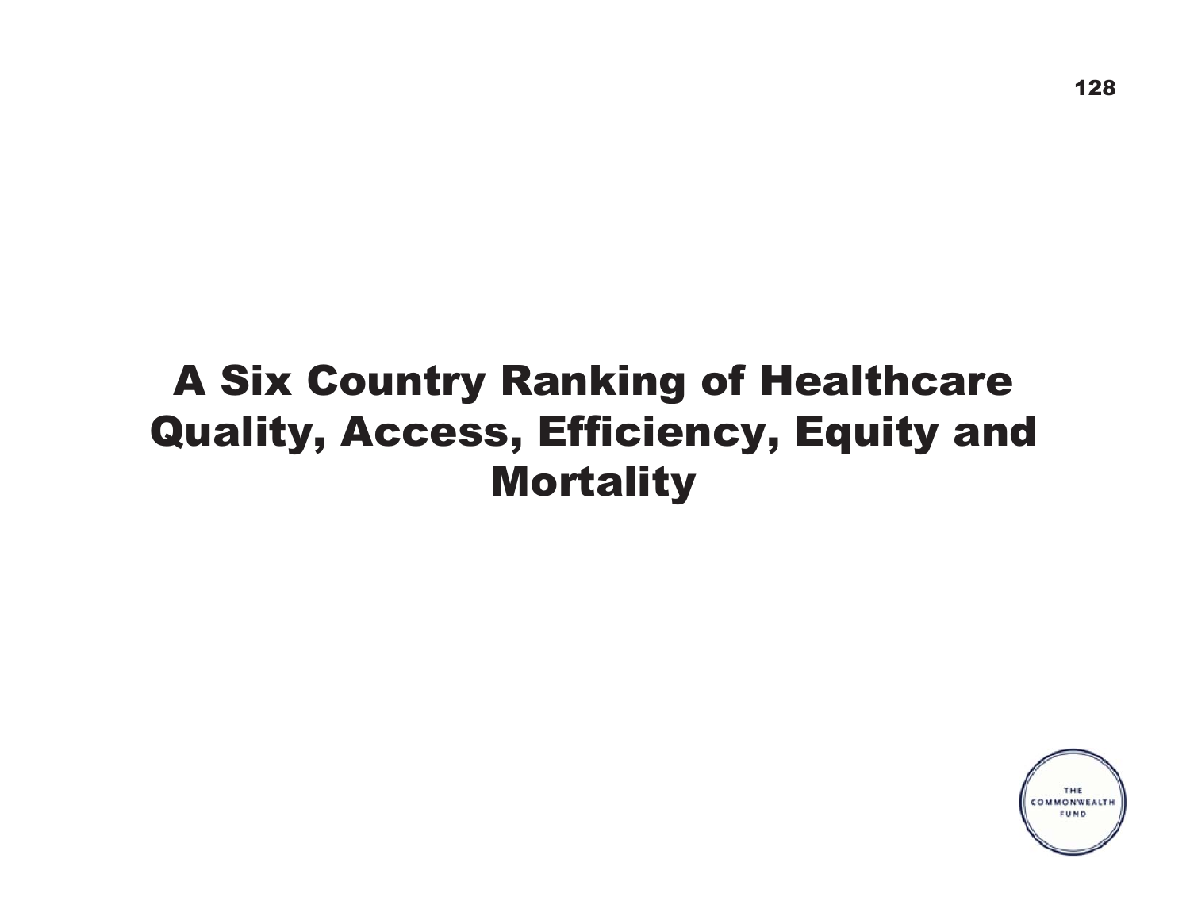# A Six Country Ranking of Healthcare Quality, Access, Efficiency, Equity and Mortality

THE COMMONWEALTH FUND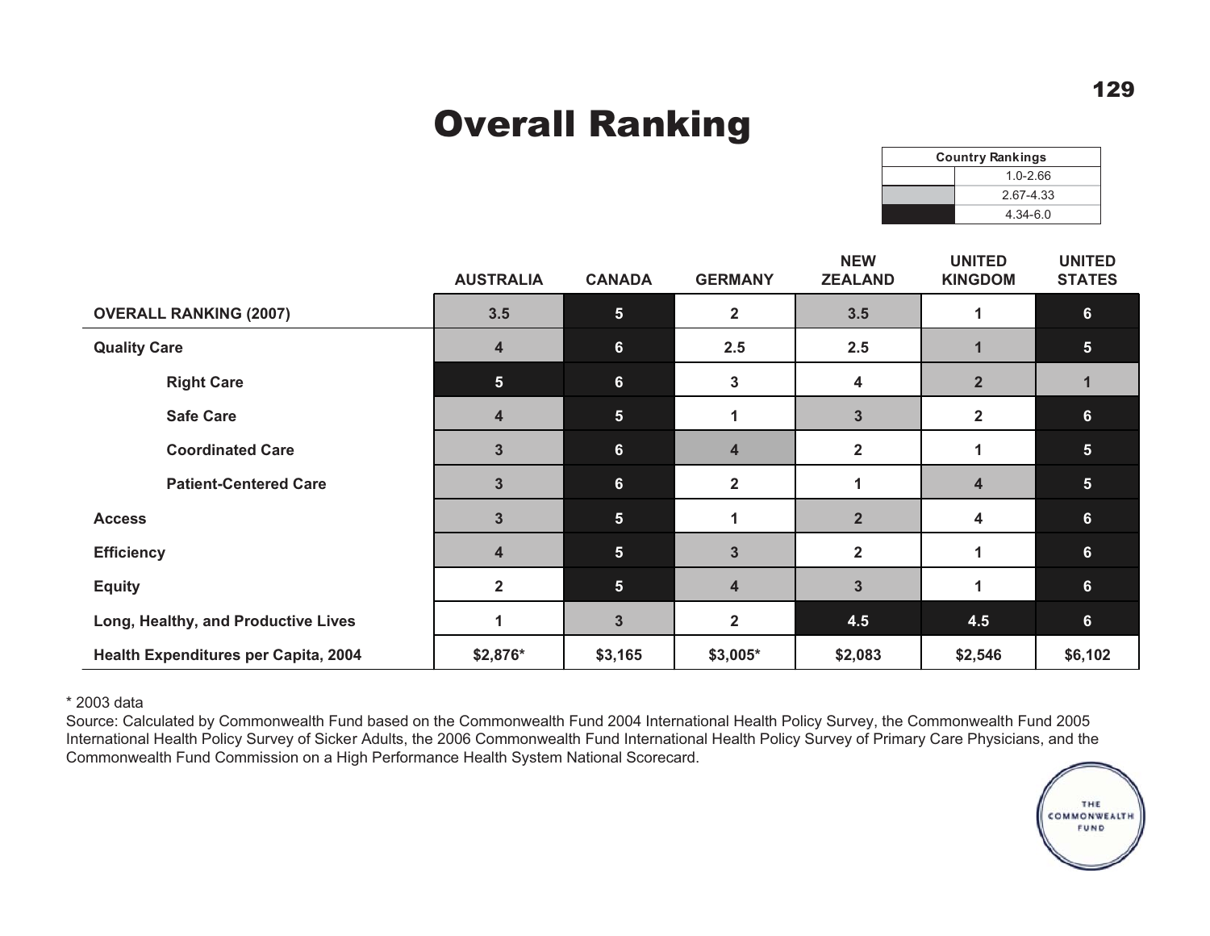# Overall Ranking

| Country Rankings | |
|---|---|
| (white) | 1.0-2.66 |
| (gray) | 2.67-4.33 |
| (black) | 4.34-6.0 |

| | AUSTRALIA | CANADA | GERMANY | NEW ZEALAND | UNITED KINGDOM | UNITED STATES |
|---|---|---|---|---|---|---|
| **OVERALL RANKING (2007)** | 3.5 | 5 | 2 | 3.5 | 1 | 6 |
| **Quality Care** | 4 | 6 | 2.5 | 2.5 | 1 | 5 |
| Right Care | 5 | 6 | 3 | 4 | 2 | 1 |
| Safe Care | 4 | 5 | 1 | 3 | 2 | 6 |
| Coordinated Care | 3 | 6 | 4 | 2 | 1 | 5 |
| Patient-Centered Care | 3 | 6 | 2 | 1 | 4 | 5 |
| **Access** | 3 | 5 | 1 | 2 | 4 | 6 |
| **Efficiency** | 4 | 5 | 3 | 2 | 1 | 6 |
| **Equity** | 2 | 5 | 4 | 3 | 1 | 6 |
| **Long, Healthy, and Productive Lives** | 1 | 3 | 2 | 4.5 | 4.5 | 6 |
| **Health Expenditures per Capita, 2004** | $2,876* | $3,165 | $3,005* | $2,083 | $2,546 | $6,102 |

* 2003 data

Source: Calculated by Commonwealth Fund based on the Commonwealth Fund 2004 International Health Policy Survey, the Commonwealth Fund 2005 International Health Policy Survey of Sicker Adults, the 2006 Commonwealth Fund International Health Policy Survey of Primary Care Physicians, and the Commonwealth Fund Commission on a High Performance Health System National Scorecard.

THE COMMONWEALTH FUND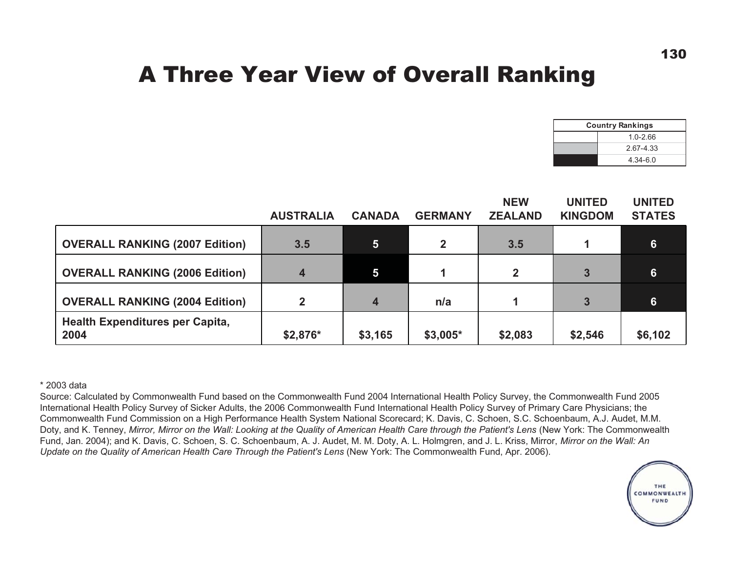# A Three Year View of Overall Ranking

| Country Rankings | |
|---|---|
| | 1.0-2.66 |
| | 2.67-4.33 |
| | 4.34-6.0 |

| | AUSTRALIA | CANADA | GERMANY | NEW ZEALAND | UNITED KINGDOM | UNITED STATES |
|---|---|---|---|---|---|---|
| **OVERALL RANKING (2007 Edition)** | 3.5 | 5 | 2 | 3.5 | 1 | 6 |
| **OVERALL RANKING (2006 Edition)** | 4 | 5 | 1 | 2 | 3 | 6 |
| **OVERALL RANKING (2004 Edition)** | 2 | 4 | n/a | 1 | 3 | 6 |
| **Health Expenditures per Capita, 2004** | $2,876* | $3,165 | $3,005* | $2,083 | $2,546 | $6,102 |

* 2003 data

Source: Calculated by Commonwealth Fund based on the Commonwealth Fund 2004 International Health Policy Survey, the Commonwealth Fund 2005 International Health Policy Survey of Sicker Adults, the 2006 Commonwealth Fund International Health Policy Survey of Primary Care Physicians; the Commonwealth Fund Commission on a High Performance Health System National Scorecard; K. Davis, C. Schoen, S.C. Schoenbaum, A.J. Audet, M.M. Doty, and K. Tenney, *Mirror, Mirror on the Wall: Looking at the Quality of American Health Care through the Patient's Lens* (New York: The Commonwealth Fund, Jan. 2004); and K. Davis, C. Schoen, S. C. Schoenbaum, A. J. Audet, M. M. Doty, A. L. Holmgren, and J. L. Kriss, Mirror, *Mirror on the Wall: An Update on the Quality of American Health Care Through the Patient's Lens* (New York: The Commonwealth Fund, Apr. 2006).